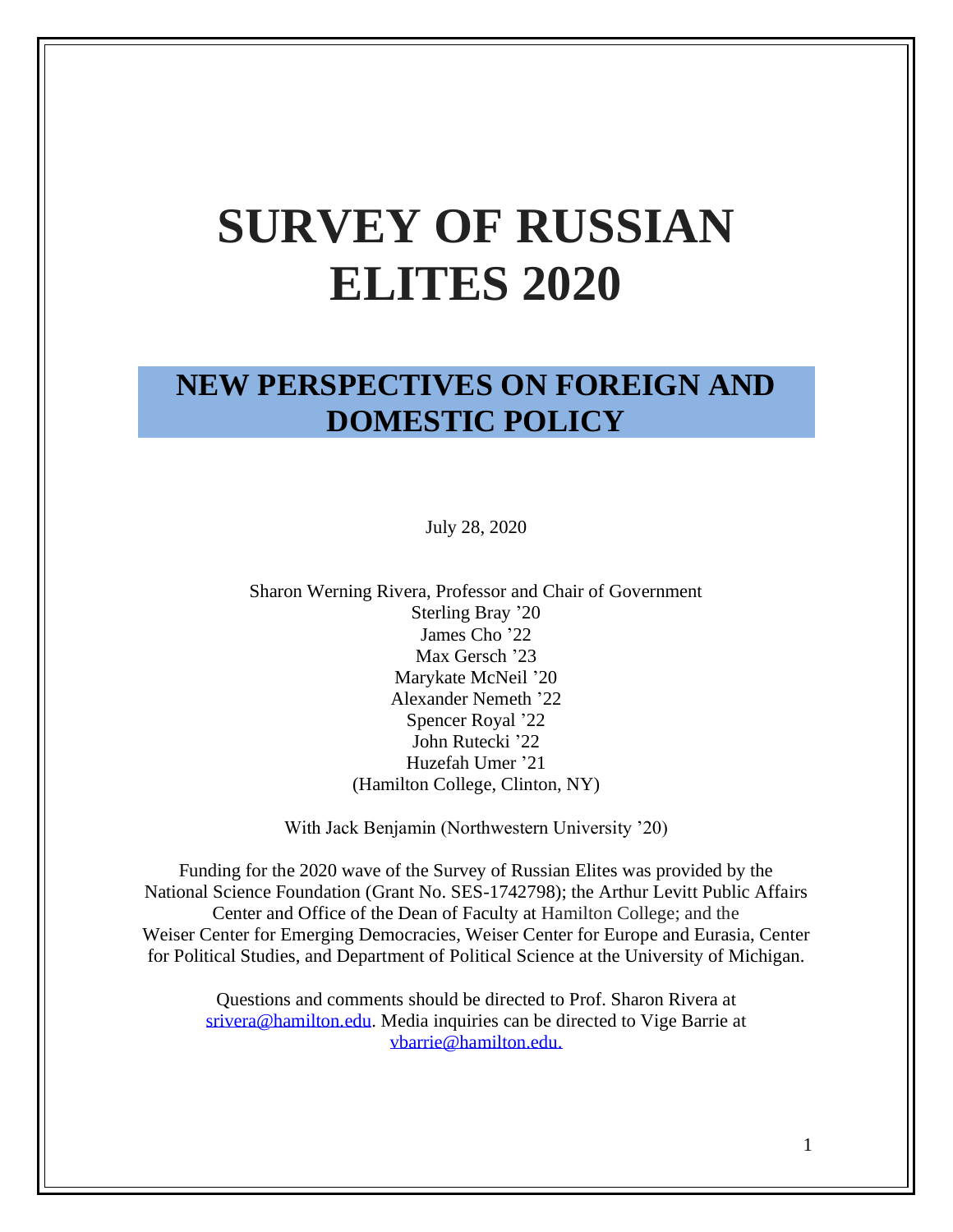# SURVEY OF RUSSIAN ELITES 2020

## NEW PERSPECTIVES ON FOREIGN AND DOMESTIC POLICY

July 28, 2020

Sharon Werning Rivera, Professor and Chair of Government
Sterling Bray '20
James Cho '22
Max Gersch '23
Marykate McNeil '20
Alexander Nemeth '22
Spencer Royal '22
John Rutecki '22
Huzefah Umer '21
(Hamilton College, Clinton, NY)

With Jack Benjamin (Northwestern University '20)

Funding for the 2020 wave of the Survey of Russian Elites was provided by the National Science Foundation (Grant No. SES-1742798); the Arthur Levitt Public Affairs Center and Office of the Dean of Faculty at Hamilton College; and the Weiser Center for Emerging Democracies, Weiser Center for Europe and Eurasia, Center for Political Studies, and Department of Political Science at the University of Michigan.

Questions and comments should be directed to Prof. Sharon Rivera at srivera@hamilton.edu. Media inquiries can be directed to Vige Barrie at vbarrie@hamilton.edu.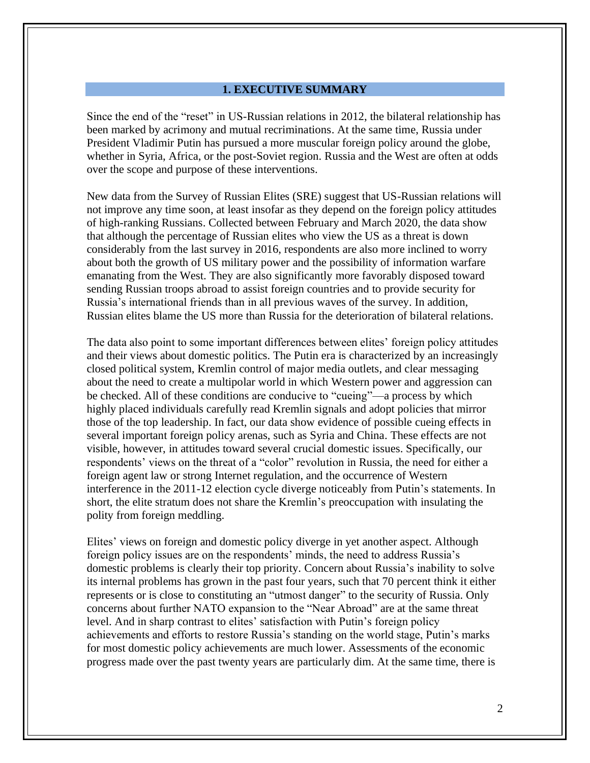## 1. EXECUTIVE SUMMARY

Since the end of the "reset" in US-Russian relations in 2012, the bilateral relationship has been marked by acrimony and mutual recriminations. At the same time, Russia under President Vladimir Putin has pursued a more muscular foreign policy around the globe, whether in Syria, Africa, or the post-Soviet region. Russia and the West are often at odds over the scope and purpose of these interventions.

New data from the Survey of Russian Elites (SRE) suggest that US-Russian relations will not improve any time soon, at least insofar as they depend on the foreign policy attitudes of high-ranking Russians. Collected between February and March 2020, the data show that although the percentage of Russian elites who view the US as a threat is down considerably from the last survey in 2016, respondents are also more inclined to worry about both the growth of US military power and the possibility of information warfare emanating from the West. They are also significantly more favorably disposed toward sending Russian troops abroad to assist foreign countries and to provide security for Russia's international friends than in all previous waves of the survey. In addition, Russian elites blame the US more than Russia for the deterioration of bilateral relations.

The data also point to some important differences between elites' foreign policy attitudes and their views about domestic politics. The Putin era is characterized by an increasingly closed political system, Kremlin control of major media outlets, and clear messaging about the need to create a multipolar world in which Western power and aggression can be checked. All of these conditions are conducive to "cueing"—a process by which highly placed individuals carefully read Kremlin signals and adopt policies that mirror those of the top leadership. In fact, our data show evidence of possible cueing effects in several important foreign policy arenas, such as Syria and China. These effects are not visible, however, in attitudes toward several crucial domestic issues. Specifically, our respondents' views on the threat of a "color" revolution in Russia, the need for either a foreign agent law or strong Internet regulation, and the occurrence of Western interference in the 2011-12 election cycle diverge noticeably from Putin's statements. In short, the elite stratum does not share the Kremlin's preoccupation with insulating the polity from foreign meddling.

Elites' views on foreign and domestic policy diverge in yet another aspect. Although foreign policy issues are on the respondents' minds, the need to address Russia's domestic problems is clearly their top priority. Concern about Russia's inability to solve its internal problems has grown in the past four years, such that 70 percent think it either represents or is close to constituting an "utmost danger" to the security of Russia. Only concerns about further NATO expansion to the "Near Abroad" are at the same threat level. And in sharp contrast to elites' satisfaction with Putin's foreign policy achievements and efforts to restore Russia's standing on the world stage, Putin's marks for most domestic policy achievements are much lower. Assessments of the economic progress made over the past twenty years are particularly dim. At the same time, there is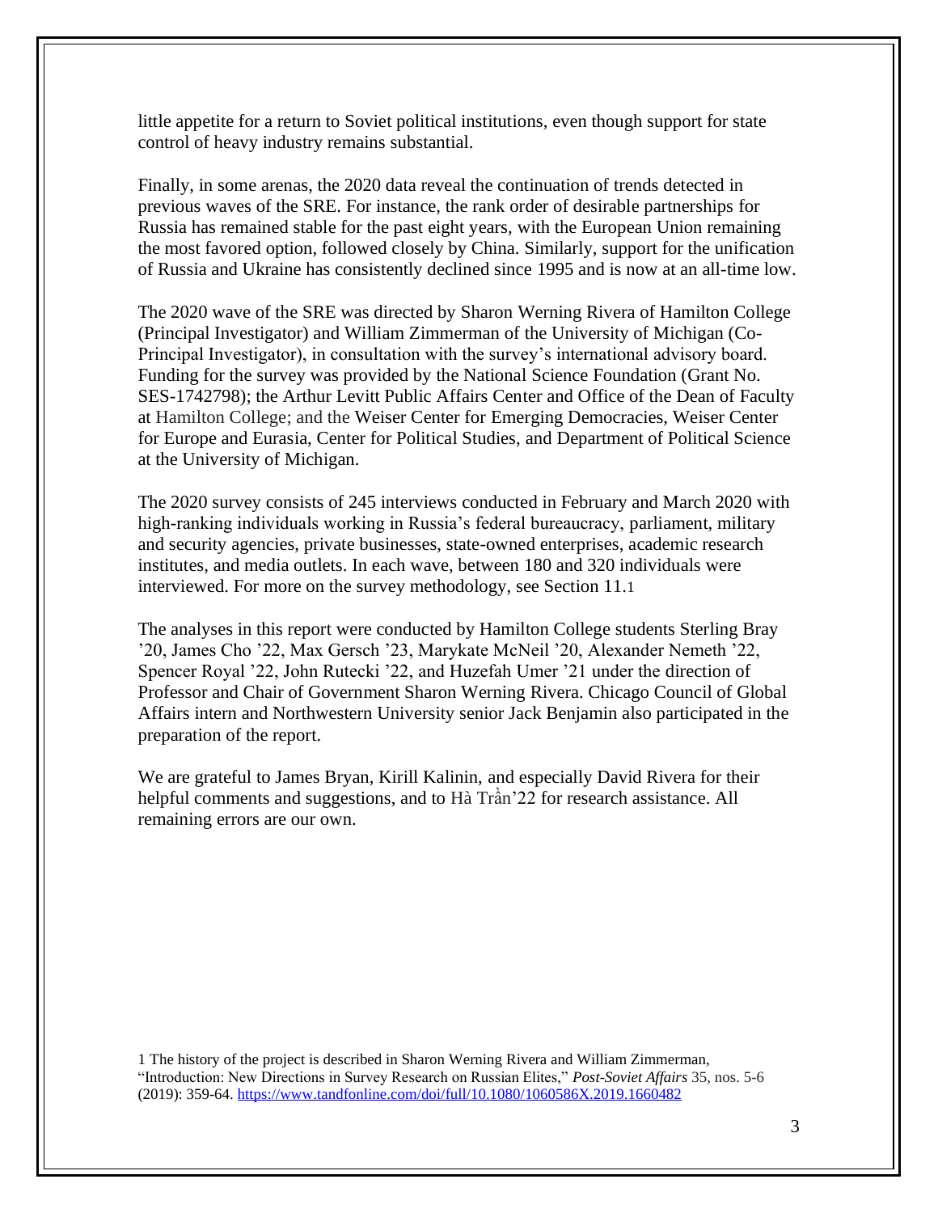little appetite for a return to Soviet political institutions, even though support for state control of heavy industry remains substantial.

Finally, in some arenas, the 2020 data reveal the continuation of trends detected in previous waves of the SRE. For instance, the rank order of desirable partnerships for Russia has remained stable for the past eight years, with the European Union remaining the most favored option, followed closely by China. Similarly, support for the unification of Russia and Ukraine has consistently declined since 1995 and is now at an all-time low.

The 2020 wave of the SRE was directed by Sharon Werning Rivera of Hamilton College (Principal Investigator) and William Zimmerman of the University of Michigan (Co-Principal Investigator), in consultation with the survey's international advisory board. Funding for the survey was provided by the National Science Foundation (Grant No. SES-1742798); the Arthur Levitt Public Affairs Center and Office of the Dean of Faculty at Hamilton College; and the Weiser Center for Emerging Democracies, Weiser Center for Europe and Eurasia, Center for Political Studies, and Department of Political Science at the University of Michigan.

The 2020 survey consists of 245 interviews conducted in February and March 2020 with high-ranking individuals working in Russia's federal bureaucracy, parliament, military and security agencies, private businesses, state-owned enterprises, academic research institutes, and media outlets. In each wave, between 180 and 320 individuals were interviewed. For more on the survey methodology, see Section 11.[1]

The analyses in this report were conducted by Hamilton College students Sterling Bray '20, James Cho '22, Max Gersch '23, Marykate McNeil '20, Alexander Nemeth '22, Spencer Royal '22, John Rutecki '22, and Huzefah Umer '21 under the direction of Professor and Chair of Government Sharon Werning Rivera. Chicago Council of Global Affairs intern and Northwestern University senior Jack Benjamin also participated in the preparation of the report.

We are grateful to James Bryan, Kirill Kalinin, and especially David Rivera for their helpful comments and suggestions, and to Hà Trần'22 for research assistance. All remaining errors are our own.

1 The history of the project is described in Sharon Werning Rivera and William Zimmerman, "Introduction: New Directions in Survey Research on Russian Elites," *Post-Soviet Affairs* 35, nos. 5-6 (2019): 359-64. https://www.tandfonline.com/doi/full/10.1080/1060586X.2019.1660482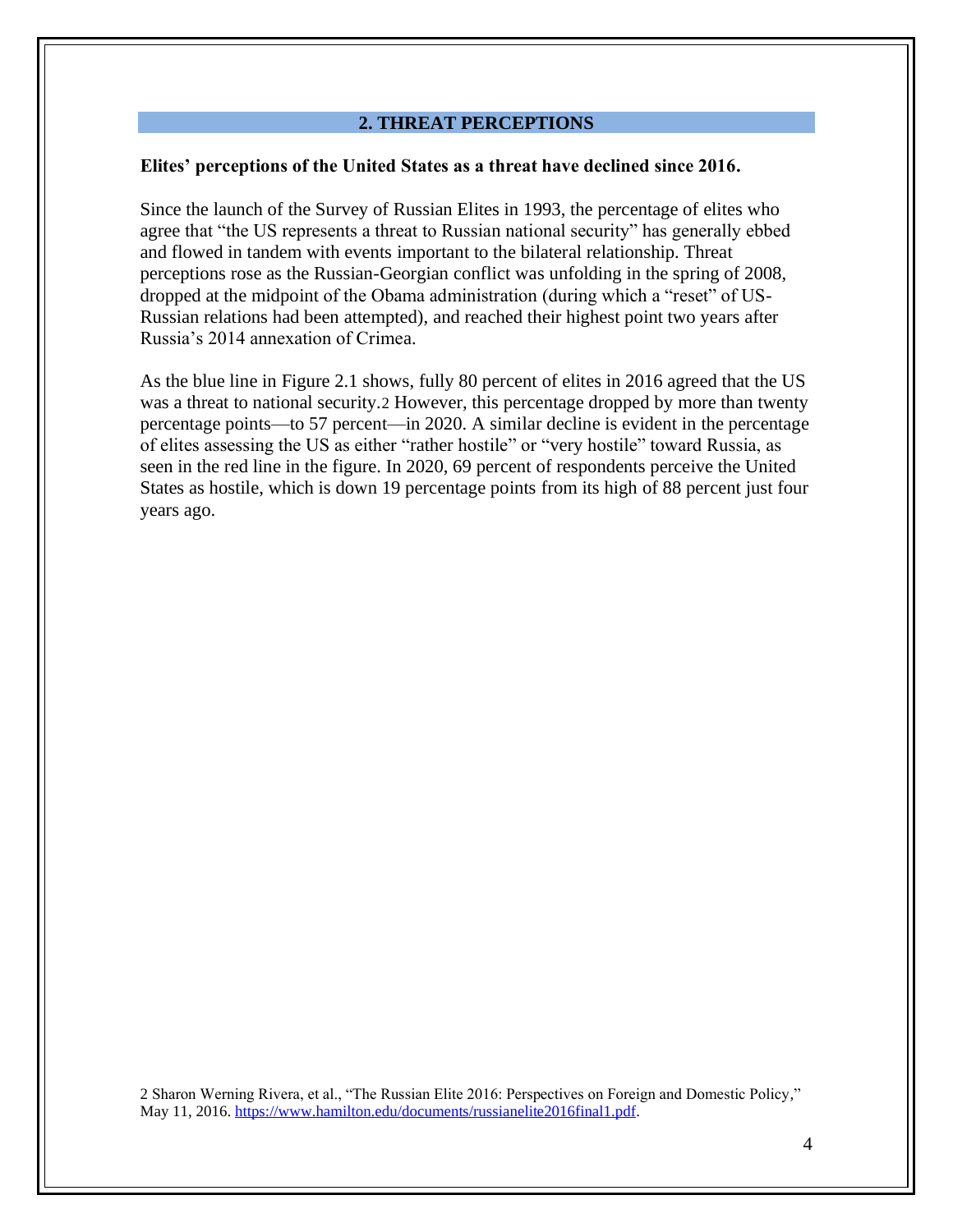## 2. THREAT PERCEPTIONS

**Elites' perceptions of the United States as a threat have declined since 2016.**

Since the launch of the Survey of Russian Elites in 1993, the percentage of elites who agree that "the US represents a threat to Russian national security" has generally ebbed and flowed in tandem with events important to the bilateral relationship. Threat perceptions rose as the Russian-Georgian conflict was unfolding in the spring of 2008, dropped at the midpoint of the Obama administration (during which a "reset" of US-Russian relations had been attempted), and reached their highest point two years after Russia's 2014 annexation of Crimea.

As the blue line in Figure 2.1 shows, fully 80 percent of elites in 2016 agreed that the US was a threat to national security.[2] However, this percentage dropped by more than twenty percentage points—to 57 percent—in 2020. A similar decline is evident in the percentage of elites assessing the US as either "rather hostile" or "very hostile" toward Russia, as seen in the red line in the figure. In 2020, 69 percent of respondents perceive the United States as hostile, which is down 19 percentage points from its high of 88 percent just four years ago.

2 Sharon Werning Rivera, et al., "The Russian Elite 2016: Perspectives on Foreign and Domestic Policy," May 11, 2016. https://www.hamilton.edu/documents/russianelite2016final1.pdf.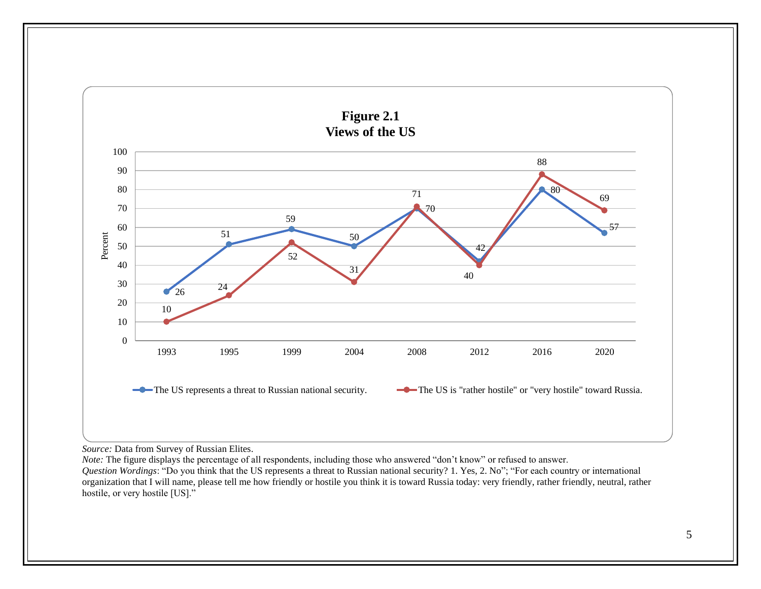**Figure 2.1**
**Views of the US**

| Year | The US represents a threat to Russian national security. | The US is "rather hostile" or "very hostile" toward Russia. |
|---|---|---|
| 1993 | 26 | 10 |
| 1995 | 51 | 24 |
| 1999 | 59 | 52 |
| 2004 | 50 | 31 |
| 2008 | 70 | 71 |
| 2012 | 42 | 40 |
| 2016 | 80 | 88 |
| 2020 | 57 | 69 |

*Source:* Data from Survey of Russian Elites.
*Note:* The figure displays the percentage of all respondents, including those who answered "don't know" or refused to answer.
*Question Wordings*: "Do you think that the US represents a threat to Russian national security? 1. Yes, 2. No"; "For each country or international organization that I will name, please tell me how friendly or hostile you think it is toward Russia today: very friendly, rather friendly, neutral, rather hostile, or very hostile [US]."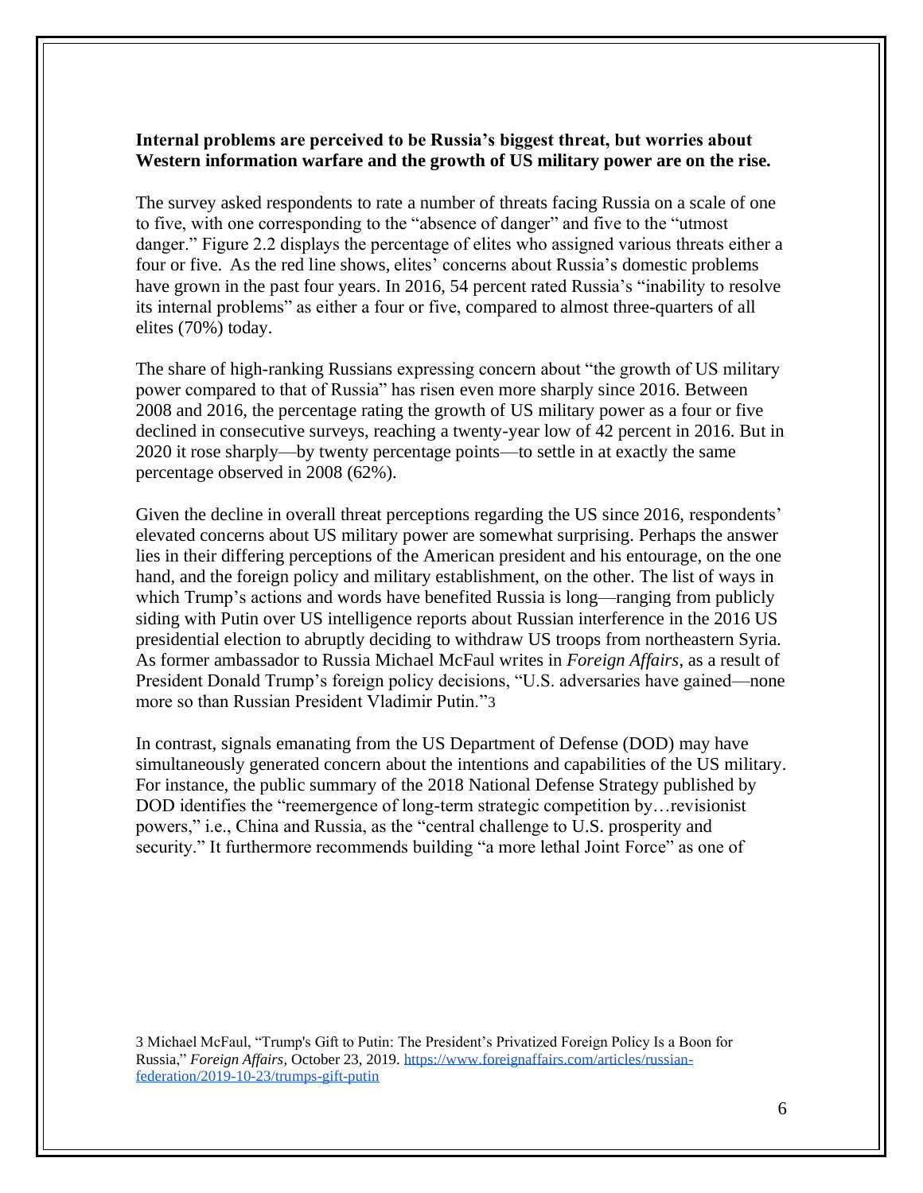**Internal problems are perceived to be Russia's biggest threat, but worries about Western information warfare and the growth of US military power are on the rise.**

The survey asked respondents to rate a number of threats facing Russia on a scale of one to five, with one corresponding to the "absence of danger" and five to the "utmost danger." Figure 2.2 displays the percentage of elites who assigned various threats either a four or five. As the red line shows, elites' concerns about Russia's domestic problems have grown in the past four years. In 2016, 54 percent rated Russia's "inability to resolve its internal problems" as either a four or five, compared to almost three-quarters of all elites (70%) today.

The share of high-ranking Russians expressing concern about "the growth of US military power compared to that of Russia" has risen even more sharply since 2016. Between 2008 and 2016, the percentage rating the growth of US military power as a four or five declined in consecutive surveys, reaching a twenty-year low of 42 percent in 2016. But in 2020 it rose sharply—by twenty percentage points—to settle in at exactly the same percentage observed in 2008 (62%).

Given the decline in overall threat perceptions regarding the US since 2016, respondents' elevated concerns about US military power are somewhat surprising. Perhaps the answer lies in their differing perceptions of the American president and his entourage, on the one hand, and the foreign policy and military establishment, on the other. The list of ways in which Trump's actions and words have benefited Russia is long—ranging from publicly siding with Putin over US intelligence reports about Russian interference in the 2016 US presidential election to abruptly deciding to withdraw US troops from northeastern Syria. As former ambassador to Russia Michael McFaul writes in *Foreign Affairs*, as a result of President Donald Trump's foreign policy decisions, "U.S. adversaries have gained—none more so than Russian President Vladimir Putin."[3]

In contrast, signals emanating from the US Department of Defense (DOD) may have simultaneously generated concern about the intentions and capabilities of the US military. For instance, the public summary of the 2018 National Defense Strategy published by DOD identifies the "reemergence of long-term strategic competition by…revisionist powers," i.e., China and Russia, as the "central challenge to U.S. prosperity and security." It furthermore recommends building "a more lethal Joint Force" as one of

3 Michael McFaul, "Trump's Gift to Putin: The President's Privatized Foreign Policy Is a Boon for Russia," *Foreign Affairs*, October 23, 2019. https://www.foreignaffairs.com/articles/russian-federation/2019-10-23/trumps-gift-putin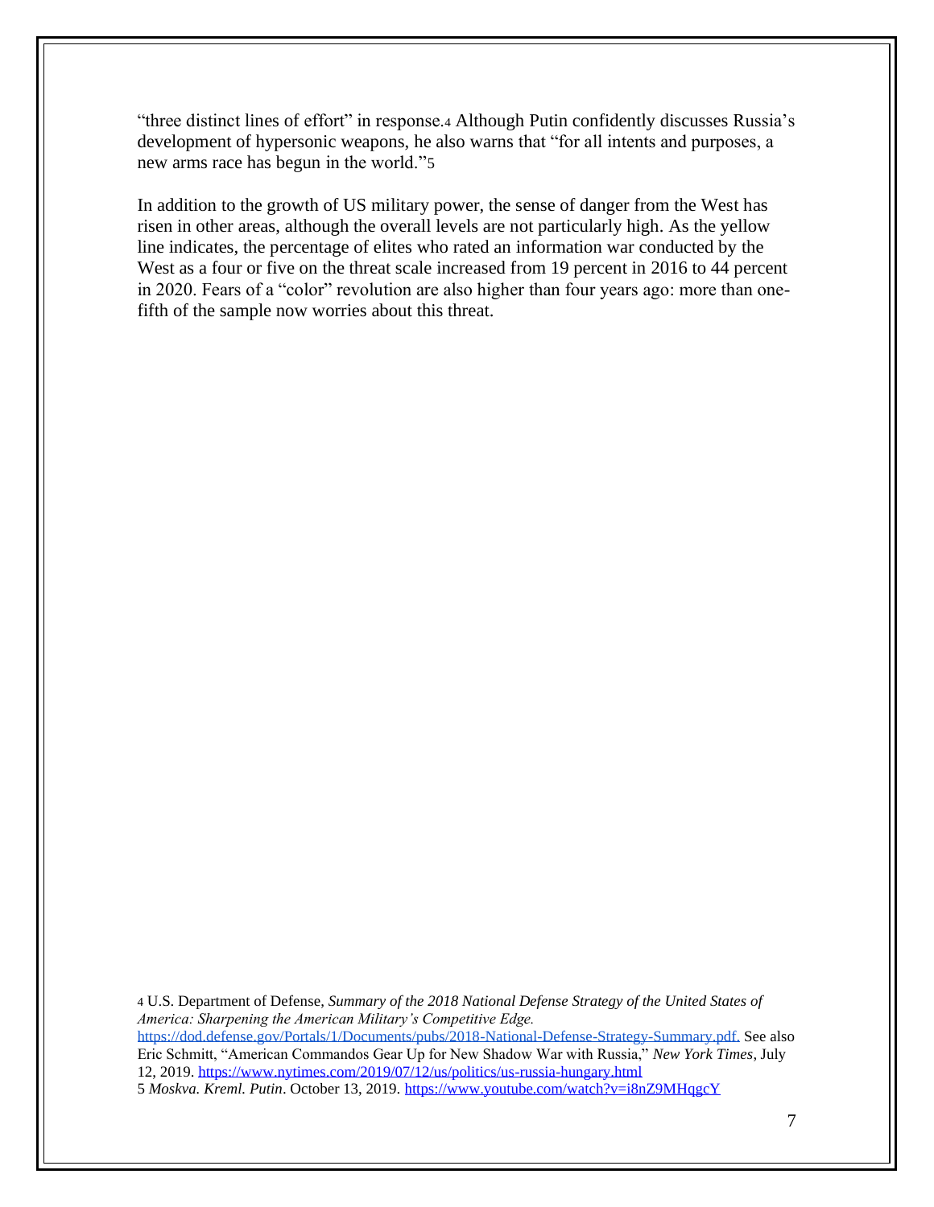"three distinct lines of effort" in response.[4] Although Putin confidently discusses Russia's development of hypersonic weapons, he also warns that "for all intents and purposes, a new arms race has begun in the world."[5]

In addition to the growth of US military power, the sense of danger from the West has risen in other areas, although the overall levels are not particularly high. As the yellow line indicates, the percentage of elites who rated an information war conducted by the West as a four or five on the threat scale increased from 19 percent in 2016 to 44 percent in 2020. Fears of a "color" revolution are also higher than four years ago: more than one-fifth of the sample now worries about this threat.

[4] U.S. Department of Defense, *Summary of the 2018 National Defense Strategy of the United States of America: Sharpening the American Military's Competitive Edge.* https://dod.defense.gov/Portals/1/Documents/pubs/2018-National-Defense-Strategy-Summary.pdf. See also Eric Schmitt, "American Commandos Gear Up for New Shadow War with Russia," *New York Times*, July 12, 2019. https://www.nytimes.com/2019/07/12/us/politics/us-russia-hungary.html

[5] *Moskva. Kreml. Putin*. October 13, 2019. https://www.youtube.com/watch?v=i8nZ9MHqgcY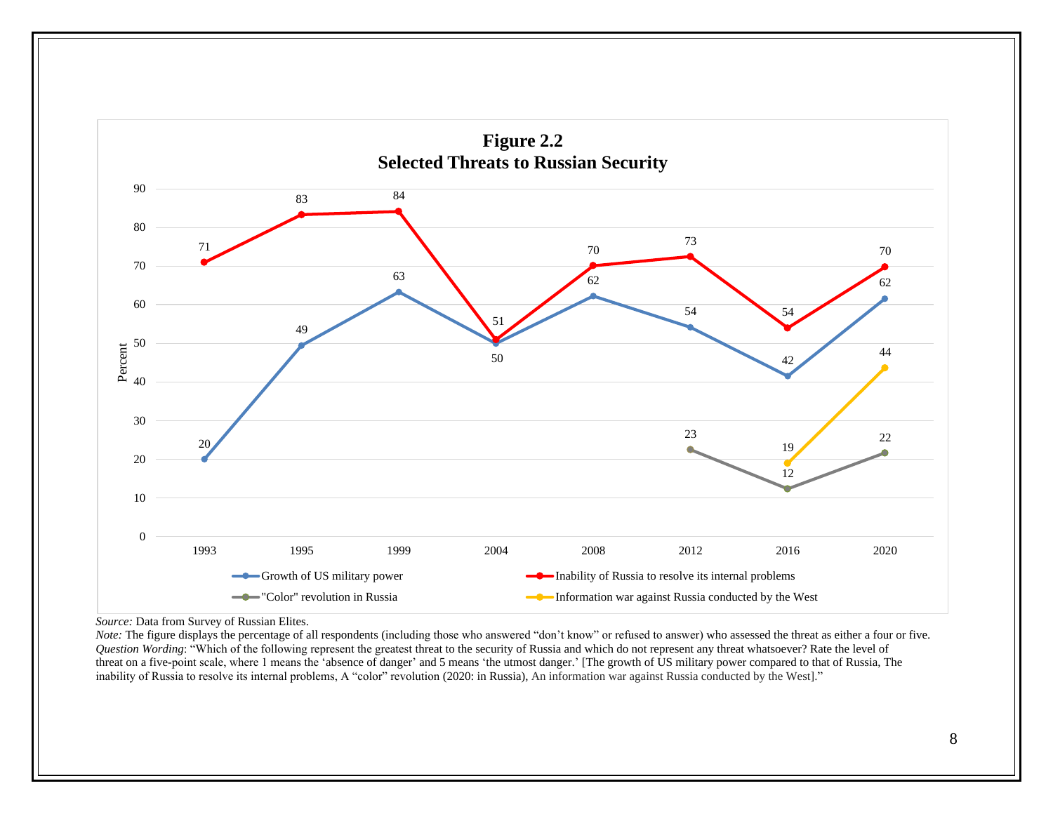**Figure 2.2**
**Selected Threats to Russian Security**

| Percent | 1993 | 1995 | 1999 | 2004 | 2008 | 2012 | 2016 | 2020 |
|---|---|---|---|---|---|---|---|---|
| Growth of US military power | 20 | 49 | 63 | 50 | 62 | 54 | 42 | 62 |
| Inability of Russia to resolve its internal problems | 71 | 83 | 84 | 51 | 70 | 73 | 54 | 70 |
| "Color" revolution in Russia | | | | | | 23 | 12 | 22 |
| Information war against Russia conducted by the West | | | | | | | 19 | 44 |

*Source:* Data from Survey of Russian Elites.

*Note:* The figure displays the percentage of all respondents (including those who answered "don't know" or refused to answer) who assessed the threat as either a four or five.
*Question Wording*: "Which of the following represent the greatest threat to the security of Russia and which do not represent any threat whatsoever? Rate the level of threat on a five-point scale, where 1 means the 'absence of danger' and 5 means 'the utmost danger.' [The growth of US military power compared to that of Russia, The inability of Russia to resolve its internal problems, A "color" revolution (2020: in Russia), An information war against Russia conducted by the West]."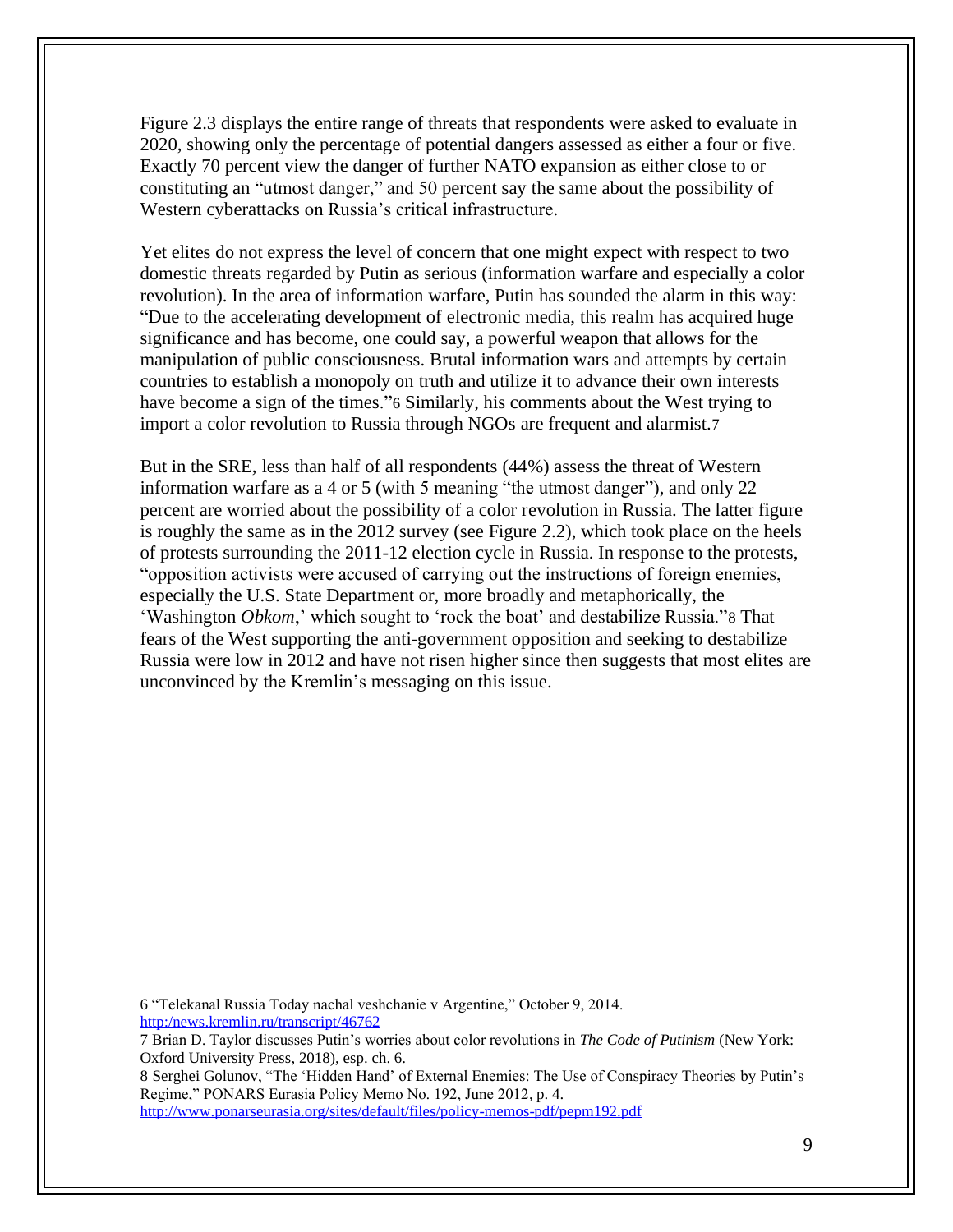Figure 2.3 displays the entire range of threats that respondents were asked to evaluate in 2020, showing only the percentage of potential dangers assessed as either a four or five. Exactly 70 percent view the danger of further NATO expansion as either close to or constituting an "utmost danger," and 50 percent say the same about the possibility of Western cyberattacks on Russia's critical infrastructure.

Yet elites do not express the level of concern that one might expect with respect to two domestic threats regarded by Putin as serious (information warfare and especially a color revolution). In the area of information warfare, Putin has sounded the alarm in this way: "Due to the accelerating development of electronic media, this realm has acquired huge significance and has become, one could say, a powerful weapon that allows for the manipulation of public consciousness. Brutal information wars and attempts by certain countries to establish a monopoly on truth and utilize it to advance their own interests have become a sign of the times."[6] Similarly, his comments about the West trying to import a color revolution to Russia through NGOs are frequent and alarmist.[7]

But in the SRE, less than half of all respondents (44%) assess the threat of Western information warfare as a 4 or 5 (with 5 meaning "the utmost danger"), and only 22 percent are worried about the possibility of a color revolution in Russia. The latter figure is roughly the same as in the 2012 survey (see Figure 2.2), which took place on the heels of protests surrounding the 2011-12 election cycle in Russia. In response to the protests, "opposition activists were accused of carrying out the instructions of foreign enemies, especially the U.S. State Department or, more broadly and metaphorically, the 'Washington *Obkom*,' which sought to 'rock the boat' and destabilize Russia."[8] That fears of the West supporting the anti-government opposition and seeking to destabilize Russia were low in 2012 and have not risen higher since then suggests that most elites are unconvinced by the Kremlin's messaging on this issue.

---

6 "Telekanal Russia Today nachal veshchanie v Argentine," October 9, 2014. http:/news.kremlin.ru/transcript/46762

7 Brian D. Taylor discusses Putin's worries about color revolutions in *The Code of Putinism* (New York: Oxford University Press, 2018), esp. ch. 6.

8 Serghei Golunov, "The 'Hidden Hand' of External Enemies: The Use of Conspiracy Theories by Putin's Regime," PONARS Eurasia Policy Memo No. 192, June 2012, p. 4. http://www.ponarseurasia.org/sites/default/files/policy-memos-pdf/pepm192.pdf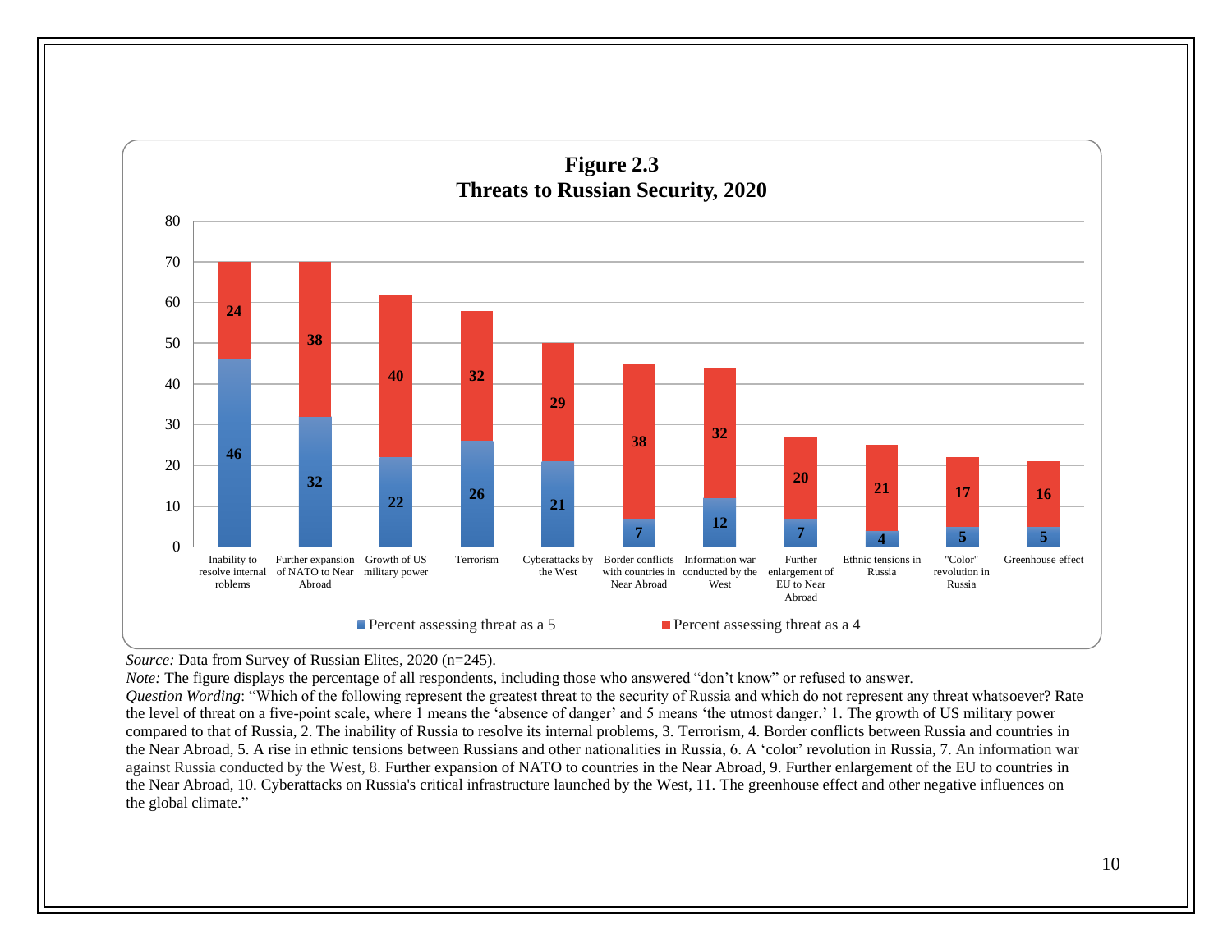**Figure 2.3**
**Threats to Russian Security, 2020**

| Threat | Percent assessing threat as a 5 | Percent assessing threat as a 4 |
|---|---|---|
| Inability to resolve internal roblems | 46 | 24 |
| Further expansion of NATO to Near Abroad | 32 | 38 |
| Growth of US military power | 22 | 40 |
| Terrorism | 26 | 32 |
| Cyberattacks by the West | 21 | 29 |
| Border conflicts with countries in Near Abroad | 7 | 38 |
| Information war conducted by the West | 12 | 32 |
| Further enlargement of EU to Near Abroad | 7 | 20 |
| Ethnic tensions in Russia | 4 | 21 |
| "Color" revolution in Russia | 5 | 17 |
| Greenhouse effect | 5 | 16 |

*Source:* Data from Survey of Russian Elites, 2020 (n=245).

*Note:* The figure displays the percentage of all respondents, including those who answered "don't know" or refused to answer.

*Question Wording*: "Which of the following represent the greatest threat to the security of Russia and which do not represent any threat whatsoever? Rate the level of threat on a five-point scale, where 1 means the 'absence of danger' and 5 means 'the utmost danger.' 1. The growth of US military power compared to that of Russia, 2. The inability of Russia to resolve its internal problems, 3. Terrorism, 4. Border conflicts between Russia and countries in the Near Abroad, 5. A rise in ethnic tensions between Russians and other nationalities in Russia, 6. A 'color' revolution in Russia, 7. An information war against Russia conducted by the West, 8. Further expansion of NATO to countries in the Near Abroad, 9. Further enlargement of the EU to countries in the Near Abroad, 10. Cyberattacks on Russia's critical infrastructure launched by the West, 11. The greenhouse effect and other negative influences on the global climate."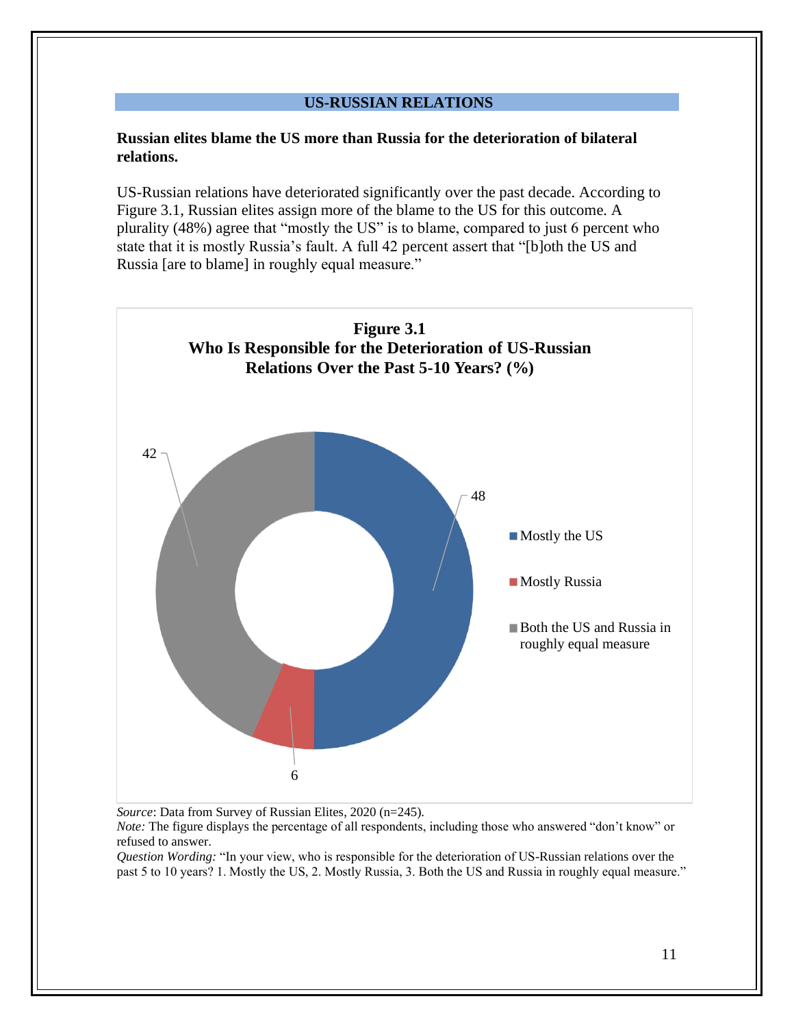## US-RUSSIAN RELATIONS

**Russian elites blame the US more than Russia for the deterioration of bilateral relations.**

US-Russian relations have deteriorated significantly over the past decade. According to Figure 3.1, Russian elites assign more of the blame to the US for this outcome. A plurality (48%) agree that "mostly the US" is to blame, compared to just 6 percent who state that it is mostly Russia's fault. A full 42 percent assert that "[b]oth the US and Russia [are to blame] in roughly equal measure."

**Figure 3.1**
**Who Is Responsible for the Deterioration of US-Russian Relations Over the Past 5-10 Years? (%)**

| Response | % |
|---|---|
| Mostly the US | 48 |
| Mostly Russia | 6 |
| Both the US and Russia in roughly equal measure | 42 |

*Source*: Data from Survey of Russian Elites, 2020 (n=245).
*Note:* The figure displays the percentage of all respondents, including those who answered "don't know" or refused to answer.
*Question Wording:* "In your view, who is responsible for the deterioration of US-Russian relations over the past 5 to 10 years? 1. Mostly the US, 2. Mostly Russia, 3. Both the US and Russia in roughly equal measure."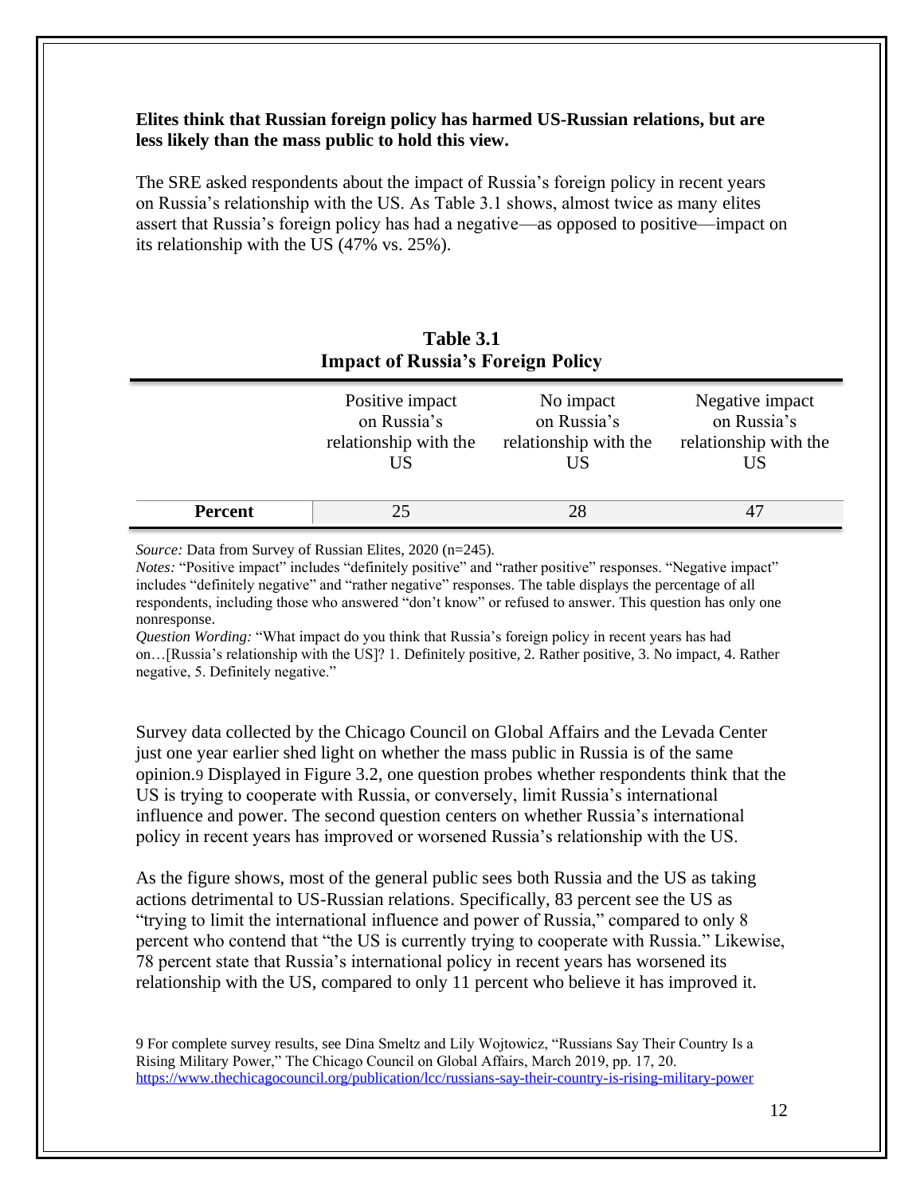**Elites think that Russian foreign policy has harmed US-Russian relations, but are less likely than the mass public to hold this view.**

The SRE asked respondents about the impact of Russia's foreign policy in recent years on Russia's relationship with the US. As Table 3.1 shows, almost twice as many elites assert that Russia's foreign policy has had a negative—as opposed to positive—impact on its relationship with the US (47% vs. 25%).

**Table 3.1**
**Impact of Russia's Foreign Policy**

| | Positive impact on Russia's relationship with the US | No impact on Russia's relationship with the US | Negative impact on Russia's relationship with the US |
|---|---|---|---|
| **Percent** | 25 | 28 | 47 |

*Source:* Data from Survey of Russian Elites, 2020 (n=245).
*Notes:* "Positive impact" includes "definitely positive" and "rather positive" responses. "Negative impact" includes "definitely negative" and "rather negative" responses. The table displays the percentage of all respondents, including those who answered "don't know" or refused to answer. This question has only one nonresponse.
*Question Wording:* "What impact do you think that Russia's foreign policy in recent years has had on…[Russia's relationship with the US]? 1. Definitely positive, 2. Rather positive, 3. No impact, 4. Rather negative, 5. Definitely negative."

Survey data collected by the Chicago Council on Global Affairs and the Levada Center just one year earlier shed light on whether the mass public in Russia is of the same opinion.[9] Displayed in Figure 3.2, one question probes whether respondents think that the US is trying to cooperate with Russia, or conversely, limit Russia's international influence and power. The second question centers on whether Russia's international policy in recent years has improved or worsened Russia's relationship with the US.

As the figure shows, most of the general public sees both Russia and the US as taking actions detrimental to US-Russian relations. Specifically, 83 percent see the US as "trying to limit the international influence and power of Russia," compared to only 8 percent who contend that "the US is currently trying to cooperate with Russia." Likewise, 78 percent state that Russia's international policy in recent years has worsened its relationship with the US, compared to only 11 percent who believe it has improved it.

9 For complete survey results, see Dina Smeltz and Lily Wojtowicz, "Russians Say Their Country Is a Rising Military Power," The Chicago Council on Global Affairs, March 2019, pp. 17, 20. https://www.thechicagocouncil.org/publication/lcc/russians-say-their-country-is-rising-military-power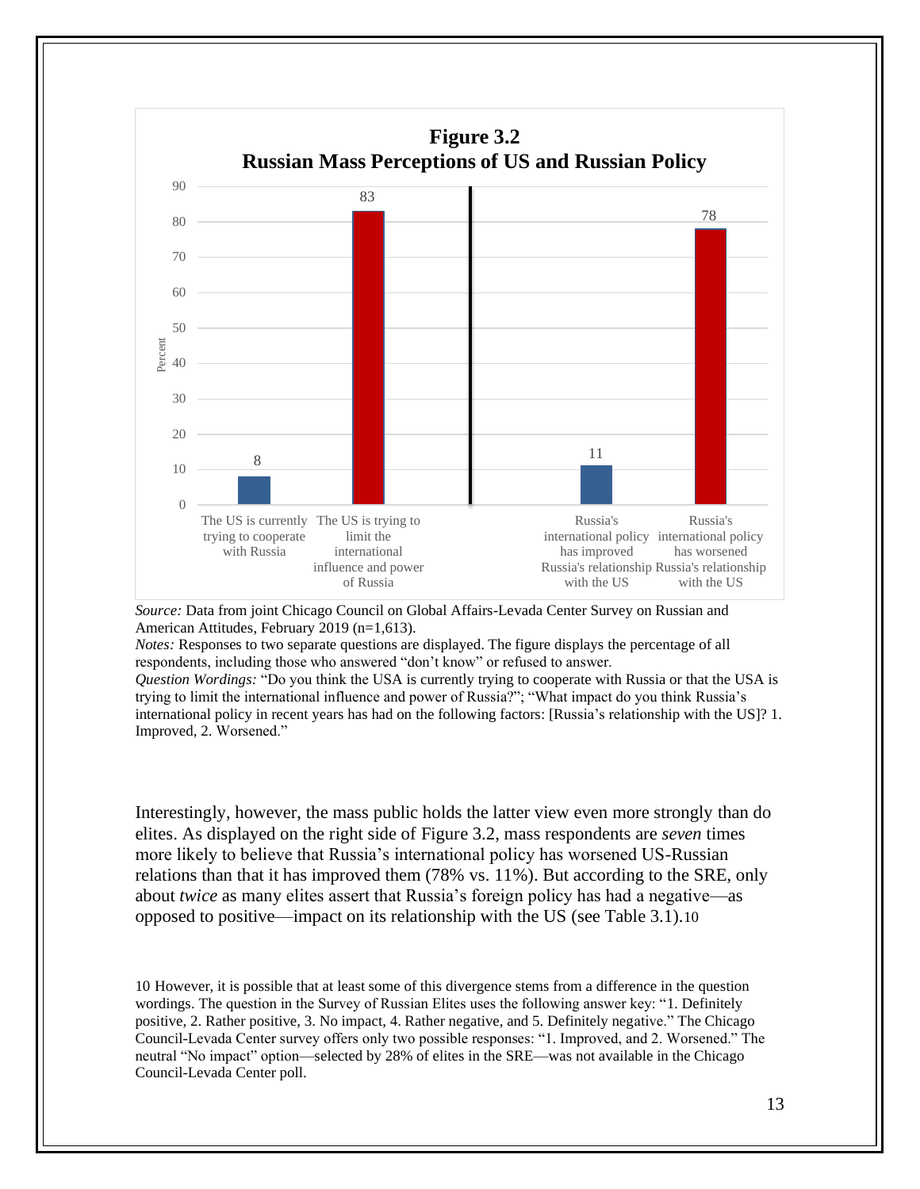**Figure 3.2**
**Russian Mass Perceptions of US and Russian Policy**

| | Percent |
|---|---|
| The US is currently trying to cooperate with Russia | 8 |
| The US is trying to limit the international influence and power of Russia | 83 |
| Russia's international policy has improved Russia's relationship with the US | 11 |
| Russia's international policy has worsened Russia's relationship with the US | 78 |

*Source:* Data from joint Chicago Council on Global Affairs-Levada Center Survey on Russian and American Attitudes, February 2019 (n=1,613).
*Notes:* Responses to two separate questions are displayed. The figure displays the percentage of all respondents, including those who answered "don't know" or refused to answer.
*Question Wordings:* "Do you think the USA is currently trying to cooperate with Russia or that the USA is trying to limit the international influence and power of Russia?"; "What impact do you think Russia's international policy in recent years has had on the following factors: [Russia's relationship with the US]? 1. Improved, 2. Worsened."

Interestingly, however, the mass public holds the latter view even more strongly than do elites. As displayed on the right side of Figure 3.2, mass respondents are *seven* times more likely to believe that Russia's international policy has worsened US-Russian relations than that it has improved them (78% vs. 11%). But according to the SRE, only about *twice* as many elites assert that Russia's foreign policy has had a negative—as opposed to positive—impact on its relationship with the US (see Table 3.1).[10]

[10] However, it is possible that at least some of this divergence stems from a difference in the question wordings. The question in the Survey of Russian Elites uses the following answer key: "1. Definitely positive, 2. Rather positive, 3. No impact, 4. Rather negative, and 5. Definitely negative." The Chicago Council-Levada Center survey offers only two possible responses: "1. Improved, and 2. Worsened." The neutral "No impact" option—selected by 28% of elites in the SRE—was not available in the Chicago Council-Levada Center poll.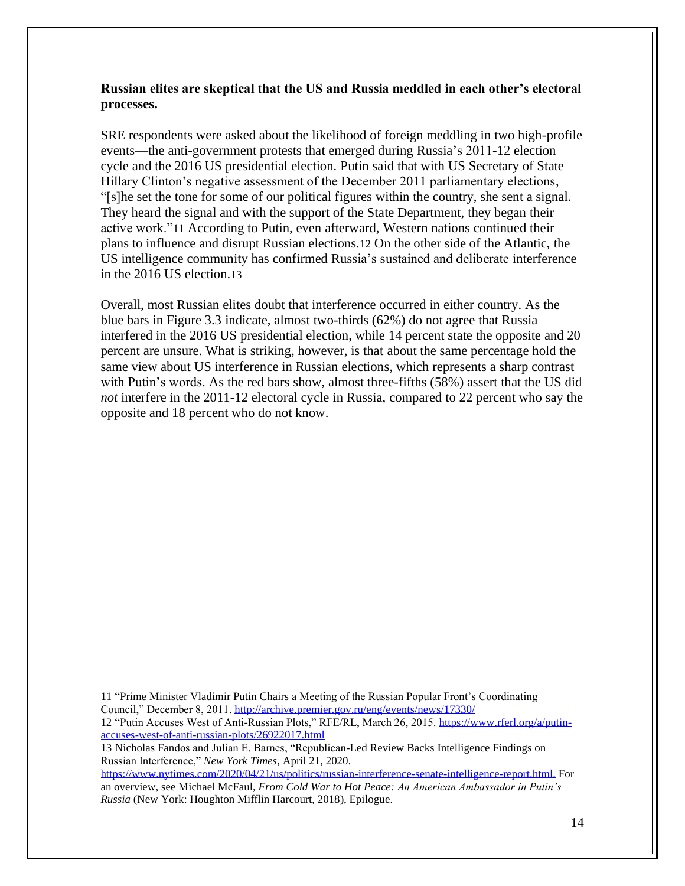**Russian elites are skeptical that the US and Russia meddled in each other's electoral processes.**

SRE respondents were asked about the likelihood of foreign meddling in two high-profile events—the anti-government protests that emerged during Russia's 2011-12 election cycle and the 2016 US presidential election. Putin said that with US Secretary of State Hillary Clinton's negative assessment of the December 2011 parliamentary elections, "[s]he set the tone for some of our political figures within the country, she sent a signal. They heard the signal and with the support of the State Department, they began their active work."[11] According to Putin, even afterward, Western nations continued their plans to influence and disrupt Russian elections.[12] On the other side of the Atlantic, the US intelligence community has confirmed Russia's sustained and deliberate interference in the 2016 US election.[13]

Overall, most Russian elites doubt that interference occurred in either country. As the blue bars in Figure 3.3 indicate, almost two-thirds (62%) do not agree that Russia interfered in the 2016 US presidential election, while 14 percent state the opposite and 20 percent are unsure. What is striking, however, is that about the same percentage hold the same view about US interference in Russian elections, which represents a sharp contrast with Putin's words. As the red bars show, almost three-fifths (58%) assert that the US did *not* interfere in the 2011-12 electoral cycle in Russia, compared to 22 percent who say the opposite and 18 percent who do not know.

11 "Prime Minister Vladimir Putin Chairs a Meeting of the Russian Popular Front's Coordinating Council," December 8, 2011. http://archive.premier.gov.ru/eng/events/news/17330/

12 "Putin Accuses West of Anti-Russian Plots," RFE/RL, March 26, 2015. https://www.rferl.org/a/putin-accuses-west-of-anti-russian-plots/26922017.html

13 Nicholas Fandos and Julian E. Barnes, "Republican-Led Review Backs Intelligence Findings on Russian Interference," *New York Times*, April 21, 2020. https://www.nytimes.com/2020/04/21/us/politics/russian-interference-senate-intelligence-report.html. For an overview, see Michael McFaul, *From Cold War to Hot Peace: An American Ambassador in Putin's Russia* (New York: Houghton Mifflin Harcourt, 2018), Epilogue.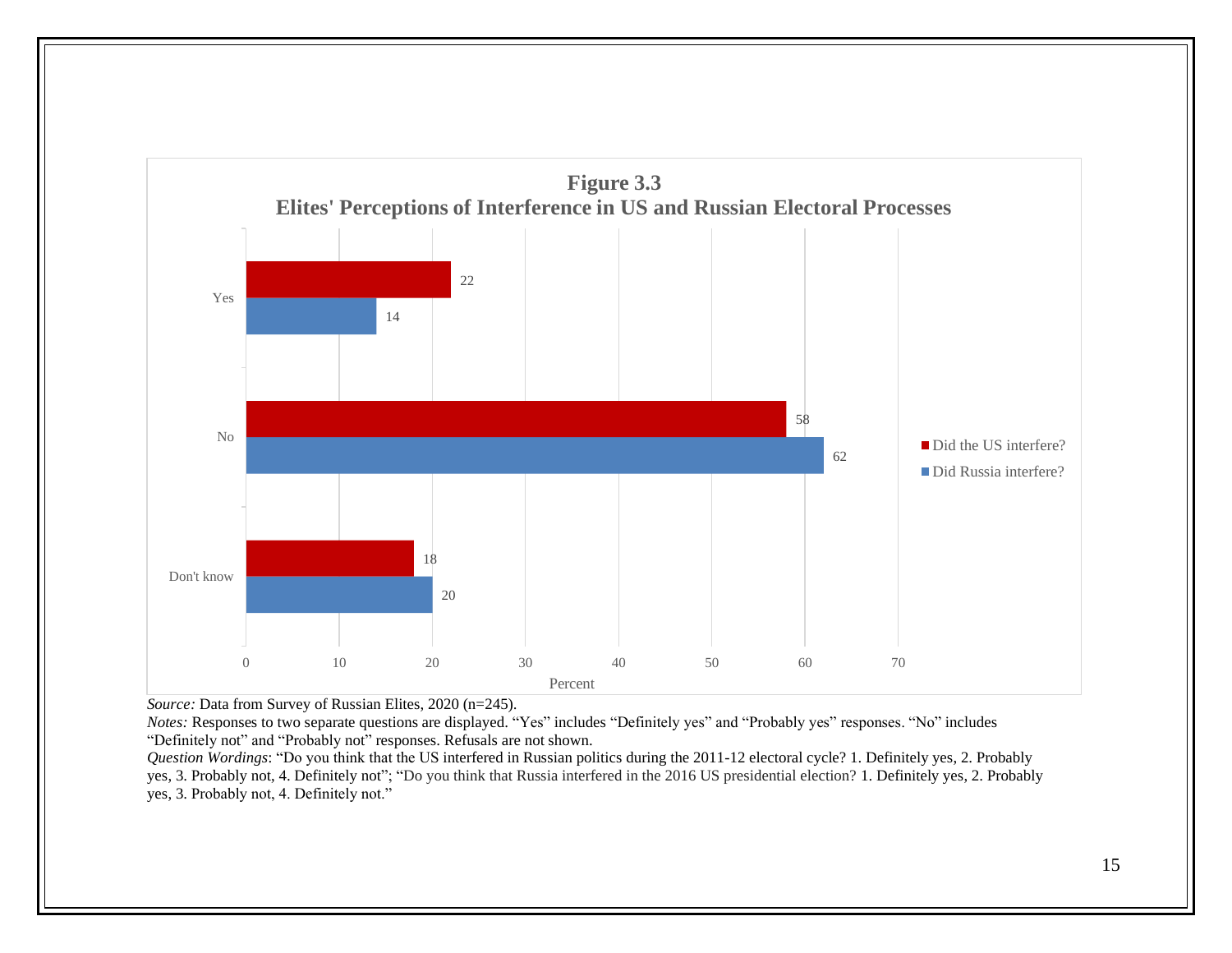**Figure 3.3**
**Elites' Perceptions of Interference in US and Russian Electoral Processes**

| | Did the US interfere? | Did Russia interfere? |
|---|---|---|
| Yes | 22 | 14 |
| No | 58 | 62 |
| Don't know | 18 | 20 |

*Source:* Data from Survey of Russian Elites, 2020 (n=245).
*Notes:* Responses to two separate questions are displayed. "Yes" includes "Definitely yes" and "Probably yes" responses. "No" includes "Definitely not" and "Probably not" responses. Refusals are not shown.
*Question Wordings*: "Do you think that the US interfered in Russian politics during the 2011-12 electoral cycle? 1. Definitely yes, 2. Probably yes, 3. Probably not, 4. Definitely not"; "Do you think that Russia interfered in the 2016 US presidential election? 1. Definitely yes, 2. Probably yes, 3. Probably not, 4. Definitely not."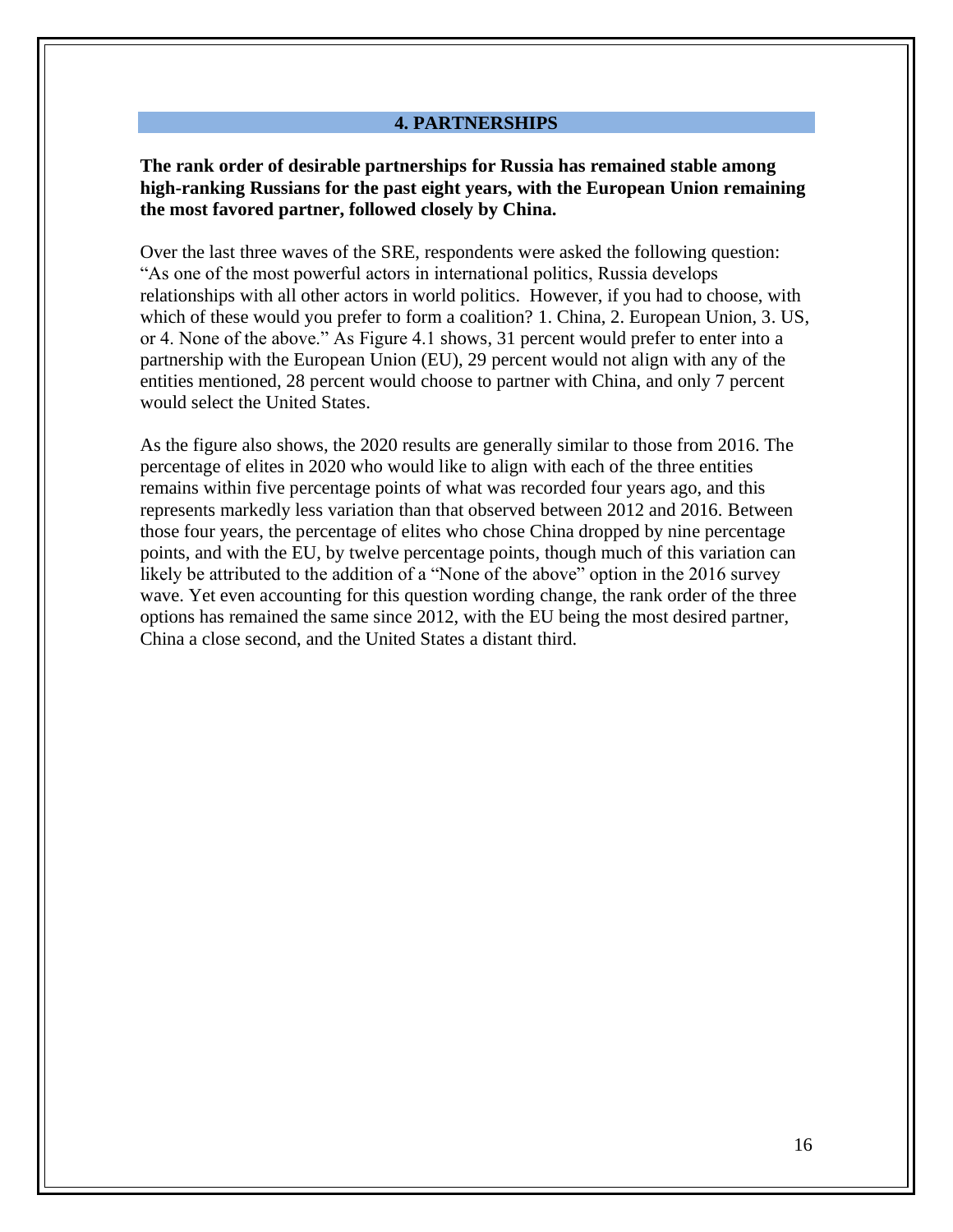## 4. PARTNERSHIPS

**The rank order of desirable partnerships for Russia has remained stable among high-ranking Russians for the past eight years, with the European Union remaining the most favored partner, followed closely by China.**

Over the last three waves of the SRE, respondents were asked the following question: "As one of the most powerful actors in international politics, Russia develops relationships with all other actors in world politics. However, if you had to choose, with which of these would you prefer to form a coalition? 1. China, 2. European Union, 3. US, or 4. None of the above." As Figure 4.1 shows, 31 percent would prefer to enter into a partnership with the European Union (EU), 29 percent would not align with any of the entities mentioned, 28 percent would choose to partner with China, and only 7 percent would select the United States.

As the figure also shows, the 2020 results are generally similar to those from 2016. The percentage of elites in 2020 who would like to align with each of the three entities remains within five percentage points of what was recorded four years ago, and this represents markedly less variation than that observed between 2012 and 2016. Between those four years, the percentage of elites who chose China dropped by nine percentage points, and with the EU, by twelve percentage points, though much of this variation can likely be attributed to the addition of a "None of the above" option in the 2016 survey wave. Yet even accounting for this question wording change, the rank order of the three options has remained the same since 2012, with the EU being the most desired partner, China a close second, and the United States a distant third.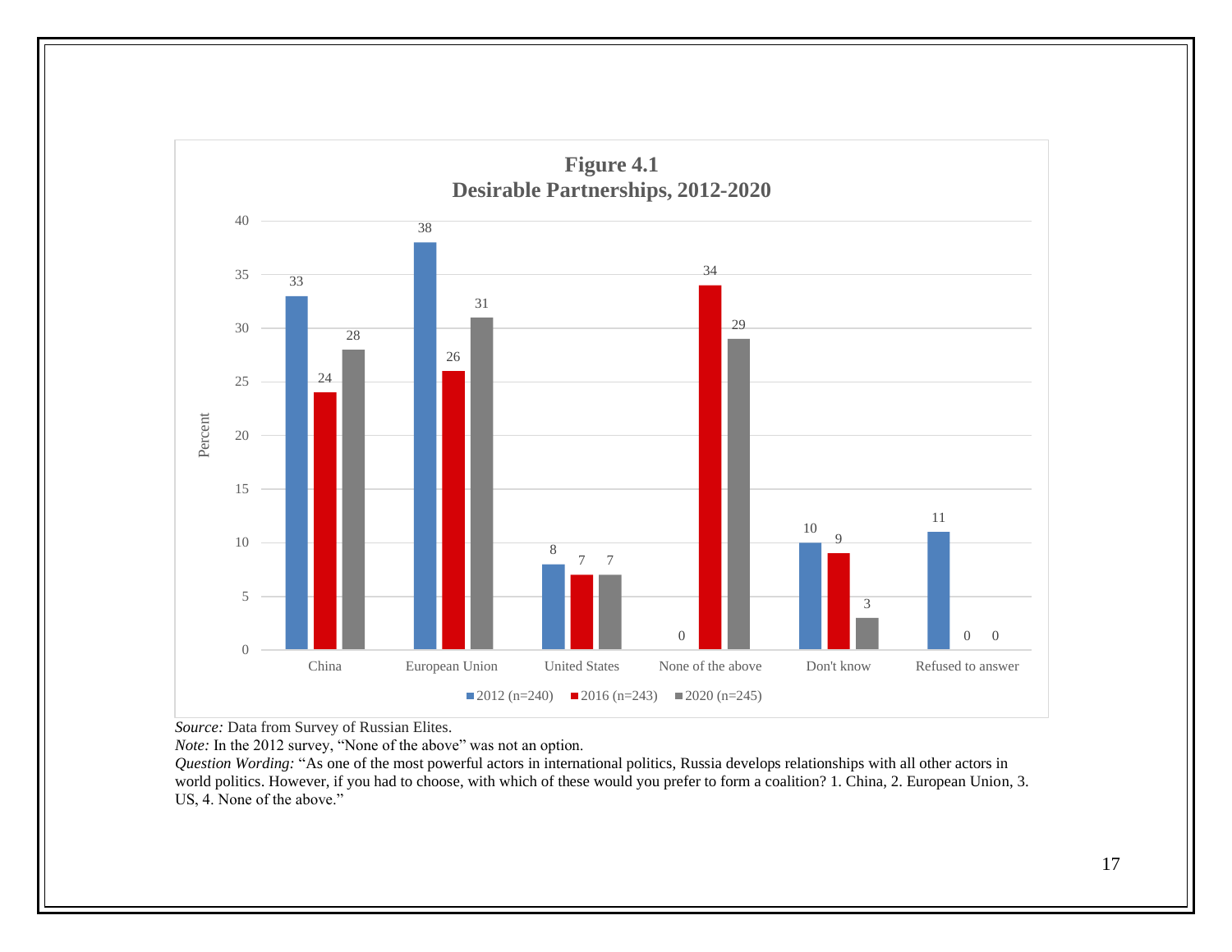**Figure 4.1**
**Desirable Partnerships, 2012-2020**

| | China | European Union | United States | None of the above | Don't know | Refused to answer |
|---|---|---|---|---|---|---|
| 2012 (n=240) | 33 | 38 | 8 | 0 | 10 | 11 |
| 2016 (n=243) | 24 | 26 | 7 | 34 | 9 | 0 |
| 2020 (n=245) | 28 | 31 | 7 | 29 | 3 | 0 |

*Source:* Data from Survey of Russian Elites.
*Note:* In the 2012 survey, "None of the above" was not an option.
*Question Wording:* "As one of the most powerful actors in international politics, Russia develops relationships with all other actors in world politics. However, if you had to choose, with which of these would you prefer to form a coalition? 1. China, 2. European Union, 3. US, 4. None of the above."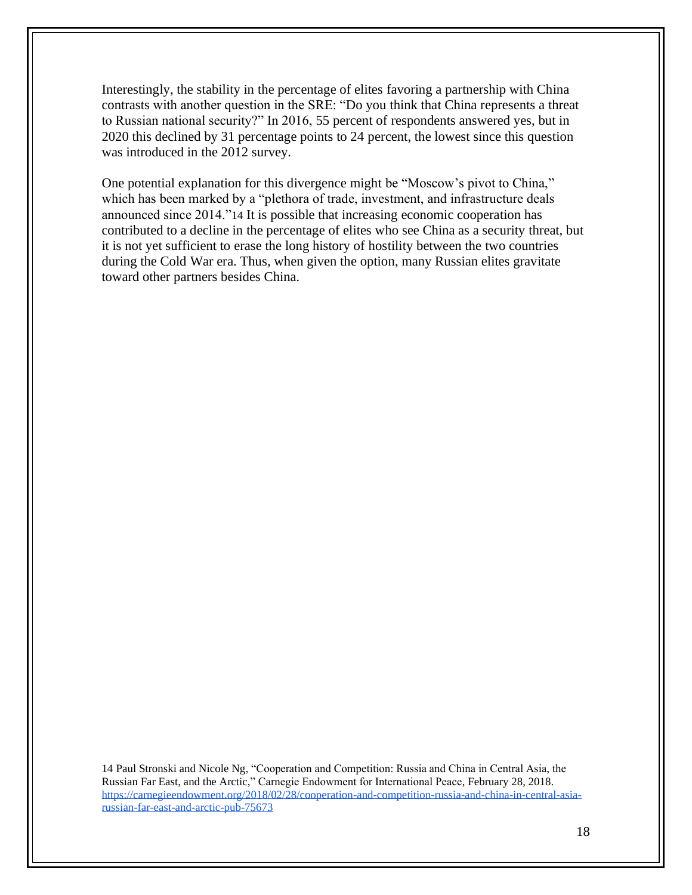Interestingly, the stability in the percentage of elites favoring a partnership with China contrasts with another question in the SRE: "Do you think that China represents a threat to Russian national security?" In 2016, 55 percent of respondents answered yes, but in 2020 this declined by 31 percentage points to 24 percent, the lowest since this question was introduced in the 2012 survey.

One potential explanation for this divergence might be "Moscow's pivot to China," which has been marked by a "plethora of trade, investment, and infrastructure deals announced since 2014."[14] It is possible that increasing economic cooperation has contributed to a decline in the percentage of elites who see China as a security threat, but it is not yet sufficient to erase the long history of hostility between the two countries during the Cold War era. Thus, when given the option, many Russian elites gravitate toward other partners besides China.

14 Paul Stronski and Nicole Ng, "Cooperation and Competition: Russia and China in Central Asia, the Russian Far East, and the Arctic," Carnegie Endowment for International Peace, February 28, 2018. https://carnegieendowment.org/2018/02/28/cooperation-and-competition-russia-and-china-in-central-asia-russian-far-east-and-arctic-pub-75673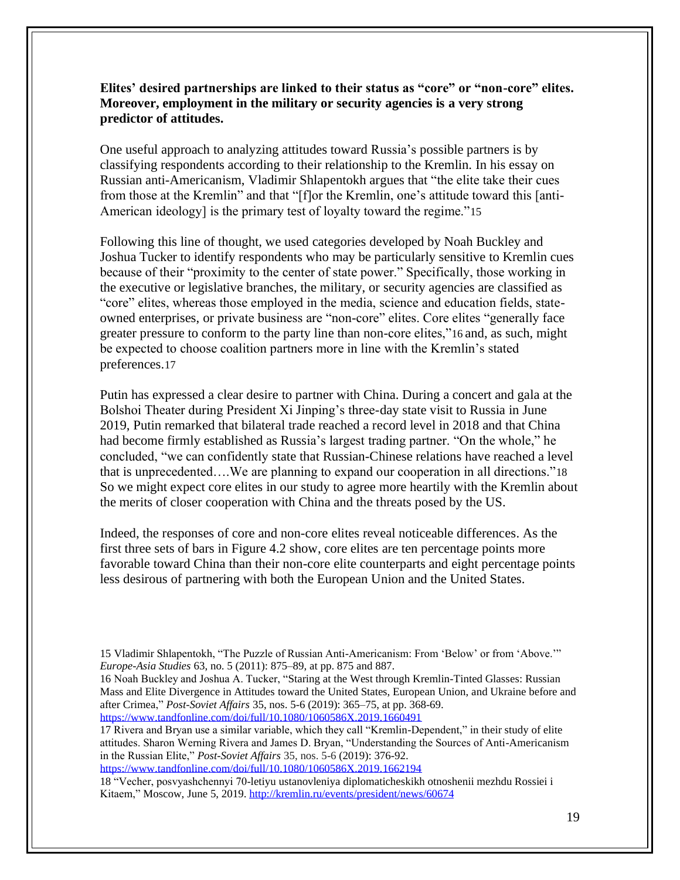**Elites' desired partnerships are linked to their status as "core" or "non-core" elites. Moreover, employment in the military or security agencies is a very strong predictor of attitudes.**

One useful approach to analyzing attitudes toward Russia's possible partners is by classifying respondents according to their relationship to the Kremlin. In his essay on Russian anti-Americanism, Vladimir Shlapentokh argues that "the elite take their cues from those at the Kremlin" and that "[f]or the Kremlin, one's attitude toward this [anti-American ideology] is the primary test of loyalty toward the regime."[15]

Following this line of thought, we used categories developed by Noah Buckley and Joshua Tucker to identify respondents who may be particularly sensitive to Kremlin cues because of their "proximity to the center of state power." Specifically, those working in the executive or legislative branches, the military, or security agencies are classified as "core" elites, whereas those employed in the media, science and education fields, state-owned enterprises, or private business are "non-core" elites. Core elites "generally face greater pressure to conform to the party line than non-core elites,"[16] and, as such, might be expected to choose coalition partners more in line with the Kremlin's stated preferences.[17]

Putin has expressed a clear desire to partner with China. During a concert and gala at the Bolshoi Theater during President Xi Jinping's three-day state visit to Russia in June 2019, Putin remarked that bilateral trade reached a record level in 2018 and that China had become firmly established as Russia's largest trading partner. "On the whole," he concluded, "we can confidently state that Russian-Chinese relations have reached a level that is unprecedented….We are planning to expand our cooperation in all directions."[18] So we might expect core elites in our study to agree more heartily with the Kremlin about the merits of closer cooperation with China and the threats posed by the US.

Indeed, the responses of core and non-core elites reveal noticeable differences. As the first three sets of bars in Figure 4.2 show, core elites are ten percentage points more favorable toward China than their non-core elite counterparts and eight percentage points less desirous of partnering with both the European Union and the United States.

---

15 Vladimir Shlapentokh, "The Puzzle of Russian Anti-Americanism: From 'Below' or from 'Above.'" *Europe-Asia Studies* 63, no. 5 (2011): 875–89, at pp. 875 and 887.

16 Noah Buckley and Joshua A. Tucker, "Staring at the West through Kremlin-Tinted Glasses: Russian Mass and Elite Divergence in Attitudes toward the United States, European Union, and Ukraine before and after Crimea," *Post-Soviet Affairs* 35, nos. 5-6 (2019): 365–75, at pp. 368-69. https://www.tandfonline.com/doi/full/10.1080/1060586X.2019.1660491

17 Rivera and Bryan use a similar variable, which they call "Kremlin-Dependent," in their study of elite attitudes. Sharon Werning Rivera and James D. Bryan, "Understanding the Sources of Anti-Americanism in the Russian Elite," *Post-Soviet Affairs* 35, nos. 5-6 (2019): 376-92. https://www.tandfonline.com/doi/full/10.1080/1060586X.2019.1662194

18 "Vecher, posvyashchennyi 70-letiyu ustanovleniya diplomaticheskikh otnoshenii mezhdu Rossiei i Kitaem," Moscow, June 5, 2019. http://kremlin.ru/events/president/news/60674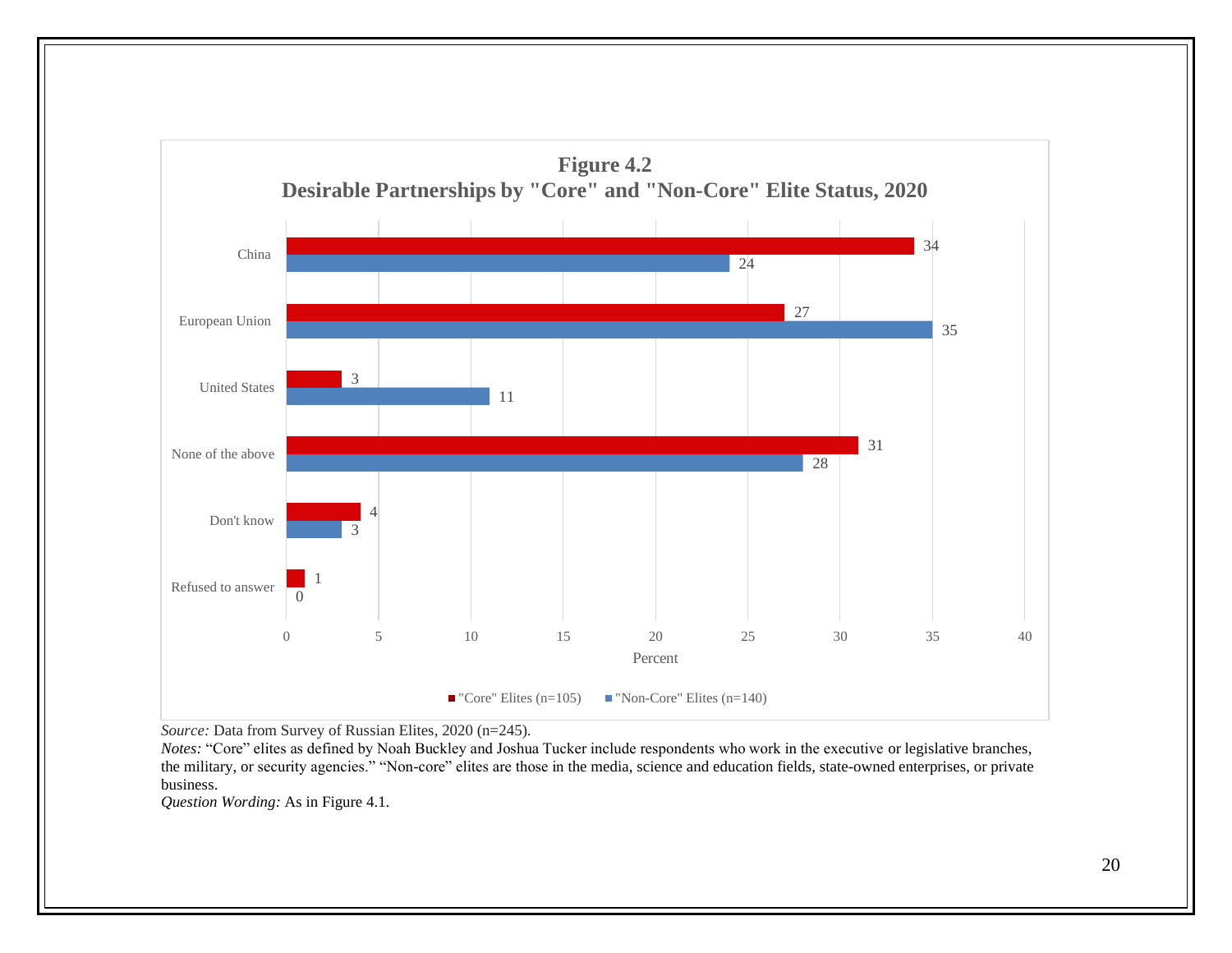**Figure 4.2**
**Desirable Partnerships by "Core" and "Non-Core" Elite Status, 2020**

| | "Core" Elites (n=105) | "Non-Core" Elites (n=140) |
|---|---|---|
| China | 34 | 24 |
| European Union | 27 | 35 |
| United States | 3 | 11 |
| None of the above | 31 | 28 |
| Don't know | 4 | 3 |
| Refused to answer | 1 | 0 |

Percent

*Source:* Data from Survey of Russian Elites, 2020 (n=245).
*Notes:* "Core" elites as defined by Noah Buckley and Joshua Tucker include respondents who work in the executive or legislative branches, the military, or security agencies." "Non-core" elites are those in the media, science and education fields, state-owned enterprises, or private business.
*Question Wording:* As in Figure 4.1.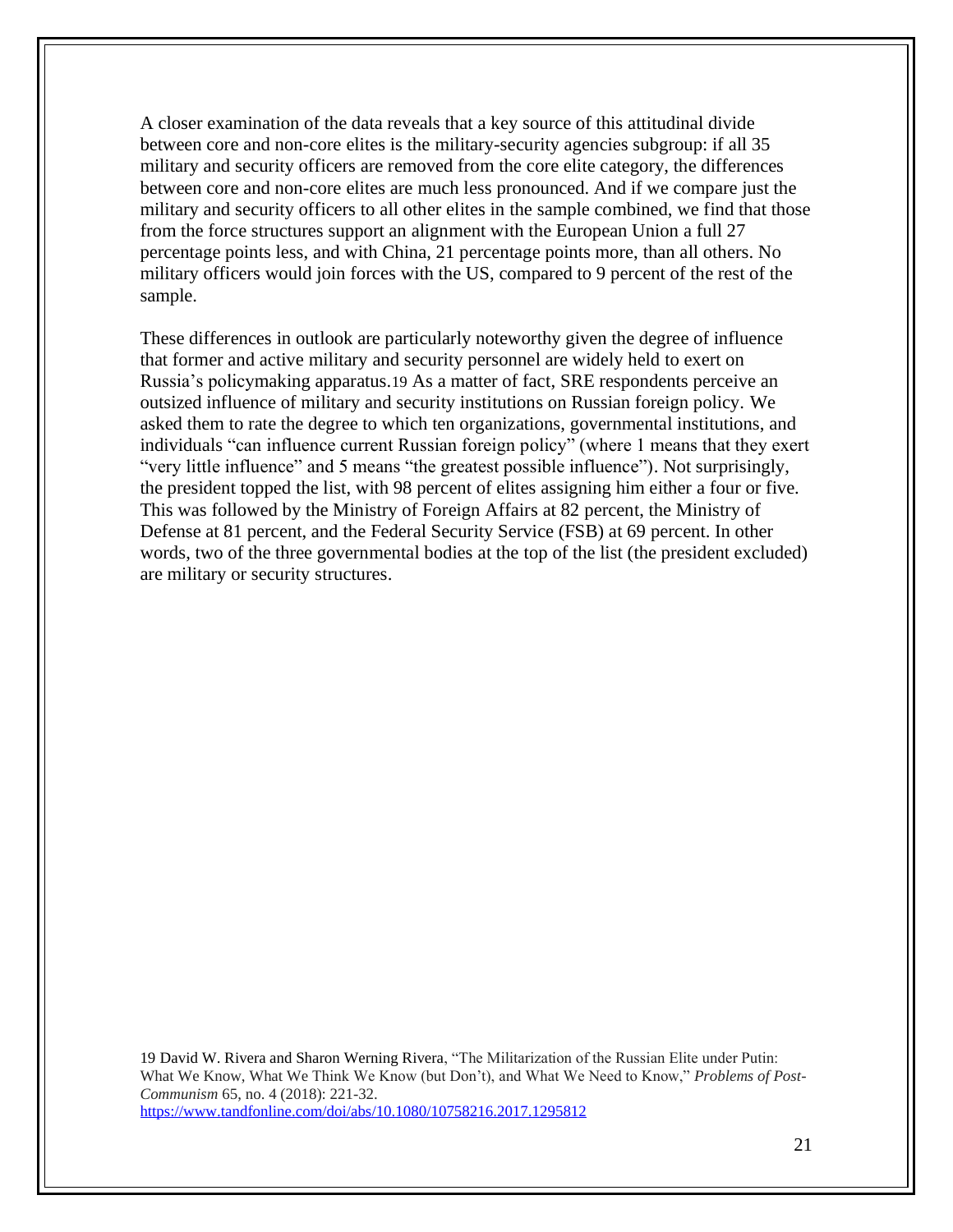A closer examination of the data reveals that a key source of this attitudinal divide between core and non-core elites is the military-security agencies subgroup: if all 35 military and security officers are removed from the core elite category, the differences between core and non-core elites are much less pronounced. And if we compare just the military and security officers to all other elites in the sample combined, we find that those from the force structures support an alignment with the European Union a full 27 percentage points less, and with China, 21 percentage points more, than all others. No military officers would join forces with the US, compared to 9 percent of the rest of the sample.

These differences in outlook are particularly noteworthy given the degree of influence that former and active military and security personnel are widely held to exert on Russia's policymaking apparatus.[19] As a matter of fact, SRE respondents perceive an outsized influence of military and security institutions on Russian foreign policy. We asked them to rate the degree to which ten organizations, governmental institutions, and individuals "can influence current Russian foreign policy" (where 1 means that they exert "very little influence" and 5 means "the greatest possible influence"). Not surprisingly, the president topped the list, with 98 percent of elites assigning him either a four or five. This was followed by the Ministry of Foreign Affairs at 82 percent, the Ministry of Defense at 81 percent, and the Federal Security Service (FSB) at 69 percent. In other words, two of the three governmental bodies at the top of the list (the president excluded) are military or security structures.

19 David W. Rivera and Sharon Werning Rivera, "The Militarization of the Russian Elite under Putin: What We Know, What We Think We Know (but Don't), and What We Need to Know," *Problems of Post-Communism* 65, no. 4 (2018): 221-32. https://www.tandfonline.com/doi/abs/10.1080/10758216.2017.1295812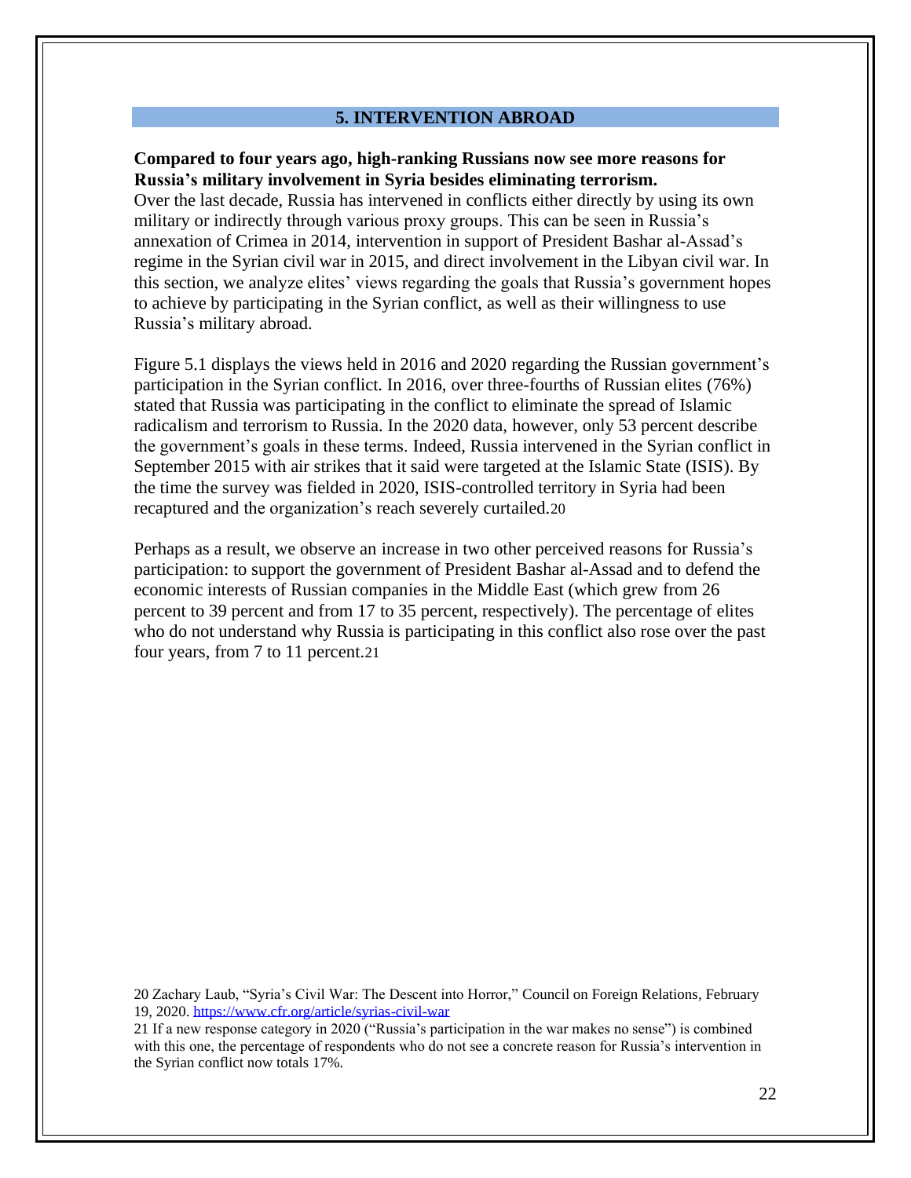## 5. INTERVENTION ABROAD

**Compared to four years ago, high-ranking Russians now see more reasons for Russia's military involvement in Syria besides eliminating terrorism.**

Over the last decade, Russia has intervened in conflicts either directly by using its own military or indirectly through various proxy groups. This can be seen in Russia's annexation of Crimea in 2014, intervention in support of President Bashar al-Assad's regime in the Syrian civil war in 2015, and direct involvement in the Libyan civil war. In this section, we analyze elites' views regarding the goals that Russia's government hopes to achieve by participating in the Syrian conflict, as well as their willingness to use Russia's military abroad.

Figure 5.1 displays the views held in 2016 and 2020 regarding the Russian government's participation in the Syrian conflict. In 2016, over three-fourths of Russian elites (76%) stated that Russia was participating in the conflict to eliminate the spread of Islamic radicalism and terrorism to Russia. In the 2020 data, however, only 53 percent describe the government's goals in these terms. Indeed, Russia intervened in the Syrian conflict in September 2015 with air strikes that it said were targeted at the Islamic State (ISIS). By the time the survey was fielded in 2020, ISIS-controlled territory in Syria had been recaptured and the organization's reach severely curtailed.[20]

Perhaps as a result, we observe an increase in two other perceived reasons for Russia's participation: to support the government of President Bashar al-Assad and to defend the economic interests of Russian companies in the Middle East (which grew from 26 percent to 39 percent and from 17 to 35 percent, respectively). The percentage of elites who do not understand why Russia is participating in this conflict also rose over the past four years, from 7 to 11 percent.[21]

---

20 Zachary Laub, "Syria's Civil War: The Descent into Horror," Council on Foreign Relations, February 19, 2020. https://www.cfr.org/article/syrias-civil-war

21 If a new response category in 2020 ("Russia's participation in the war makes no sense") is combined with this one, the percentage of respondents who do not see a concrete reason for Russia's intervention in the Syrian conflict now totals 17%.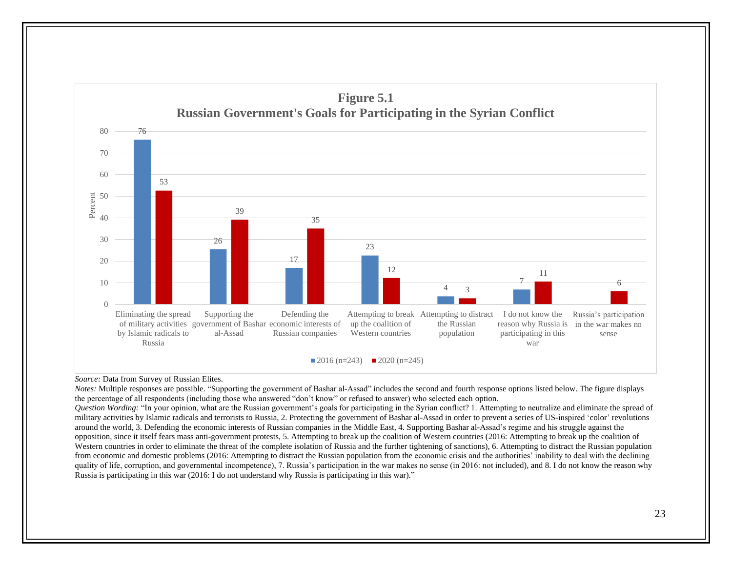**Figure 5.1**
**Russian Government's Goals for Participating in the Syrian Conflict**

| Goal | 2016 (n=243) | 2020 (n=245) |
|---|---|---|
| Eliminating the spread of military activities by Islamic radicals to Russia | 76 | 53 |
| Supporting the government of Bashar al-Assad | 26 | 39 |
| Defending the economic interests of Russian companies | 17 | 35 |
| Attempting to break up the coalition of Western countries | 23 | 12 |
| Attempting to distract the Russian population | 4 | 3 |
| I do not know the reason why Russia is participating in this war | 7 | 11 |
| Russia's participation in the war makes no sense | | 6 |

*Source:* Data from Survey of Russian Elites.

*Notes:* Multiple responses are possible. "Supporting the government of Bashar al-Assad" includes the second and fourth response options listed below. The figure displays the percentage of all respondents (including those who answered "don't know" or refused to answer) who selected each option.

*Question Wording:* "In your opinion, what are the Russian government's goals for participating in the Syrian conflict? 1. Attempting to neutralize and eliminate the spread of military activities by Islamic radicals and terrorists to Russia, 2. Protecting the government of Bashar al-Assad in order to prevent a series of US-inspired 'color' revolutions around the world, 3. Defending the economic interests of Russian companies in the Middle East, 4. Supporting Bashar al-Assad's regime and his struggle against the opposition, since it itself fears mass anti-government protests, 5. Attempting to break up the coalition of Western countries (2016: Attempting to break up the coalition of Western countries in order to eliminate the threat of the complete isolation of Russia and the further tightening of sanctions), 6. Attempting to distract the Russian population from economic and domestic problems (2016: Attempting to distract the Russian population from the economic crisis and the authorities' inability to deal with the declining quality of life, corruption, and governmental incompetence), 7. Russia's participation in the war makes no sense (in 2016: not included), and 8. I do not know the reason why Russia is participating in this war (2016: I do not understand why Russia is participating in this war)."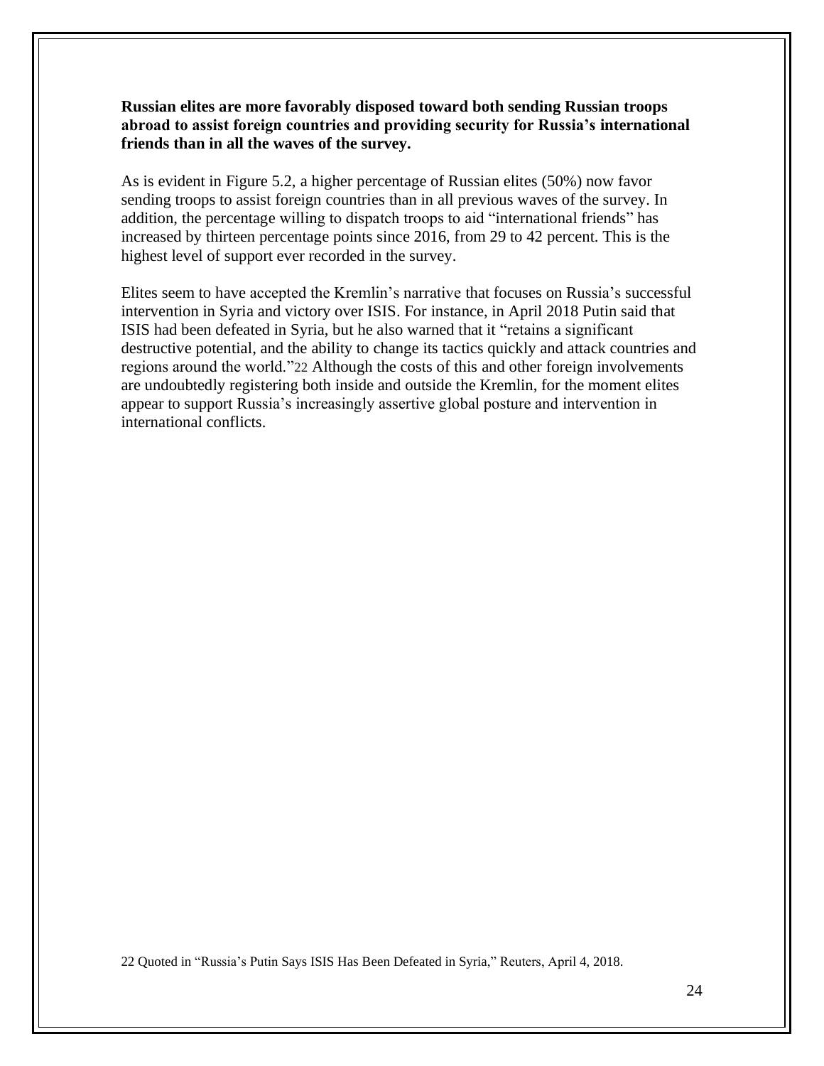**Russian elites are more favorably disposed toward both sending Russian troops abroad to assist foreign countries and providing security for Russia's international friends than in all the waves of the survey.**

As is evident in Figure 5.2, a higher percentage of Russian elites (50%) now favor sending troops to assist foreign countries than in all previous waves of the survey. In addition, the percentage willing to dispatch troops to aid "international friends" has increased by thirteen percentage points since 2016, from 29 to 42 percent. This is the highest level of support ever recorded in the survey.

Elites seem to have accepted the Kremlin's narrative that focuses on Russia's successful intervention in Syria and victory over ISIS. For instance, in April 2018 Putin said that ISIS had been defeated in Syria, but he also warned that it "retains a significant destructive potential, and the ability to change its tactics quickly and attack countries and regions around the world."[22] Although the costs of this and other foreign involvements are undoubtedly registering both inside and outside the Kremlin, for the moment elites appear to support Russia's increasingly assertive global posture and intervention in international conflicts.

[22] Quoted in "Russia's Putin Says ISIS Has Been Defeated in Syria," Reuters, April 4, 2018.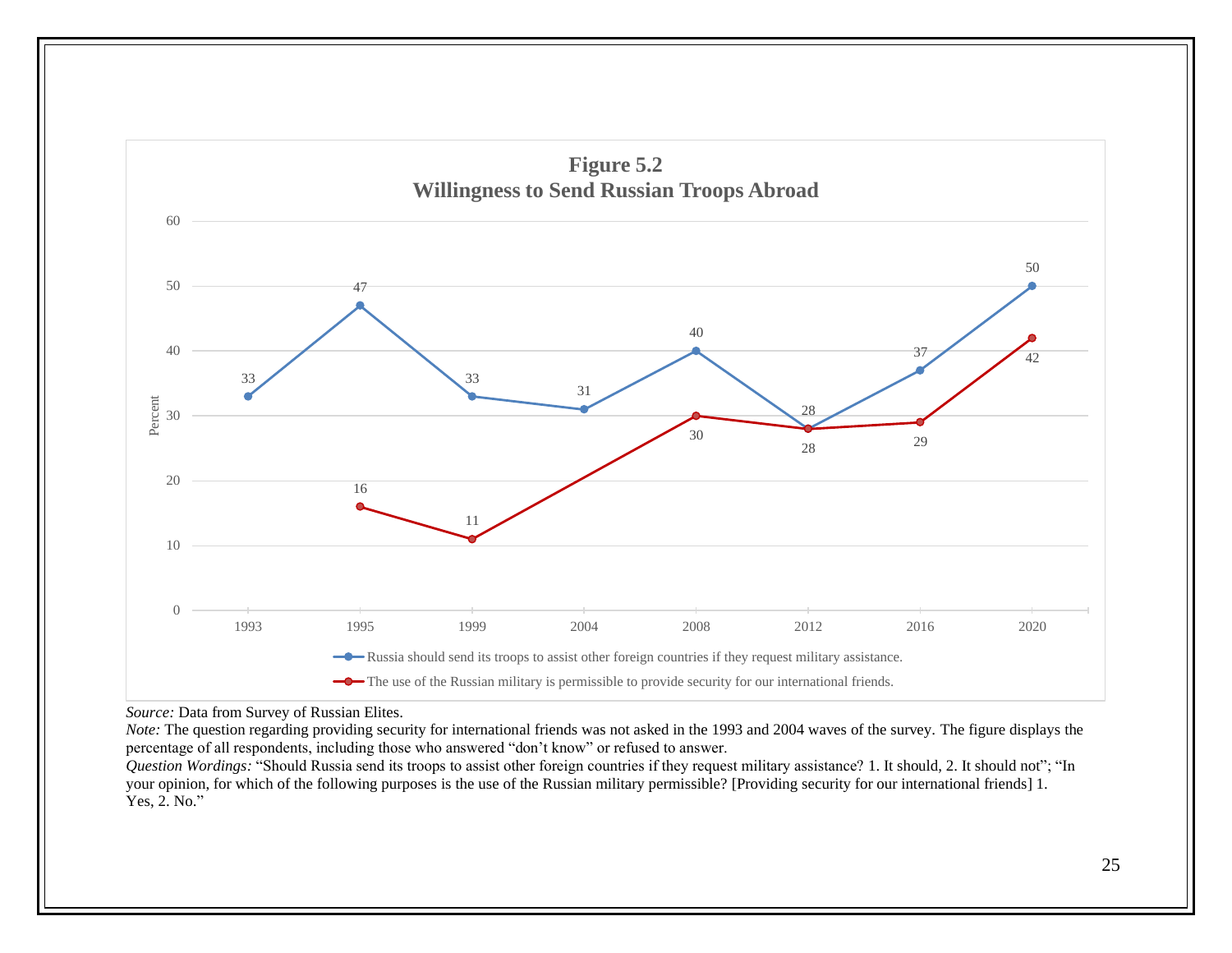**Figure 5.2**
**Willingness to Send Russian Troops Abroad**

| Year | Russia should send its troops to assist other foreign countries if they request military assistance. | The use of the Russian military is permissible to provide security for our international friends. |
|---|---|---|
| 1993 | 33 | |
| 1995 | 47 | 16 |
| 1999 | 33 | 11 |
| 2004 | 31 | |
| 2008 | 40 | 30 |
| 2012 | 28 | 28 |
| 2016 | 37 | 29 |
| 2020 | 50 | 42 |

*Source:* Data from Survey of Russian Elites.

*Note:* The question regarding providing security for international friends was not asked in the 1993 and 2004 waves of the survey. The figure displays the percentage of all respondents, including those who answered "don't know" or refused to answer.

*Question Wordings:* "Should Russia send its troops to assist other foreign countries if they request military assistance? 1. It should, 2. It should not"; "In your opinion, for which of the following purposes is the use of the Russian military permissible? [Providing security for our international friends] 1. Yes, 2. No."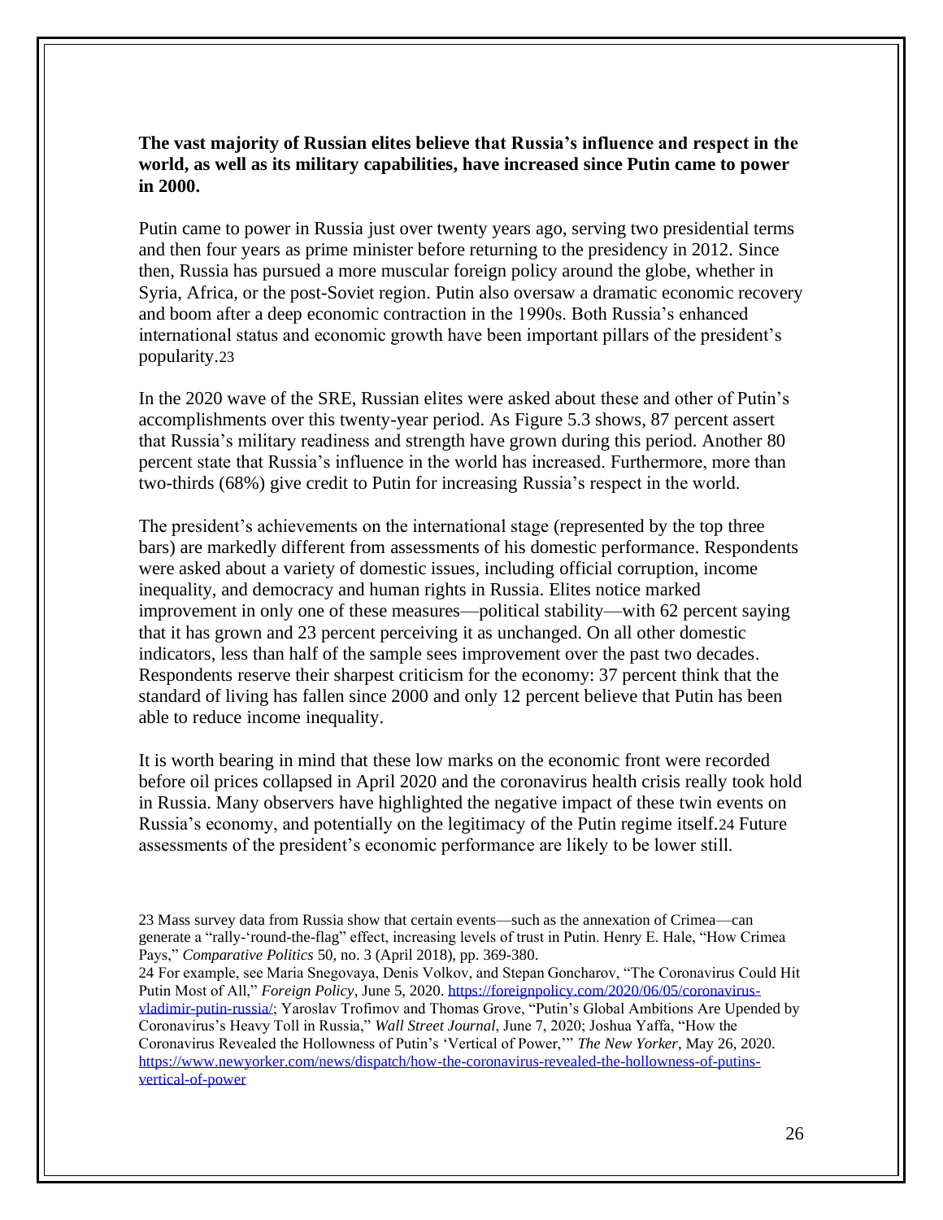**The vast majority of Russian elites believe that Russia's influence and respect in the world, as well as its military capabilities, have increased since Putin came to power in 2000.**

Putin came to power in Russia just over twenty years ago, serving two presidential terms and then four years as prime minister before returning to the presidency in 2012. Since then, Russia has pursued a more muscular foreign policy around the globe, whether in Syria, Africa, or the post-Soviet region. Putin also oversaw a dramatic economic recovery and boom after a deep economic contraction in the 1990s. Both Russia's enhanced international status and economic growth have been important pillars of the president's popularity.[23]

In the 2020 wave of the SRE, Russian elites were asked about these and other of Putin's accomplishments over this twenty-year period. As Figure 5.3 shows, 87 percent assert that Russia's military readiness and strength have grown during this period. Another 80 percent state that Russia's influence in the world has increased. Furthermore, more than two-thirds (68%) give credit to Putin for increasing Russia's respect in the world.

The president's achievements on the international stage (represented by the top three bars) are markedly different from assessments of his domestic performance. Respondents were asked about a variety of domestic issues, including official corruption, income inequality, and democracy and human rights in Russia. Elites notice marked improvement in only one of these measures—political stability—with 62 percent saying that it has grown and 23 percent perceiving it as unchanged. On all other domestic indicators, less than half of the sample sees improvement over the past two decades. Respondents reserve their sharpest criticism for the economy: 37 percent think that the standard of living has fallen since 2000 and only 12 percent believe that Putin has been able to reduce income inequality.

It is worth bearing in mind that these low marks on the economic front were recorded before oil prices collapsed in April 2020 and the coronavirus health crisis really took hold in Russia. Many observers have highlighted the negative impact of these twin events on Russia's economy, and potentially on the legitimacy of the Putin regime itself.[24] Future assessments of the president's economic performance are likely to be lower still.

---

23 Mass survey data from Russia show that certain events—such as the annexation of Crimea—can generate a "rally-'round-the-flag" effect, increasing levels of trust in Putin. Henry E. Hale, "How Crimea Pays," *Comparative Politics* 50, no. 3 (April 2018), pp. 369-380.

24 For example, see Maria Snegovaya, Denis Volkov, and Stepan Goncharov, "The Coronavirus Could Hit Putin Most of All," *Foreign Policy*, June 5, 2020. https://foreignpolicy.com/2020/06/05/coronavirus-vladimir-putin-russia/; Yaroslav Trofimov and Thomas Grove, "Putin's Global Ambitions Are Upended by Coronavirus's Heavy Toll in Russia," *Wall Street Journal*, June 7, 2020; Joshua Yaffa, "How the Coronavirus Revealed the Hollowness of Putin's 'Vertical of Power,'" *The New Yorker*, May 26, 2020. https://www.newyorker.com/news/dispatch/how-the-coronavirus-revealed-the-hollowness-of-putins-vertical-of-power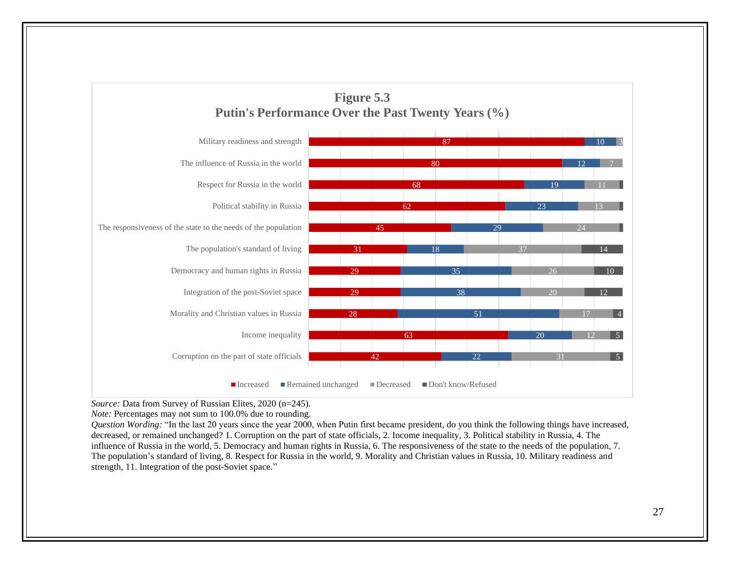**Figure 5.3**
**Putin's Performance Over the Past Twenty Years (%)**

| | Increased | Remained unchanged | Decreased | Don't know/Refused |
|---|---|---|---|---|
| Military readiness and strength | 87 | 10 | 3 | |
| The influence of Russia in the world | 80 | 12 | 7 | |
| Respect for Russia in the world | 68 | 19 | 11 | |
| Political stability in Russia | 62 | 23 | 13 | |
| The responsiveness of the state to the needs of the population | 45 | 29 | 24 | |
| The population's standard of living | 31 | 18 | 37 | 14 |
| Democracy and human rights in Russia | 29 | 35 | 26 | 10 |
| Integration of the post-Soviet space | 29 | 38 | 20 | 12 |
| Morality and Christian values in Russia | 28 | 51 | 17 | 4 |
| Income inequality | 63 | 20 | 12 | 5 |
| Corruption on the part of state officials | 42 | 22 | 31 | 5 |

*Source:* Data from Survey of Russian Elites, 2020 (n=245).
*Note:* Percentages may not sum to 100.0% due to rounding.
*Question Wording:* "In the last 20 years since the year 2000, when Putin first became president, do you think the following things have increased, decreased, or remained unchanged? 1. Corruption on the part of state officials, 2. Income inequality, 3. Political stability in Russia, 4. The influence of Russia in the world, 5. Democracy and human rights in Russia, 6. The responsiveness of the state to the needs of the population, 7. The population's standard of living, 8. Respect for Russia in the world, 9. Morality and Christian values in Russia, 10. Military readiness and strength, 11. Integration of the post-Soviet space."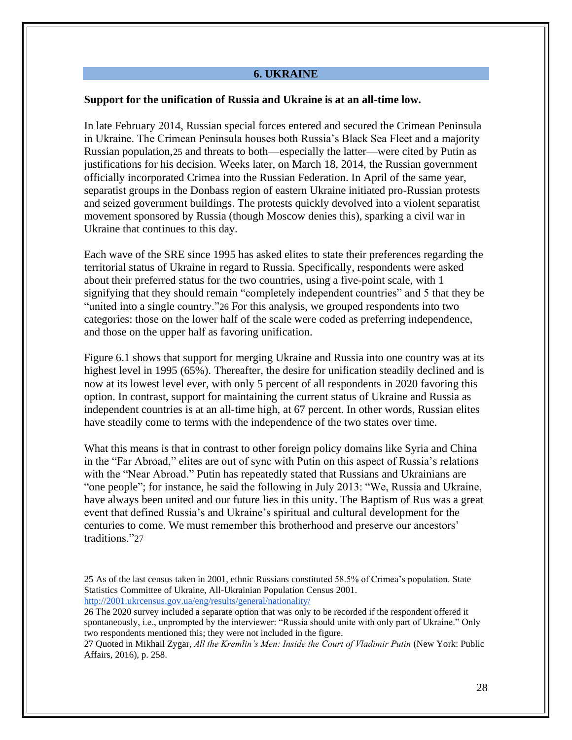## 6. UKRAINE

**Support for the unification of Russia and Ukraine is at an all-time low.**

In late February 2014, Russian special forces entered and secured the Crimean Peninsula in Ukraine. The Crimean Peninsula houses both Russia's Black Sea Fleet and a majority Russian population,[25] and threats to both—especially the latter—were cited by Putin as justifications for his decision. Weeks later, on March 18, 2014, the Russian government officially incorporated Crimea into the Russian Federation. In April of the same year, separatist groups in the Donbass region of eastern Ukraine initiated pro-Russian protests and seized government buildings. The protests quickly devolved into a violent separatist movement sponsored by Russia (though Moscow denies this), sparking a civil war in Ukraine that continues to this day.

Each wave of the SRE since 1995 has asked elites to state their preferences regarding the territorial status of Ukraine in regard to Russia. Specifically, respondents were asked about their preferred status for the two countries, using a five-point scale, with 1 signifying that they should remain "completely independent countries" and 5 that they be "united into a single country."[26] For this analysis, we grouped respondents into two categories: those on the lower half of the scale were coded as preferring independence, and those on the upper half as favoring unification.

Figure 6.1 shows that support for merging Ukraine and Russia into one country was at its highest level in 1995 (65%). Thereafter, the desire for unification steadily declined and is now at its lowest level ever, with only 5 percent of all respondents in 2020 favoring this option. In contrast, support for maintaining the current status of Ukraine and Russia as independent countries is at an all-time high, at 67 percent. In other words, Russian elites have steadily come to terms with the independence of the two states over time.

What this means is that in contrast to other foreign policy domains like Syria and China in the "Far Abroad," elites are out of sync with Putin on this aspect of Russia's relations with the "Near Abroad." Putin has repeatedly stated that Russians and Ukrainians are "one people"; for instance, he said the following in July 2013: "We, Russia and Ukraine, have always been united and our future lies in this unity. The Baptism of Rus was a great event that defined Russia's and Ukraine's spiritual and cultural development for the centuries to come. We must remember this brotherhood and preserve our ancestors' traditions."[27]

---

[25] As of the last census taken in 2001, ethnic Russians constituted 58.5% of Crimea's population. State Statistics Committee of Ukraine, All-Ukrainian Population Census 2001. http://2001.ukrcensus.gov.ua/eng/results/general/nationality/

[26] The 2020 survey included a separate option that was only to be recorded if the respondent offered it spontaneously, i.e., unprompted by the interviewer: "Russia should unite with only part of Ukraine." Only two respondents mentioned this; they were not included in the figure.

[27] Quoted in Mikhail Zygar, *All the Kremlin's Men: Inside the Court of Vladimir Putin* (New York: Public Affairs, 2016), p. 258.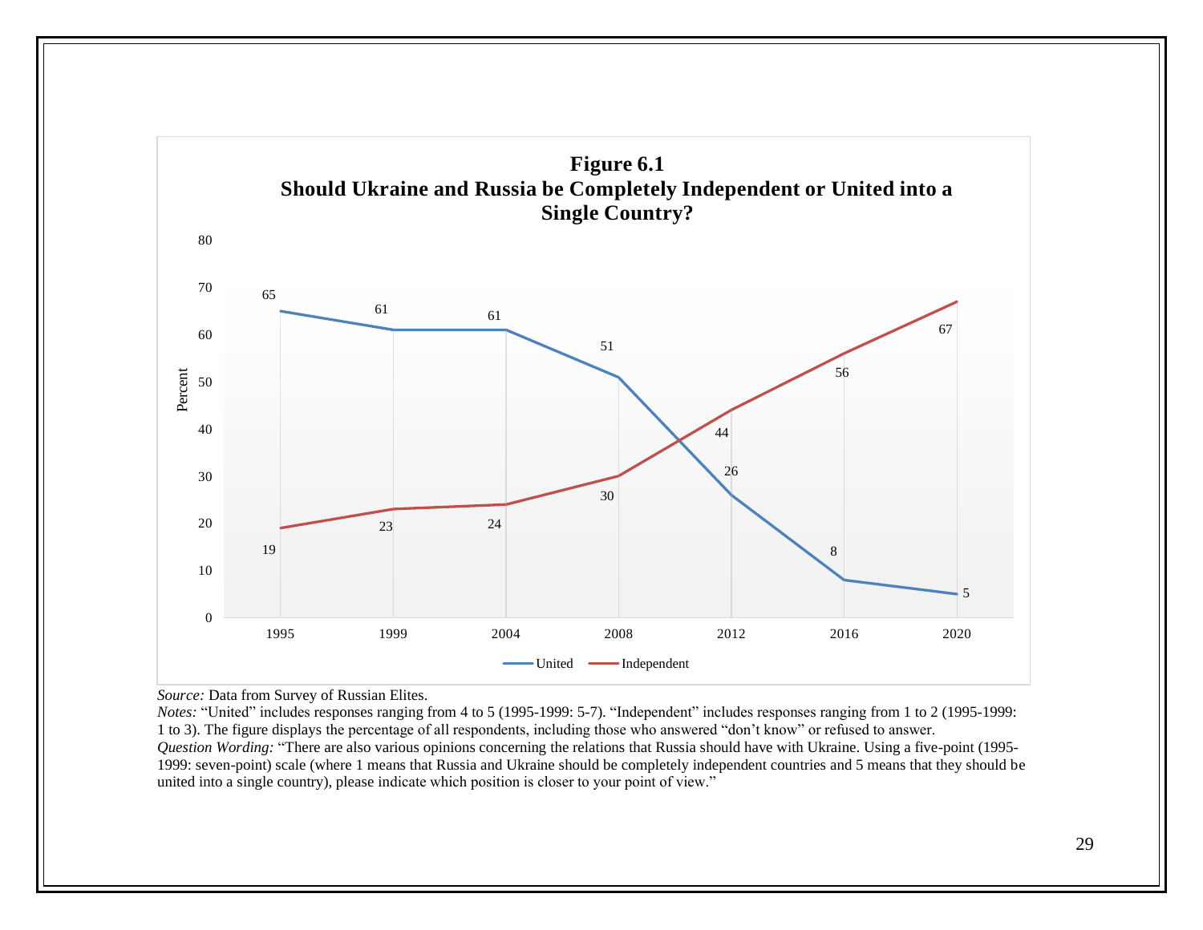**Figure 6.1**
**Should Ukraine and Russia be Completely Independent or United into a Single Country?**

| Year | United | Independent |
| --- | --- | --- |
| 1995 | 65 | 19 |
| 1999 | 61 | 23 |
| 2004 | 61 | 24 |
| 2008 | 51 | 30 |
| 2012 | 26 | 44 |
| 2016 | 8 | 56 |
| 2020 | 5 | 67 |

*Source:* Data from Survey of Russian Elites.
*Notes:* "United" includes responses ranging from 4 to 5 (1995-1999: 5-7). "Independent" includes responses ranging from 1 to 2 (1995-1999: 1 to 3). The figure displays the percentage of all respondents, including those who answered "don't know" or refused to answer.
*Question Wording:* "There are also various opinions concerning the relations that Russia should have with Ukraine. Using a five-point (1995-1999: seven-point) scale (where 1 means that Russia and Ukraine should be completely independent countries and 5 means that they should be united into a single country), please indicate which position is closer to your point of view."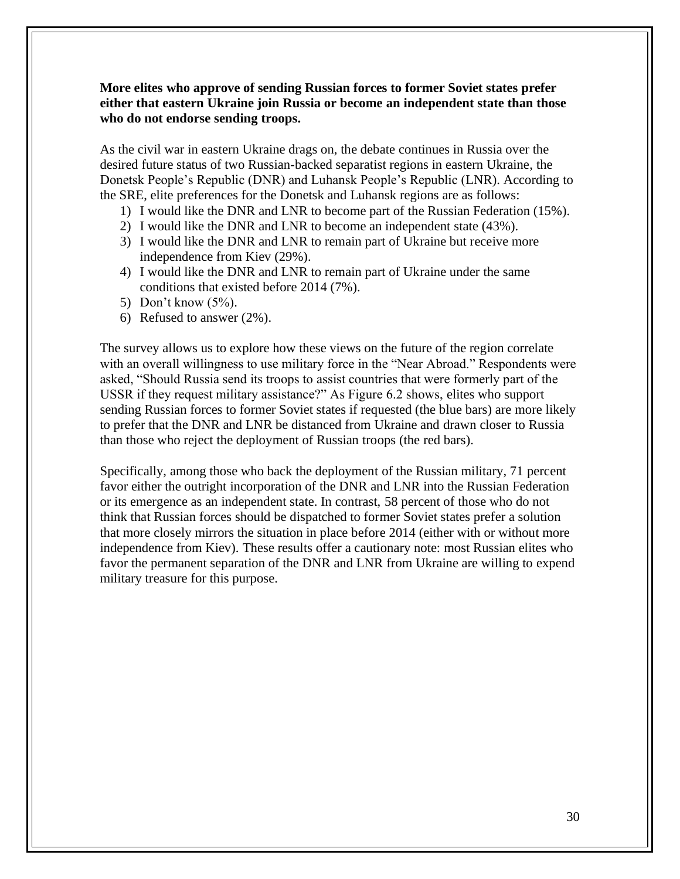**More elites who approve of sending Russian forces to former Soviet states prefer either that eastern Ukraine join Russia or become an independent state than those who do not endorse sending troops.**

As the civil war in eastern Ukraine drags on, the debate continues in Russia over the desired future status of two Russian-backed separatist regions in eastern Ukraine, the Donetsk People's Republic (DNR) and Luhansk People's Republic (LNR). According to the SRE, elite preferences for the Donetsk and Luhansk regions are as follows:

1) I would like the DNR and LNR to become part of the Russian Federation (15%).
2) I would like the DNR and LNR to become an independent state (43%).
3) I would like the DNR and LNR to remain part of Ukraine but receive more independence from Kiev (29%).
4) I would like the DNR and LNR to remain part of Ukraine under the same conditions that existed before 2014 (7%).
5) Don't know (5%).
6) Refused to answer (2%).

The survey allows us to explore how these views on the future of the region correlate with an overall willingness to use military force in the "Near Abroad." Respondents were asked, "Should Russia send its troops to assist countries that were formerly part of the USSR if they request military assistance?" As Figure 6.2 shows, elites who support sending Russian forces to former Soviet states if requested (the blue bars) are more likely to prefer that the DNR and LNR be distanced from Ukraine and drawn closer to Russia than those who reject the deployment of Russian troops (the red bars).

Specifically, among those who back the deployment of the Russian military, 71 percent favor either the outright incorporation of the DNR and LNR into the Russian Federation or its emergence as an independent state. In contrast, 58 percent of those who do not think that Russian forces should be dispatched to former Soviet states prefer a solution that more closely mirrors the situation in place before 2014 (either with or without more independence from Kiev). These results offer a cautionary note: most Russian elites who favor the permanent separation of the DNR and LNR from Ukraine are willing to expend military treasure for this purpose.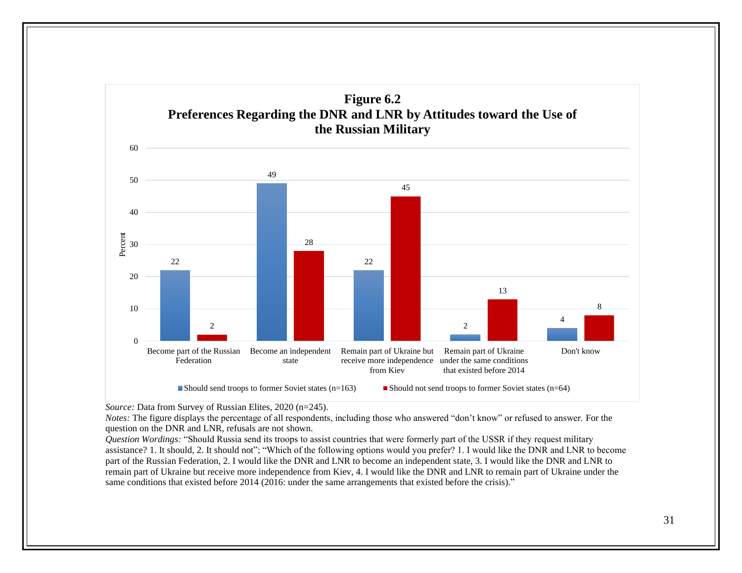**Figure 6.2**
**Preferences Regarding the DNR and LNR by Attitudes toward the Use of the Russian Military**

| | Should send troops to former Soviet states (n=163) | Should not send troops to former Soviet states (n=64) |
|---|---|---|
| Become part of the Russian Federation | 22 | 2 |
| Become an independent state | 49 | 28 |
| Remain part of Ukraine but receive more independence from Kiev | 22 | 45 |
| Remain part of Ukraine under the same conditions that existed before 2014 | 2 | 13 |
| Don't know | 4 | 8 |

*Source:* Data from Survey of Russian Elites, 2020 (n=245).
*Notes:* The figure displays the percentage of all respondents, including those who answered "don't know" or refused to answer. For the question on the DNR and LNR, refusals are not shown.
*Question Wordings:* "Should Russia send its troops to assist countries that were formerly part of the USSR if they request military assistance? 1. It should, 2. It should not"; "Which of the following options would you prefer? 1. I would like the DNR and LNR to become part of the Russian Federation, 2. I would like the DNR and LNR to become an independent state, 3. I would like the DNR and LNR to remain part of Ukraine but receive more independence from Kiev, 4. I would like the DNR and LNR to remain part of Ukraine under the same conditions that existed before 2014 (2016: under the same arrangements that existed before the crisis)."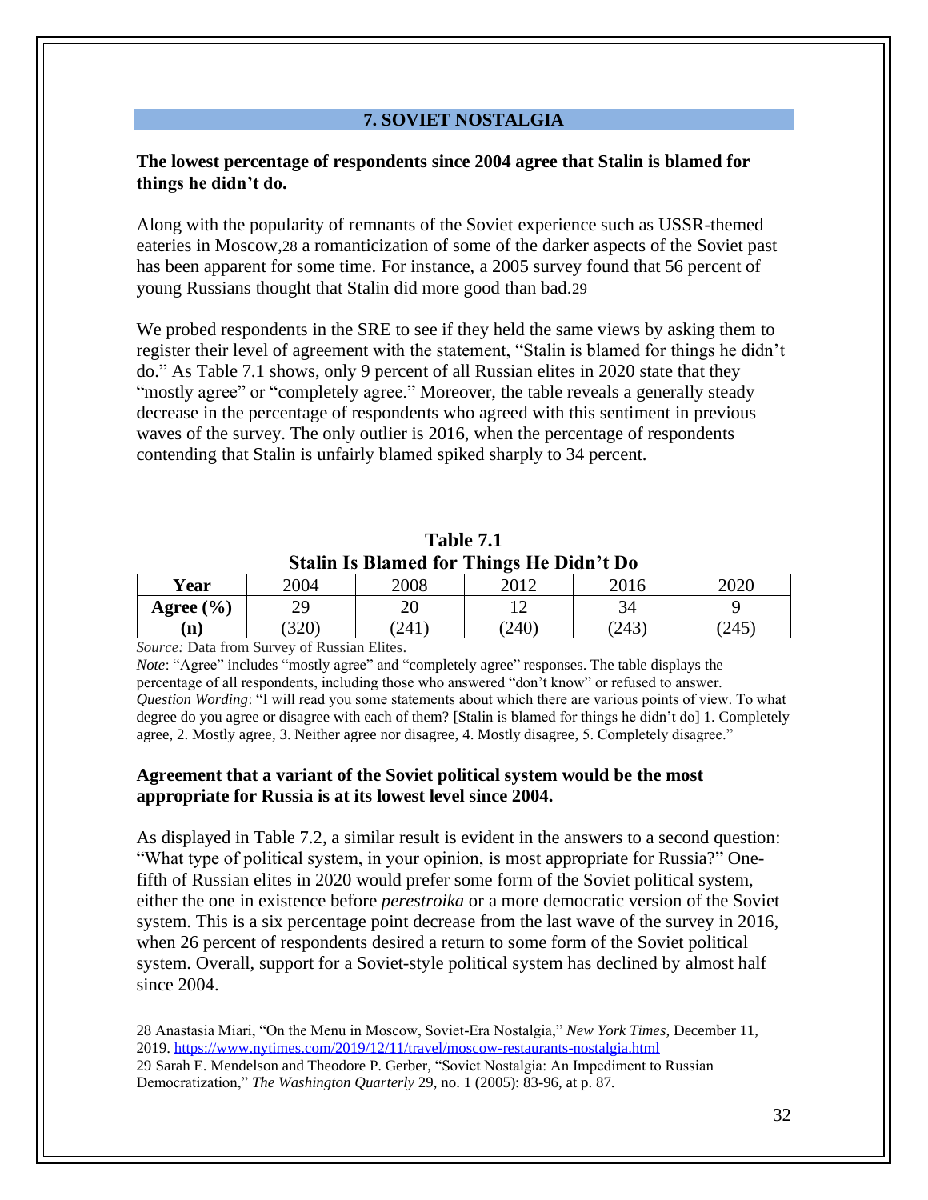## 7. SOVIET NOSTALGIA

**The lowest percentage of respondents since 2004 agree that Stalin is blamed for things he didn't do.**

Along with the popularity of remnants of the Soviet experience such as USSR-themed eateries in Moscow,[28] a romanticization of some of the darker aspects of the Soviet past has been apparent for some time. For instance, a 2005 survey found that 56 percent of young Russians thought that Stalin did more good than bad.[29]

We probed respondents in the SRE to see if they held the same views by asking them to register their level of agreement with the statement, "Stalin is blamed for things he didn't do." As Table 7.1 shows, only 9 percent of all Russian elites in 2020 state that they "mostly agree" or "completely agree." Moreover, the table reveals a generally steady decrease in the percentage of respondents who agreed with this sentiment in previous waves of the survey. The only outlier is 2016, when the percentage of respondents contending that Stalin is unfairly blamed spiked sharply to 34 percent.

**Table 7.1**
**Stalin Is Blamed for Things He Didn't Do**

| **Year** | 2004 | 2008 | 2012 | 2016 | 2020 |
|---|---|---|---|---|---|
| **Agree (%)** | 29 | 20 | 12 | 34 | 9 |
| **(n)** | (320) | (241) | (240) | (243) | (245) |

*Source:* Data from Survey of Russian Elites.
*Note*: "Agree" includes "mostly agree" and "completely agree" responses. The table displays the percentage of all respondents, including those who answered "don't know" or refused to answer.
*Question Wording*: "I will read you some statements about which there are various points of view. To what degree do you agree or disagree with each of them? [Stalin is blamed for things he didn't do] 1. Completely agree, 2. Mostly agree, 3. Neither agree nor disagree, 4. Mostly disagree, 5. Completely disagree."

**Agreement that a variant of the Soviet political system would be the most appropriate for Russia is at its lowest level since 2004.**

As displayed in Table 7.2, a similar result is evident in the answers to a second question: "What type of political system, in your opinion, is most appropriate for Russia?" One-fifth of Russian elites in 2020 would prefer some form of the Soviet political system, either the one in existence before *perestroika* or a more democratic version of the Soviet system. This is a six percentage point decrease from the last wave of the survey in 2016, when 26 percent of respondents desired a return to some form of the Soviet political system. Overall, support for a Soviet-style political system has declined by almost half since 2004.

28 Anastasia Miari, "On the Menu in Moscow, Soviet-Era Nostalgia," *New York Times*, December 11, 2019. https://www.nytimes.com/2019/12/11/travel/moscow-restaurants-nostalgia.html
29 Sarah E. Mendelson and Theodore P. Gerber, "Soviet Nostalgia: An Impediment to Russian Democratization," *The Washington Quarterly* 29, no. 1 (2005): 83-96, at p. 87.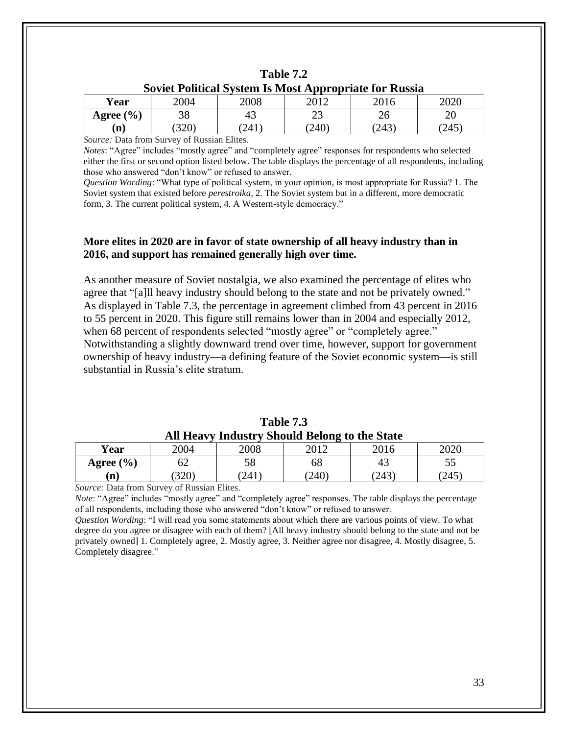**Table 7.2**
**Soviet Political System Is Most Appropriate for Russia**

| Year | 2004 | 2008 | 2012 | 2016 | 2020 |
|---|---|---|---|---|---|
| **Agree (%)** | 38 | 43 | 23 | 26 | 20 |
| **(n)** | (320) | (241) | (240) | (243) | (245) |

*Source:* Data from Survey of Russian Elites.
*Notes*: "Agree" includes "mostly agree" and "completely agree" responses for respondents who selected either the first or second option listed below. The table displays the percentage of all respondents, including those who answered "don't know" or refused to answer.
*Question Wording*: "What type of political system, in your opinion, is most appropriate for Russia? 1. The Soviet system that existed before *perestroika,* 2. The Soviet system but in a different, more democratic form, 3. The current political system, 4. A Western-style democracy."

**More elites in 2020 are in favor of state ownership of all heavy industry than in 2016, and support has remained generally high over time.**

As another measure of Soviet nostalgia, we also examined the percentage of elites who agree that "[a]ll heavy industry should belong to the state and not be privately owned." As displayed in Table 7.3, the percentage in agreement climbed from 43 percent in 2016 to 55 percent in 2020. This figure still remains lower than in 2004 and especially 2012, when 68 percent of respondents selected "mostly agree" or "completely agree." Notwithstanding a slightly downward trend over time, however, support for government ownership of heavy industry—a defining feature of the Soviet economic system—is still substantial in Russia's elite stratum.

**Table 7.3**
**All Heavy Industry Should Belong to the State**

| Year | 2004 | 2008 | 2012 | 2016 | 2020 |
|---|---|---|---|---|---|
| **Agree (%)** | 62 | 58 | 68 | 43 | 55 |
| **(n)** | (320) | (241) | (240) | (243) | (245) |

*Source:* Data from Survey of Russian Elites.
*Note*: "Agree" includes "mostly agree" and "completely agree" responses. The table displays the percentage of all respondents, including those who answered "don't know" or refused to answer.
*Question Wording*: "I will read you some statements about which there are various points of view. To what degree do you agree or disagree with each of them? [All heavy industry should belong to the state and not be privately owned] 1. Completely agree, 2. Mostly agree, 3. Neither agree nor disagree, 4. Mostly disagree, 5. Completely disagree."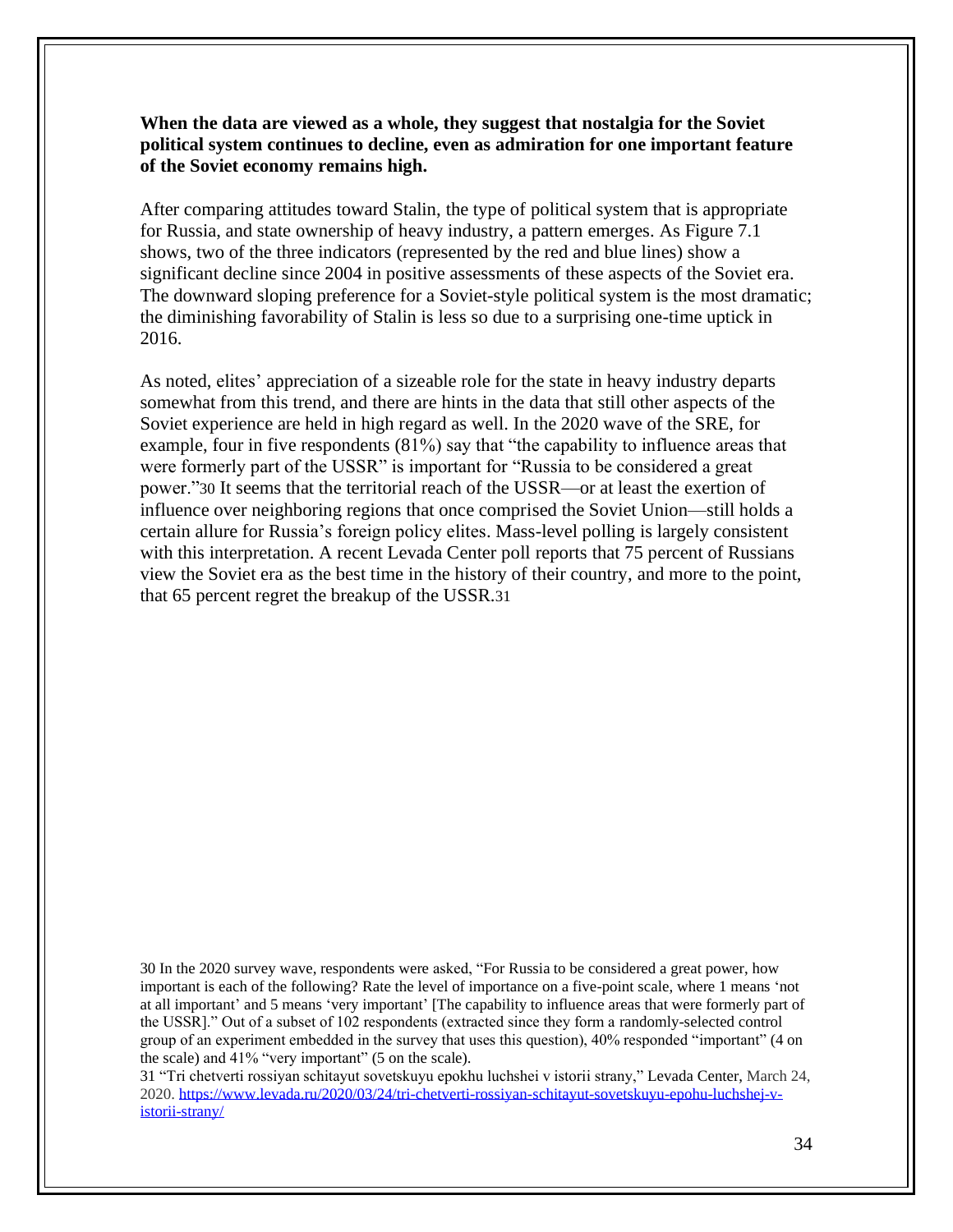**When the data are viewed as a whole, they suggest that nostalgia for the Soviet political system continues to decline, even as admiration for one important feature of the Soviet economy remains high.**

After comparing attitudes toward Stalin, the type of political system that is appropriate for Russia, and state ownership of heavy industry, a pattern emerges. As Figure 7.1 shows, two of the three indicators (represented by the red and blue lines) show a significant decline since 2004 in positive assessments of these aspects of the Soviet era. The downward sloping preference for a Soviet-style political system is the most dramatic; the diminishing favorability of Stalin is less so due to a surprising one-time uptick in 2016.

As noted, elites' appreciation of a sizeable role for the state in heavy industry departs somewhat from this trend, and there are hints in the data that still other aspects of the Soviet experience are held in high regard as well. In the 2020 wave of the SRE, for example, four in five respondents (81%) say that "the capability to influence areas that were formerly part of the USSR" is important for "Russia to be considered a great power."[30] It seems that the territorial reach of the USSR—or at least the exertion of influence over neighboring regions that once comprised the Soviet Union—still holds a certain allure for Russia's foreign policy elites. Mass-level polling is largely consistent with this interpretation. A recent Levada Center poll reports that 75 percent of Russians view the Soviet era as the best time in the history of their country, and more to the point, that 65 percent regret the breakup of the USSR.[31]

---

30 In the 2020 survey wave, respondents were asked, "For Russia to be considered a great power, how important is each of the following? Rate the level of importance on a five-point scale, where 1 means 'not at all important' and 5 means 'very important' [The capability to influence areas that were formerly part of the USSR]." Out of a subset of 102 respondents (extracted since they form a randomly-selected control group of an experiment embedded in the survey that uses this question), 40% responded "important" (4 on the scale) and 41% "very important" (5 on the scale).

31 "Tri chetverti rossiyan schitayut sovetskuyu epokhu luchshei v istorii strany," Levada Center, March 24, 2020. https://www.levada.ru/2020/03/24/tri-chetverti-rossiyan-schitayut-sovetskuyu-epohu-luchshej-v-istorii-strany/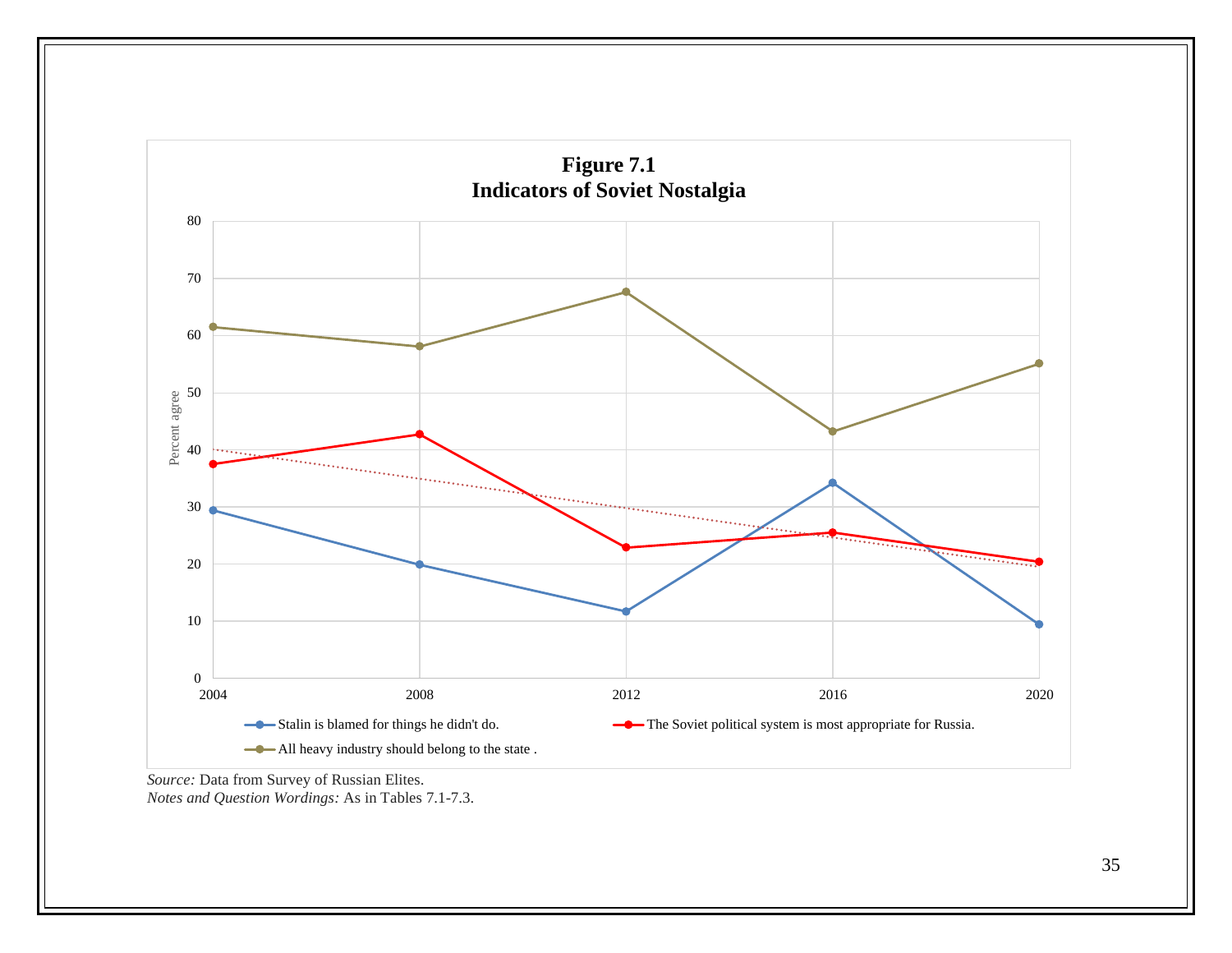**Figure 7.1**
**Indicators of Soviet Nostalgia**

*Source:* Data from Survey of Russian Elites.
*Notes and Question Wordings:* As in Tables 7.1-7.3.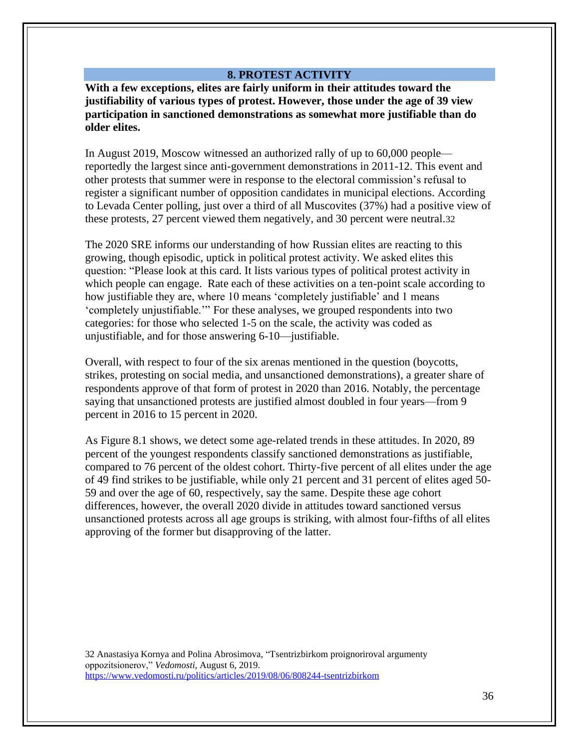## 8. PROTEST ACTIVITY

**With a few exceptions, elites are fairly uniform in their attitudes toward the justifiability of various types of protest. However, those under the age of 39 view participation in sanctioned demonstrations as somewhat more justifiable than do older elites.**

In August 2019, Moscow witnessed an authorized rally of up to 60,000 people—reportedly the largest since anti-government demonstrations in 2011-12. This event and other protests that summer were in response to the electoral commission's refusal to register a significant number of opposition candidates in municipal elections. According to Levada Center polling, just over a third of all Muscovites (37%) had a positive view of these protests, 27 percent viewed them negatively, and 30 percent were neutral.[32]

The 2020 SRE informs our understanding of how Russian elites are reacting to this growing, though episodic, uptick in political protest activity. We asked elites this question: "Please look at this card. It lists various types of political protest activity in which people can engage. Rate each of these activities on a ten-point scale according to how justifiable they are, where 10 means 'completely justifiable' and 1 means 'completely unjustifiable.'" For these analyses, we grouped respondents into two categories: for those who selected 1-5 on the scale, the activity was coded as unjustifiable, and for those answering 6-10—justifiable.

Overall, with respect to four of the six arenas mentioned in the question (boycotts, strikes, protesting on social media, and unsanctioned demonstrations), a greater share of respondents approve of that form of protest in 2020 than 2016. Notably, the percentage saying that unsanctioned protests are justified almost doubled in four years—from 9 percent in 2016 to 15 percent in 2020.

As Figure 8.1 shows, we detect some age-related trends in these attitudes. In 2020, 89 percent of the youngest respondents classify sanctioned demonstrations as justifiable, compared to 76 percent of the oldest cohort. Thirty-five percent of all elites under the age of 49 find strikes to be justifiable, while only 21 percent and 31 percent of elites aged 50-59 and over the age of 60, respectively, say the same. Despite these age cohort differences, however, the overall 2020 divide in attitudes toward sanctioned versus unsanctioned protests across all age groups is striking, with almost four-fifths of all elites approving of the former but disapproving of the latter.

32 Anastasiya Kornya and Polina Abrosimova, "Tsentrizbirkom proignoriroval argumenty oppozitsionerov," *Vedomosti*, August 6, 2019. https://www.vedomosti.ru/politics/articles/2019/08/06/808244-tsentrizbirkom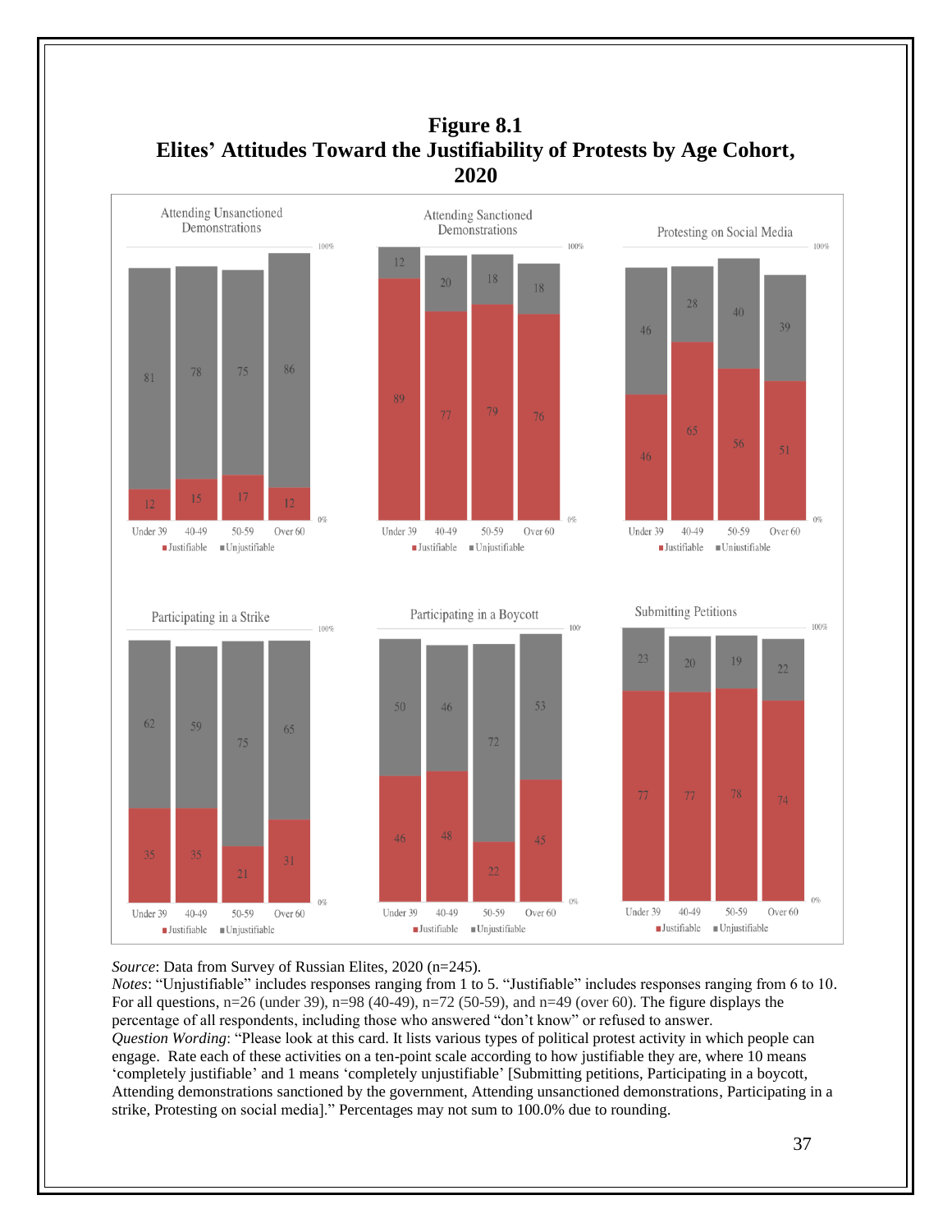**Figure 8.1**
**Elites' Attitudes Toward the Justifiability of Protests by Age Cohort, 2020**

| Attending Unsanctioned Demonstrations | Under 39 | 40-49 | 50-59 | Over 60 |
|---|---|---|---|---|
| Justifiable | 12 | 15 | 17 | 12 |
| Unjustifiable | 81 | 78 | 75 | 86 |

| Attending Sanctioned Demonstrations | Under 39 | 40-49 | 50-59 | Over 60 |
|---|---|---|---|---|
| Justifiable | 89 | 77 | 79 | 76 |
| Unjustifiable | 12 | 20 | 18 | 18 |

| Protesting on Social Media | Under 39 | 40-49 | 50-59 | Over 60 |
|---|---|---|---|---|
| Justifiable | 46 | 65 | 56 | 51 |
| Unjustifiable | 46 | 28 | 40 | 39 |

| Participating in a Strike | Under 39 | 40-49 | 50-59 | Over 60 |
|---|---|---|---|---|
| Justifiable | 35 | 35 | 21 | 31 |
| Unjustifiable | 62 | 59 | 75 | 65 |

| Participating in a Boycott | Under 39 | 40-49 | 50-59 | Over 60 |
|---|---|---|---|---|
| Justifiable | 46 | 48 | 22 | 45 |
| Unjustifiable | 50 | 46 | 72 | 53 |

| Submitting Petitions | Under 39 | 40-49 | 50-59 | Over 60 |
|---|---|---|---|---|
| Justifiable | 77 | 77 | 78 | 74 |
| Unjustifiable | 23 | 20 | 19 | 22 |

*Source*: Data from Survey of Russian Elites, 2020 (n=245).
*Notes*: "Unjustifiable" includes responses ranging from 1 to 5. "Justifiable" includes responses ranging from 6 to 10. For all questions, n=26 (under 39), n=98 (40-49), n=72 (50-59), and n=49 (over 60). The figure displays the percentage of all respondents, including those who answered "don't know" or refused to answer.
*Question Wording*: "Please look at this card. It lists various types of political protest activity in which people can engage. Rate each of these activities on a ten-point scale according to how justifiable they are, where 10 means 'completely justifiable' and 1 means 'completely unjustifiable' [Submitting petitions, Participating in a boycott, Attending demonstrations sanctioned by the government, Attending unsanctioned demonstrations, Participating in a strike, Protesting on social media]." Percentages may not sum to 100.0% due to rounding.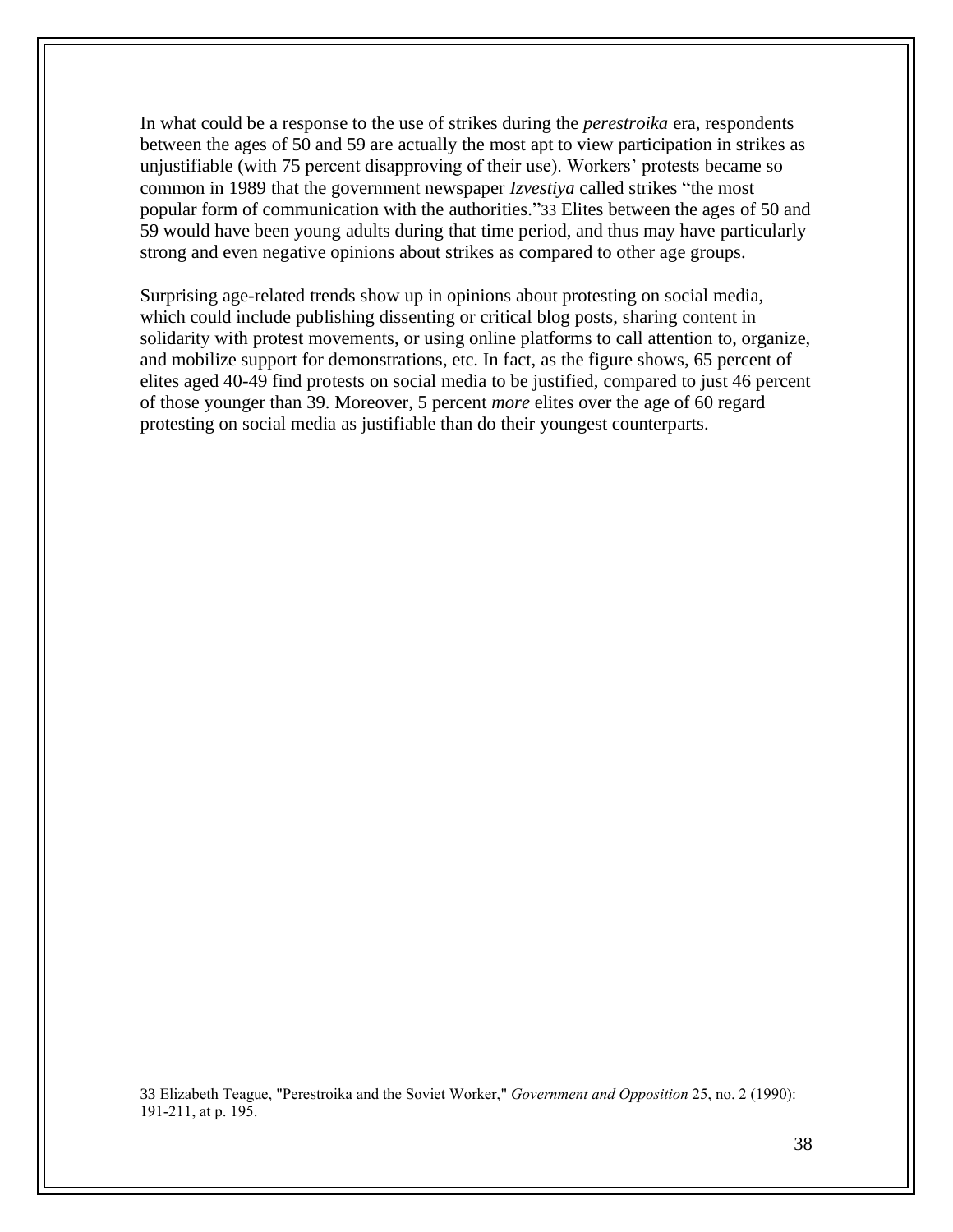In what could be a response to the use of strikes during the *perestroika* era, respondents between the ages of 50 and 59 are actually the most apt to view participation in strikes as unjustifiable (with 75 percent disapproving of their use). Workers' protests became so common in 1989 that the government newspaper *Izvestiya* called strikes "the most popular form of communication with the authorities."[33] Elites between the ages of 50 and 59 would have been young adults during that time period, and thus may have particularly strong and even negative opinions about strikes as compared to other age groups.

Surprising age-related trends show up in opinions about protesting on social media, which could include publishing dissenting or critical blog posts, sharing content in solidarity with protest movements, or using online platforms to call attention to, organize, and mobilize support for demonstrations, etc. In fact, as the figure shows, 65 percent of elites aged 40-49 find protests on social media to be justified, compared to just 46 percent of those younger than 39. Moreover, 5 percent *more* elites over the age of 60 regard protesting on social media as justifiable than do their youngest counterparts.

33 Elizabeth Teague, "Perestroika and the Soviet Worker," *Government and Opposition* 25, no. 2 (1990): 191-211, at p. 195.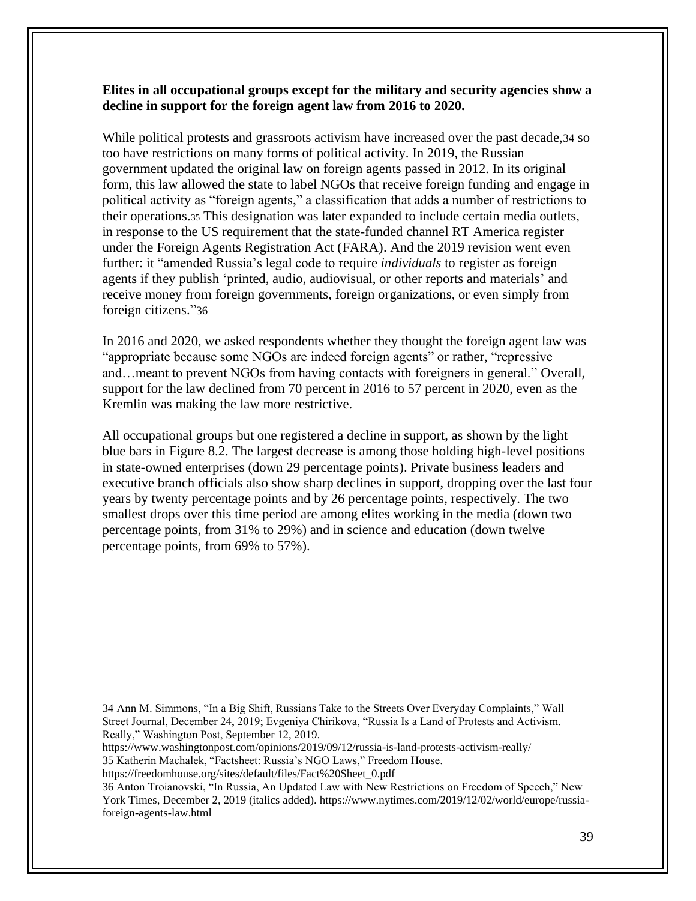**Elites in all occupational groups except for the military and security agencies show a decline in support for the foreign agent law from 2016 to 2020.**

While political protests and grassroots activism have increased over the past decade,[34] so too have restrictions on many forms of political activity. In 2019, the Russian government updated the original law on foreign agents passed in 2012. In its original form, this law allowed the state to label NGOs that receive foreign funding and engage in political activity as "foreign agents," a classification that adds a number of restrictions to their operations.[35] This designation was later expanded to include certain media outlets, in response to the US requirement that the state-funded channel RT America register under the Foreign Agents Registration Act (FARA). And the 2019 revision went even further: it "amended Russia's legal code to require *individuals* to register as foreign agents if they publish 'printed, audio, audiovisual, or other reports and materials' and receive money from foreign governments, foreign organizations, or even simply from foreign citizens."[36]

In 2016 and 2020, we asked respondents whether they thought the foreign agent law was "appropriate because some NGOs are indeed foreign agents" or rather, "repressive and…meant to prevent NGOs from having contacts with foreigners in general." Overall, support for the law declined from 70 percent in 2016 to 57 percent in 2020, even as the Kremlin was making the law more restrictive.

All occupational groups but one registered a decline in support, as shown by the light blue bars in Figure 8.2. The largest decrease is among those holding high-level positions in state-owned enterprises (down 29 percentage points). Private business leaders and executive branch officials also show sharp declines in support, dropping over the last four years by twenty percentage points and by 26 percentage points, respectively. The two smallest drops over this time period are among elites working in the media (down two percentage points, from 31% to 29%) and in science and education (down twelve percentage points, from 69% to 57%).

34 Ann M. Simmons, "In a Big Shift, Russians Take to the Streets Over Everyday Complaints," Wall Street Journal, December 24, 2019; Evgeniya Chirikova, "Russia Is a Land of Protests and Activism. Really," Washington Post, September 12, 2019. https://www.washingtonpost.com/opinions/2019/09/12/russia-is-land-protests-activism-really/

35 Katherin Machalek, "Factsheet: Russia's NGO Laws," Freedom House. https://freedomhouse.org/sites/default/files/Fact%20Sheet_0.pdf

36 Anton Troianovski, "In Russia, An Updated Law with New Restrictions on Freedom of Speech," New York Times, December 2, 2019 (italics added). https://www.nytimes.com/2019/12/02/world/europe/russia-foreign-agents-law.html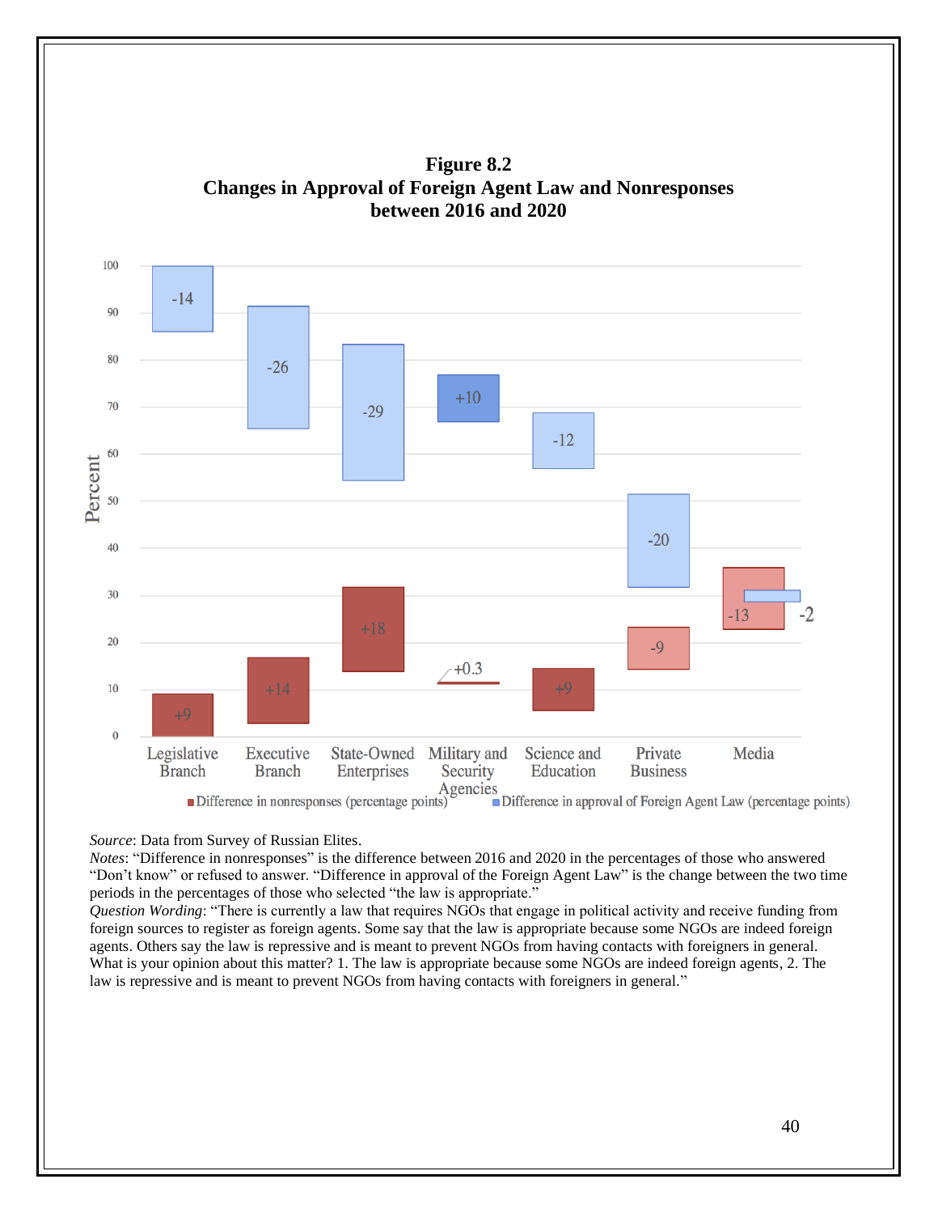**Figure 8.2**
**Changes in Approval of Foreign Agent Law and Nonresponses between 2016 and 2020**

*Source*: Data from Survey of Russian Elites.
*Notes*: "Difference in nonresponses" is the difference between 2016 and 2020 in the percentages of those who answered "Don't know" or refused to answer. "Difference in approval of the Foreign Agent Law" is the change between the two time periods in the percentages of those who selected "the law is appropriate."
*Question Wording*: "There is currently a law that requires NGOs that engage in political activity and receive funding from foreign sources to register as foreign agents. Some say that the law is appropriate because some NGOs are indeed foreign agents. Others say the law is repressive and is meant to prevent NGOs from having contacts with foreigners in general. What is your opinion about this matter? 1. The law is appropriate because some NGOs are indeed foreign agents, 2. The law is repressive and is meant to prevent NGOs from having contacts with foreigners in general."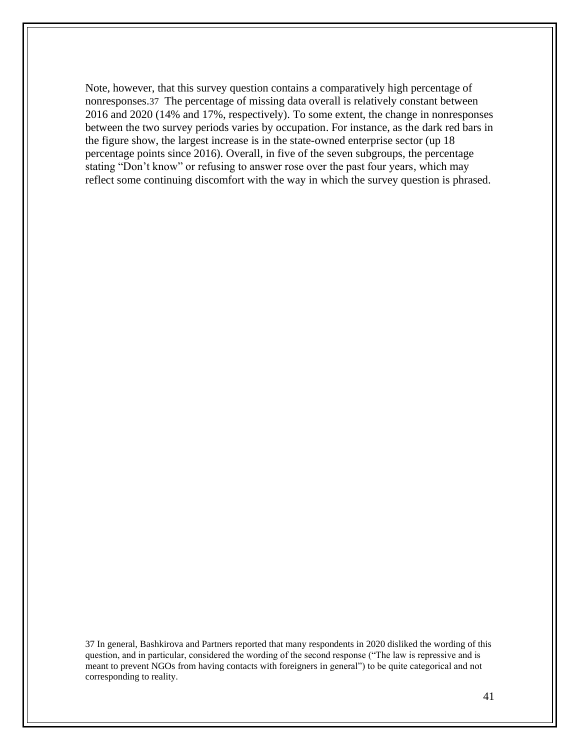Note, however, that this survey question contains a comparatively high percentage of nonresponses.[37] The percentage of missing data overall is relatively constant between 2016 and 2020 (14% and 17%, respectively). To some extent, the change in nonresponses between the two survey periods varies by occupation. For instance, as the dark red bars in the figure show, the largest increase is in the state-owned enterprise sector (up 18 percentage points since 2016). Overall, in five of the seven subgroups, the percentage stating "Don't know" or refusing to answer rose over the past four years, which may reflect some continuing discomfort with the way in which the survey question is phrased.

[37] In general, Bashkirova and Partners reported that many respondents in 2020 disliked the wording of this question, and in particular, considered the wording of the second response ("The law is repressive and is meant to prevent NGOs from having contacts with foreigners in general") to be quite categorical and not corresponding to reality.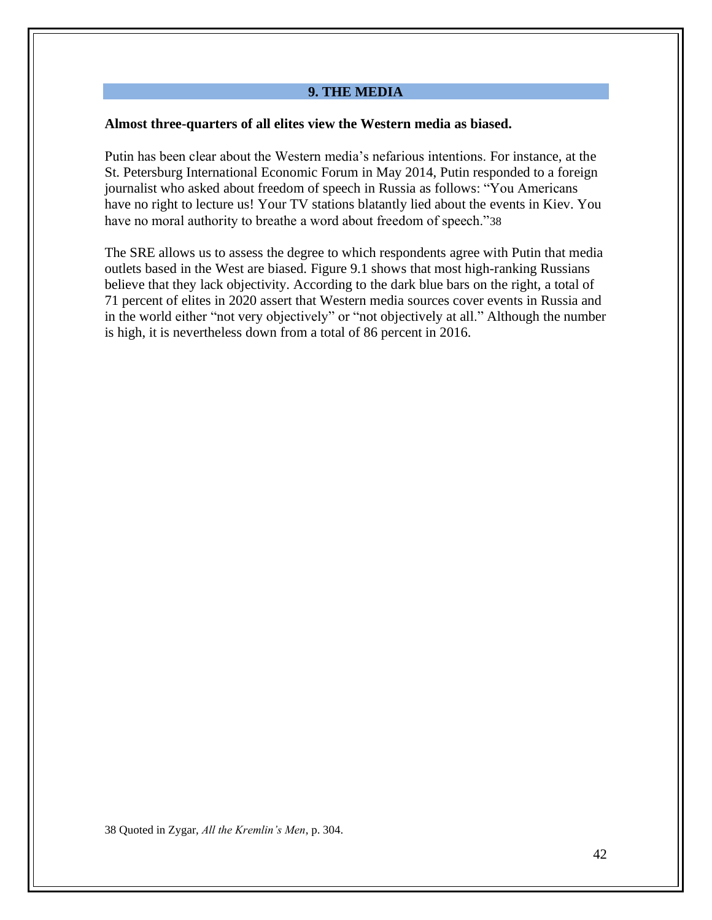## 9. THE MEDIA

**Almost three-quarters of all elites view the Western media as biased.**

Putin has been clear about the Western media's nefarious intentions. For instance, at the St. Petersburg International Economic Forum in May 2014, Putin responded to a foreign journalist who asked about freedom of speech in Russia as follows: "You Americans have no right to lecture us! Your TV stations blatantly lied about the events in Kiev. You have no moral authority to breathe a word about freedom of speech."[38]

The SRE allows us to assess the degree to which respondents agree with Putin that media outlets based in the West are biased. Figure 9.1 shows that most high-ranking Russians believe that they lack objectivity. According to the dark blue bars on the right, a total of 71 percent of elites in 2020 assert that Western media sources cover events in Russia and in the world either "not very objectively" or "not objectively at all." Although the number is high, it is nevertheless down from a total of 86 percent in 2016.

38 Quoted in Zygar, *All the Kremlin's Men*, p. 304.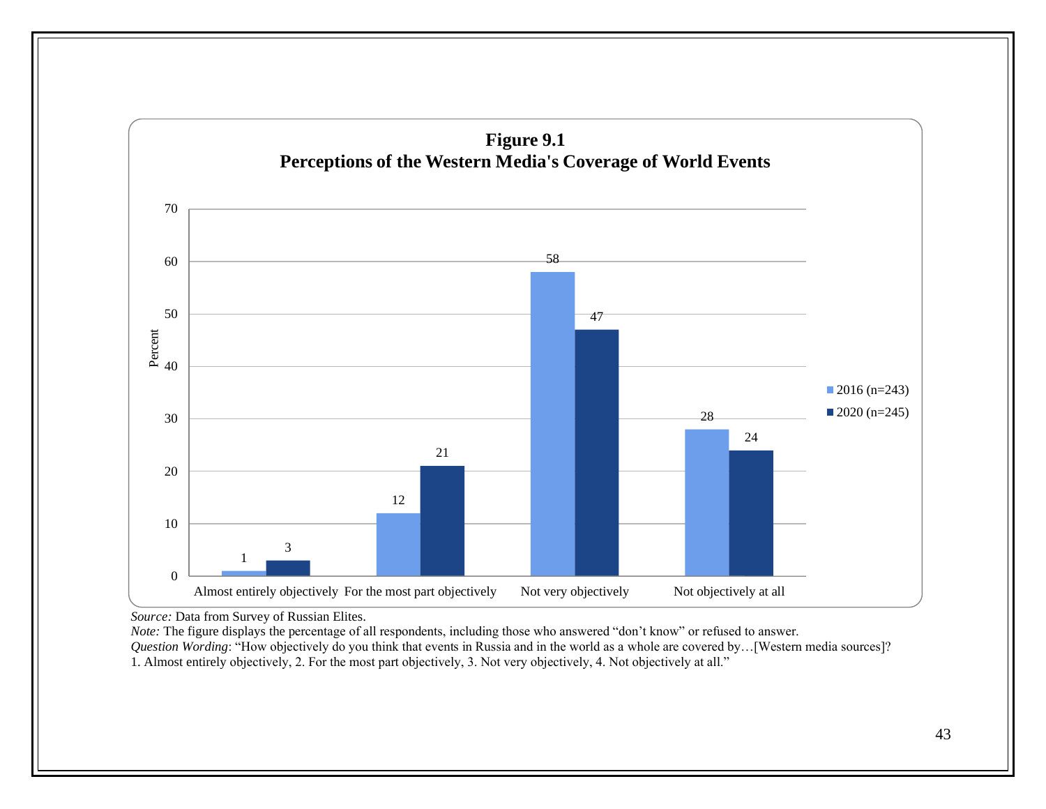**Figure 9.1**
**Perceptions of the Western Media's Coverage of World Events**

| | 2016 (n=243) | 2020 (n=245) |
|---|---|---|
| Almost entirely objectively | 1 | 3 |
| For the most part objectively | 12 | 21 |
| Not very objectively | 58 | 47 |
| Not objectively at all | 28 | 24 |

*Source:* Data from Survey of Russian Elites.
*Note:* The figure displays the percentage of all respondents, including those who answered "don't know" or refused to answer.
*Question Wording*: "How objectively do you think that events in Russia and in the world as a whole are covered by…[Western media sources]? 1. Almost entirely objectively, 2. For the most part objectively, 3. Not very objectively, 4. Not objectively at all."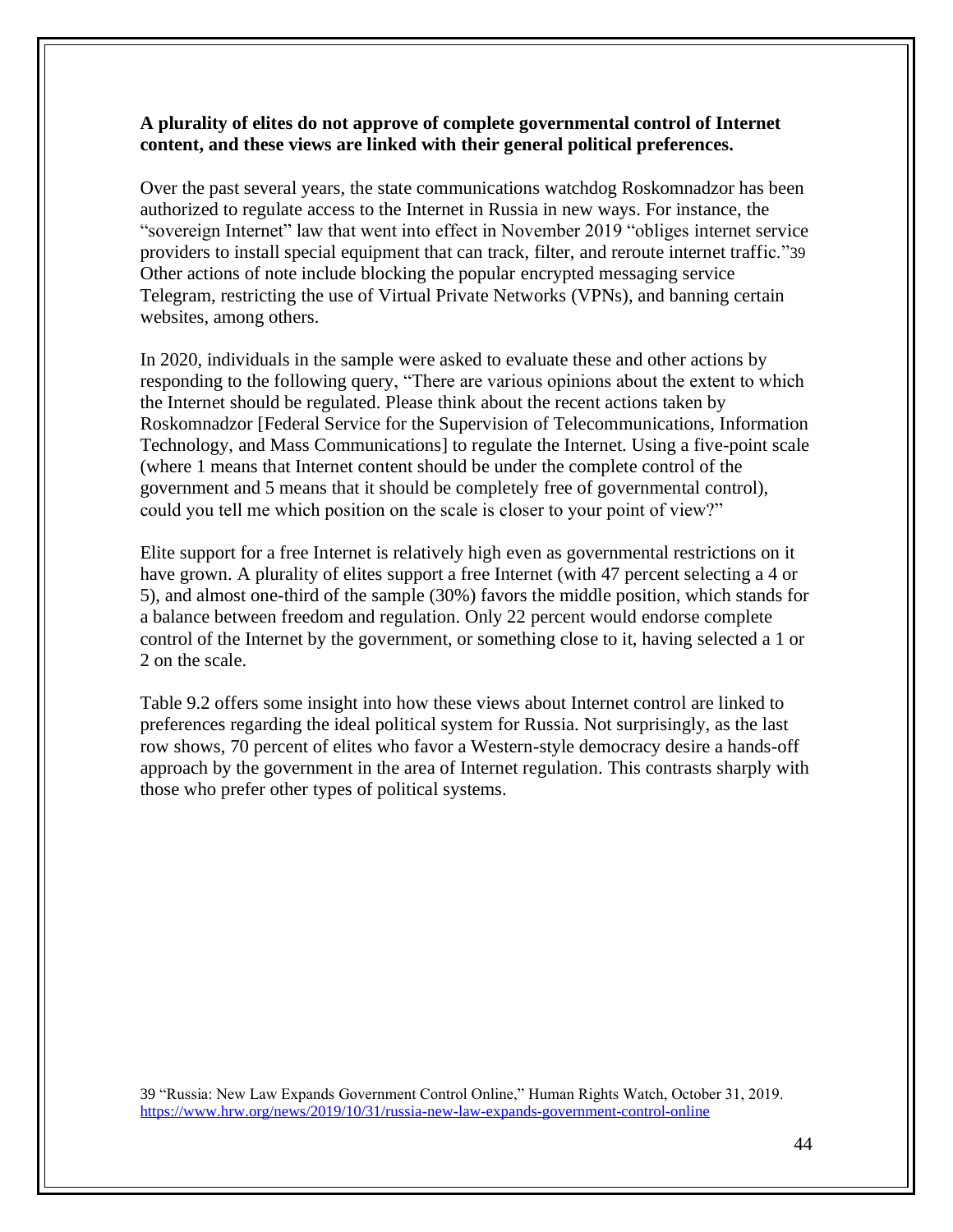**A plurality of elites do not approve of complete governmental control of Internet content, and these views are linked with their general political preferences.**

Over the past several years, the state communications watchdog Roskomnadzor has been authorized to regulate access to the Internet in Russia in new ways. For instance, the "sovereign Internet" law that went into effect in November 2019 "obliges internet service providers to install special equipment that can track, filter, and reroute internet traffic."[39] Other actions of note include blocking the popular encrypted messaging service Telegram, restricting the use of Virtual Private Networks (VPNs), and banning certain websites, among others.

In 2020, individuals in the sample were asked to evaluate these and other actions by responding to the following query, "There are various opinions about the extent to which the Internet should be regulated. Please think about the recent actions taken by Roskomnadzor [Federal Service for the Supervision of Telecommunications, Information Technology, and Mass Communications] to regulate the Internet. Using a five-point scale (where 1 means that Internet content should be under the complete control of the government and 5 means that it should be completely free of governmental control), could you tell me which position on the scale is closer to your point of view?"

Elite support for a free Internet is relatively high even as governmental restrictions on it have grown. A plurality of elites support a free Internet (with 47 percent selecting a 4 or 5), and almost one-third of the sample (30%) favors the middle position, which stands for a balance between freedom and regulation. Only 22 percent would endorse complete control of the Internet by the government, or something close to it, having selected a 1 or 2 on the scale.

Table 9.2 offers some insight into how these views about Internet control are linked to preferences regarding the ideal political system for Russia. Not surprisingly, as the last row shows, 70 percent of elites who favor a Western-style democracy desire a hands-off approach by the government in the area of Internet regulation. This contrasts sharply with those who prefer other types of political systems.

39 "Russia: New Law Expands Government Control Online," Human Rights Watch, October 31, 2019. https://www.hrw.org/news/2019/10/31/russia-new-law-expands-government-control-online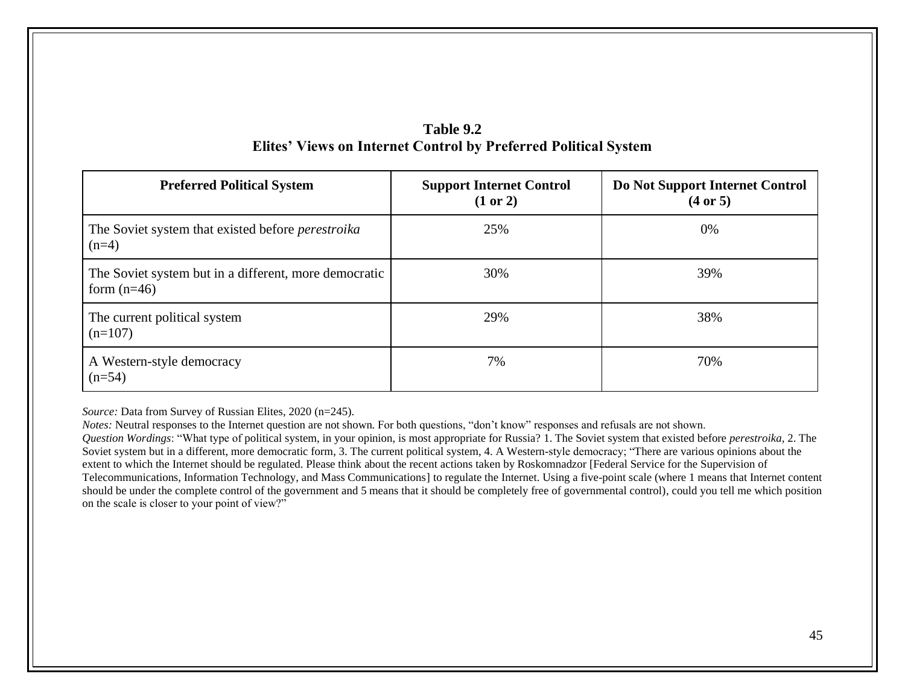**Table 9.2**
**Elites' Views on Internet Control by Preferred Political System**

| Preferred Political System | Support Internet Control (1 or 2) | Do Not Support Internet Control (4 or 5) |
|---|---|---|
| The Soviet system that existed before *perestroika* (n=4) | 25% | 0% |
| The Soviet system but in a different, more democratic form (n=46) | 30% | 39% |
| The current political system (n=107) | 29% | 38% |
| A Western-style democracy (n=54) | 7% | 70% |

*Source:* Data from Survey of Russian Elites, 2020 (n=245).
*Notes:* Neutral responses to the Internet question are not shown. For both questions, "don't know" responses and refusals are not shown.
*Question Wordings*: "What type of political system, in your opinion, is most appropriate for Russia? 1. The Soviet system that existed before *perestroika*, 2. The Soviet system but in a different, more democratic form, 3. The current political system, 4. A Western-style democracy; "There are various opinions about the extent to which the Internet should be regulated. Please think about the recent actions taken by Roskomnadzor [Federal Service for the Supervision of Telecommunications, Information Technology, and Mass Communications] to regulate the Internet. Using a five-point scale (where 1 means that Internet content should be under the complete control of the government and 5 means that it should be completely free of governmental control), could you tell me which position on the scale is closer to your point of view?"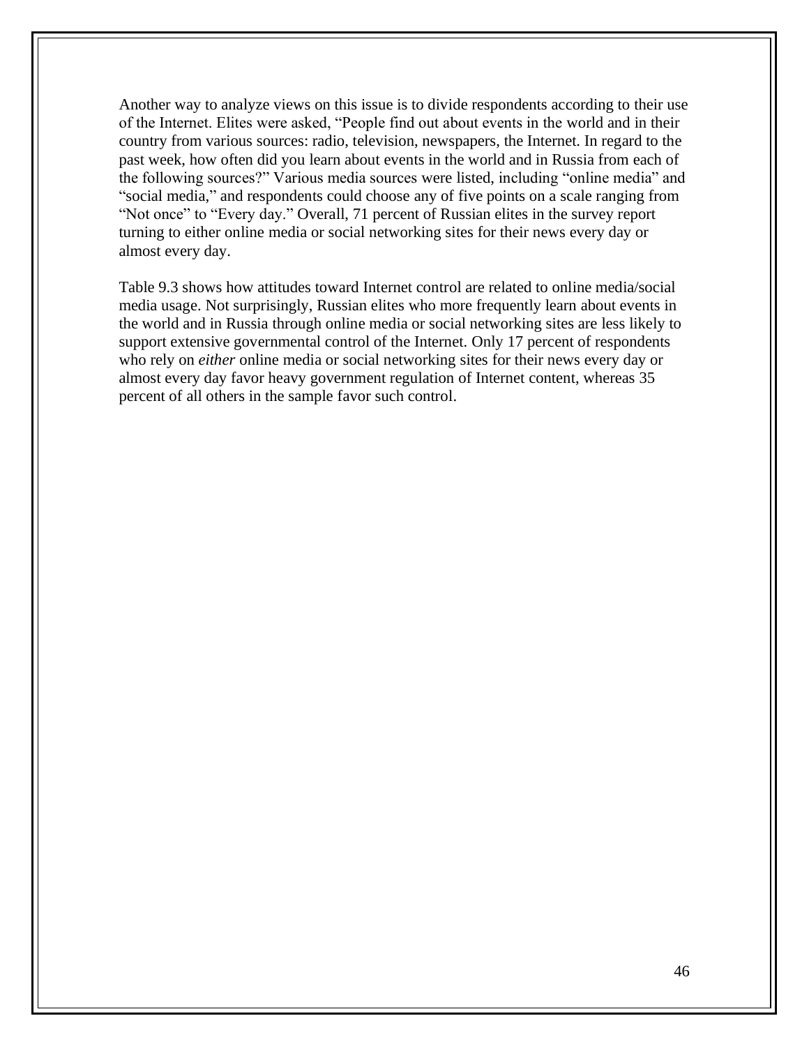Another way to analyze views on this issue is to divide respondents according to their use of the Internet. Elites were asked, "People find out about events in the world and in their country from various sources: radio, television, newspapers, the Internet. In regard to the past week, how often did you learn about events in the world and in Russia from each of the following sources?" Various media sources were listed, including "online media" and "social media," and respondents could choose any of five points on a scale ranging from "Not once" to "Every day." Overall, 71 percent of Russian elites in the survey report turning to either online media or social networking sites for their news every day or almost every day.

Table 9.3 shows how attitudes toward Internet control are related to online media/social media usage. Not surprisingly, Russian elites who more frequently learn about events in the world and in Russia through online media or social networking sites are less likely to support extensive governmental control of the Internet. Only 17 percent of respondents who rely on *either* online media or social networking sites for their news every day or almost every day favor heavy government regulation of Internet content, whereas 35 percent of all others in the sample favor such control.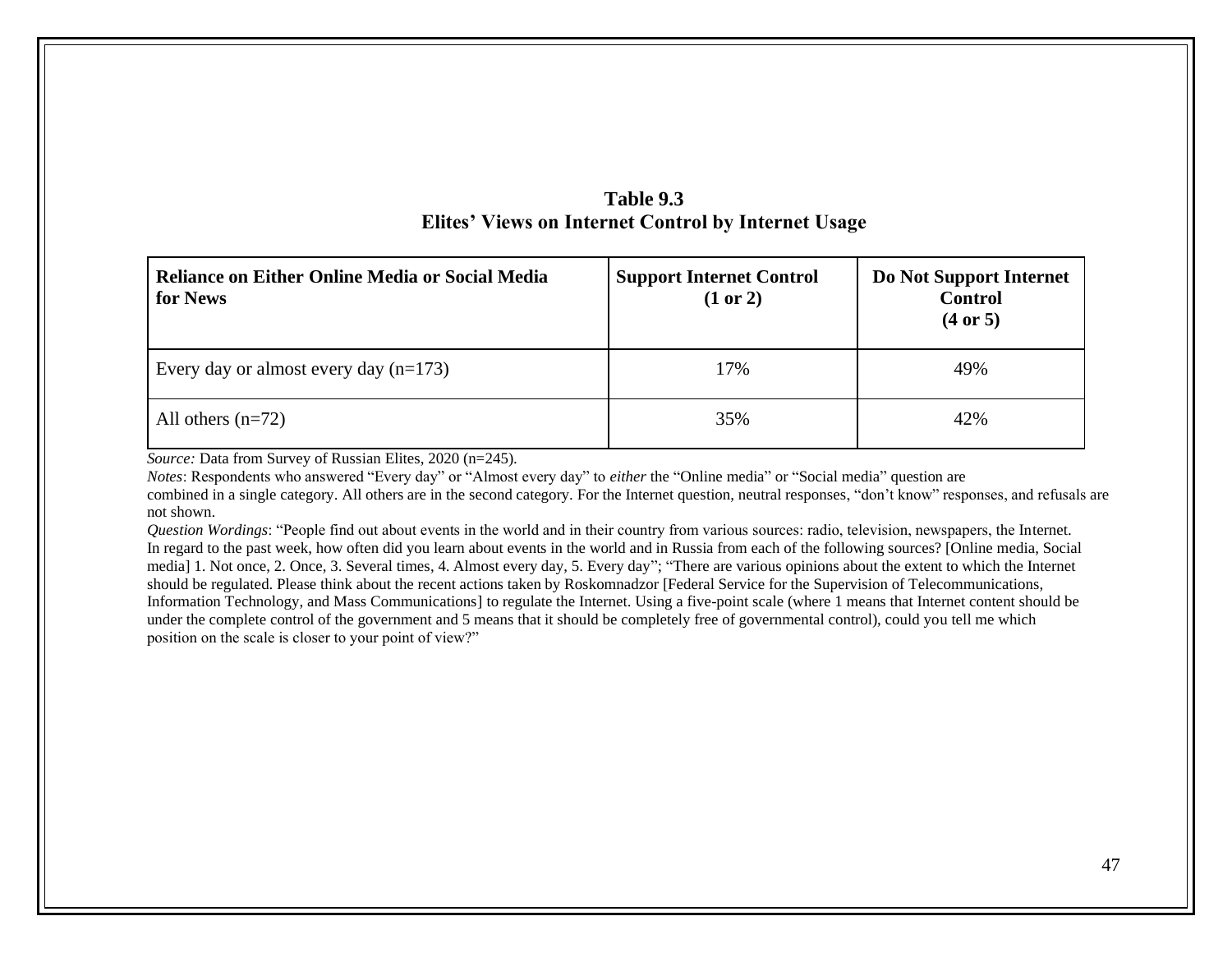**Table 9.3**
**Elites' Views on Internet Control by Internet Usage**

| Reliance on Either Online Media or Social Media for News | Support Internet Control (1 or 2) | Do Not Support Internet Control (4 or 5) |
|---|---|---|
| Every day or almost every day (n=173) | 17% | 49% |
| All others (n=72) | 35% | 42% |

*Source:* Data from Survey of Russian Elites, 2020 (n=245).
*Notes*: Respondents who answered "Every day" or "Almost every day" to *either* the "Online media" or "Social media" question are combined in a single category. All others are in the second category. For the Internet question, neutral responses, "don't know" responses, and refusals are not shown.
*Question Wordings*: "People find out about events in the world and in their country from various sources: radio, television, newspapers, the Internet. In regard to the past week, how often did you learn about events in the world and in Russia from each of the following sources? [Online media, Social media] 1. Not once, 2. Once, 3. Several times, 4. Almost every day, 5. Every day"; "There are various opinions about the extent to which the Internet should be regulated. Please think about the recent actions taken by Roskomnadzor [Federal Service for the Supervision of Telecommunications, Information Technology, and Mass Communications] to regulate the Internet. Using a five-point scale (where 1 means that Internet content should be under the complete control of the government and 5 means that it should be completely free of governmental control), could you tell me which position on the scale is closer to your point of view?"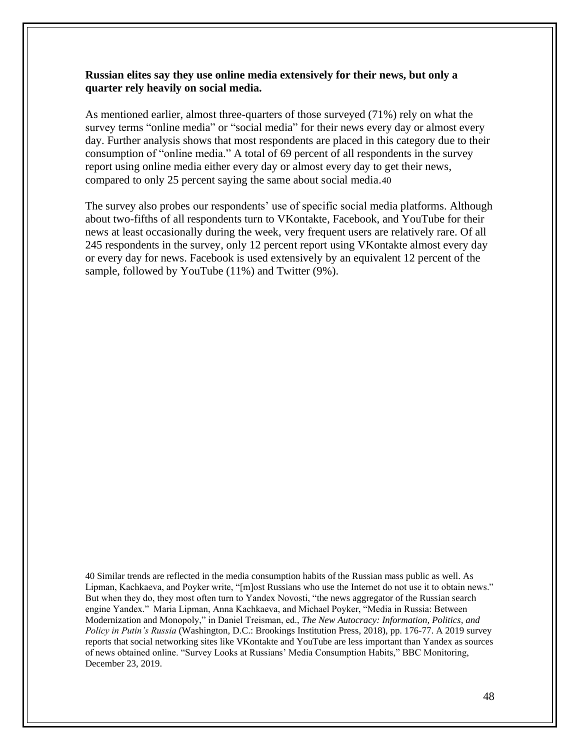**Russian elites say they use online media extensively for their news, but only a quarter rely heavily on social media.**

As mentioned earlier, almost three-quarters of those surveyed (71%) rely on what the survey terms "online media" or "social media" for their news every day or almost every day. Further analysis shows that most respondents are placed in this category due to their consumption of "online media." A total of 69 percent of all respondents in the survey report using online media either every day or almost every day to get their news, compared to only 25 percent saying the same about social media.[40]

The survey also probes our respondents' use of specific social media platforms. Although about two-fifths of all respondents turn to VKontakte, Facebook, and YouTube for their news at least occasionally during the week, very frequent users are relatively rare. Of all 245 respondents in the survey, only 12 percent report using VKontakte almost every day or every day for news. Facebook is used extensively by an equivalent 12 percent of the sample, followed by YouTube (11%) and Twitter (9%).

40 Similar trends are reflected in the media consumption habits of the Russian mass public as well. As Lipman, Kachkaeva, and Poyker write, "[m]ost Russians who use the Internet do not use it to obtain news." But when they do, they most often turn to Yandex Novosti, "the news aggregator of the Russian search engine Yandex." Maria Lipman, Anna Kachkaeva, and Michael Poyker, "Media in Russia: Between Modernization and Monopoly," in Daniel Treisman, ed., *The New Autocracy: Information, Politics, and Policy in Putin's Russia* (Washington, D.C.: Brookings Institution Press, 2018), pp. 176-77. A 2019 survey reports that social networking sites like VKontakte and YouTube are less important than Yandex as sources of news obtained online. "Survey Looks at Russians' Media Consumption Habits," BBC Monitoring, December 23, 2019.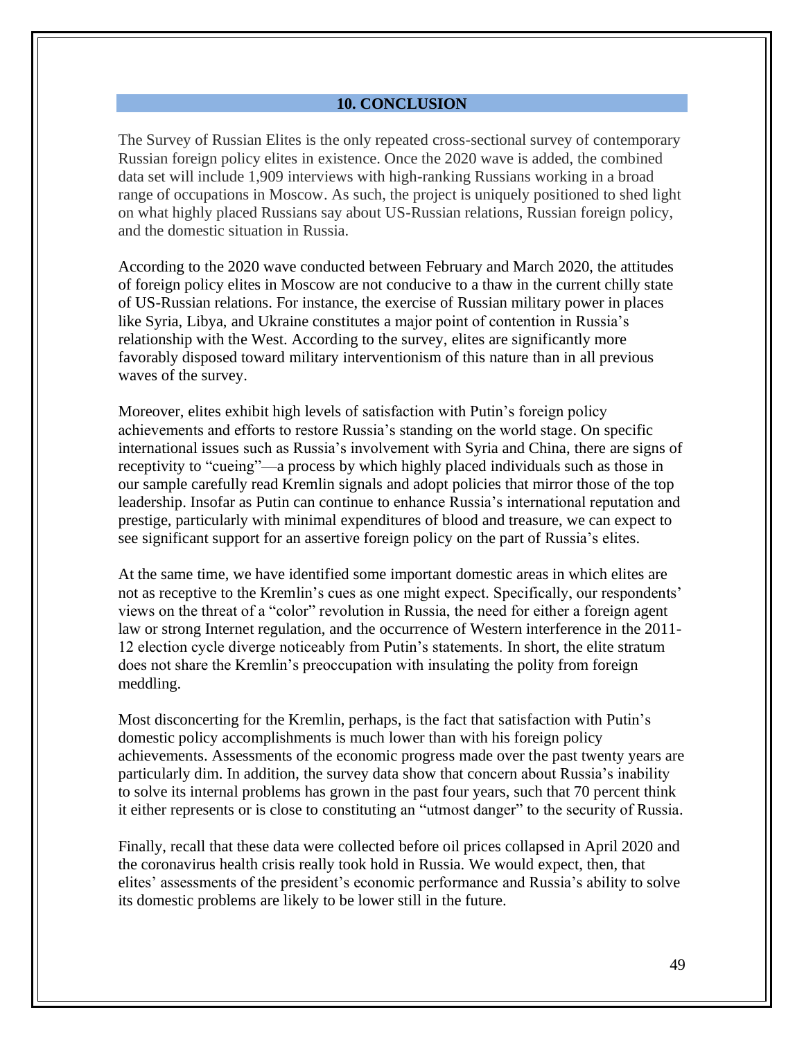## 10. CONCLUSION

The Survey of Russian Elites is the only repeated cross-sectional survey of contemporary Russian foreign policy elites in existence. Once the 2020 wave is added, the combined data set will include 1,909 interviews with high-ranking Russians working in a broad range of occupations in Moscow. As such, the project is uniquely positioned to shed light on what highly placed Russians say about US-Russian relations, Russian foreign policy, and the domestic situation in Russia.

According to the 2020 wave conducted between February and March 2020, the attitudes of foreign policy elites in Moscow are not conducive to a thaw in the current chilly state of US-Russian relations. For instance, the exercise of Russian military power in places like Syria, Libya, and Ukraine constitutes a major point of contention in Russia's relationship with the West. According to the survey, elites are significantly more favorably disposed toward military interventionism of this nature than in all previous waves of the survey.

Moreover, elites exhibit high levels of satisfaction with Putin's foreign policy achievements and efforts to restore Russia's standing on the world stage. On specific international issues such as Russia's involvement with Syria and China, there are signs of receptivity to "cueing"—a process by which highly placed individuals such as those in our sample carefully read Kremlin signals and adopt policies that mirror those of the top leadership. Insofar as Putin can continue to enhance Russia's international reputation and prestige, particularly with minimal expenditures of blood and treasure, we can expect to see significant support for an assertive foreign policy on the part of Russia's elites.

At the same time, we have identified some important domestic areas in which elites are not as receptive to the Kremlin's cues as one might expect. Specifically, our respondents' views on the threat of a "color" revolution in Russia, the need for either a foreign agent law or strong Internet regulation, and the occurrence of Western interference in the 2011-12 election cycle diverge noticeably from Putin's statements. In short, the elite stratum does not share the Kremlin's preoccupation with insulating the polity from foreign meddling.

Most disconcerting for the Kremlin, perhaps, is the fact that satisfaction with Putin's domestic policy accomplishments is much lower than with his foreign policy achievements. Assessments of the economic progress made over the past twenty years are particularly dim. In addition, the survey data show that concern about Russia's inability to solve its internal problems has grown in the past four years, such that 70 percent think it either represents or is close to constituting an "utmost danger" to the security of Russia.

Finally, recall that these data were collected before oil prices collapsed in April 2020 and the coronavirus health crisis really took hold in Russia. We would expect, then, that elites' assessments of the president's economic performance and Russia's ability to solve its domestic problems are likely to be lower still in the future.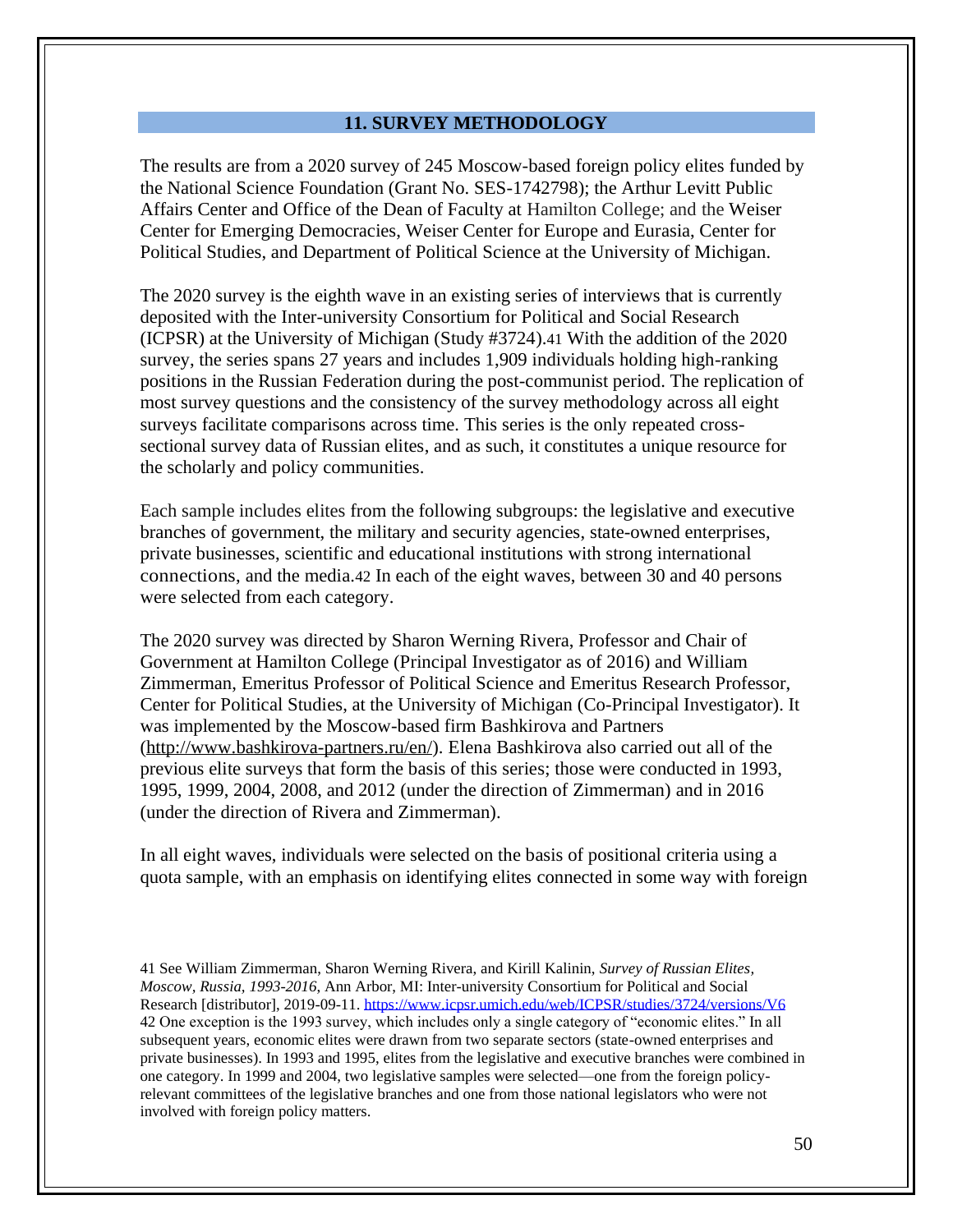## 11. SURVEY METHODOLOGY

The results are from a 2020 survey of 245 Moscow-based foreign policy elites funded by the National Science Foundation (Grant No. SES-1742798); the Arthur Levitt Public Affairs Center and Office of the Dean of Faculty at Hamilton College; and the Weiser Center for Emerging Democracies, Weiser Center for Europe and Eurasia, Center for Political Studies, and Department of Political Science at the University of Michigan.

The 2020 survey is the eighth wave in an existing series of interviews that is currently deposited with the Inter-university Consortium for Political and Social Research (ICPSR) at the University of Michigan (Study #3724).[41] With the addition of the 2020 survey, the series spans 27 years and includes 1,909 individuals holding high-ranking positions in the Russian Federation during the post-communist period. The replication of most survey questions and the consistency of the survey methodology across all eight surveys facilitate comparisons across time. This series is the only repeated cross-sectional survey data of Russian elites, and as such, it constitutes a unique resource for the scholarly and policy communities.

Each sample includes elites from the following subgroups: the legislative and executive branches of government, the military and security agencies, state-owned enterprises, private businesses, scientific and educational institutions with strong international connections, and the media.[42] In each of the eight waves, between 30 and 40 persons were selected from each category.

The 2020 survey was directed by Sharon Werning Rivera, Professor and Chair of Government at Hamilton College (Principal Investigator as of 2016) and William Zimmerman, Emeritus Professor of Political Science and Emeritus Research Professor, Center for Political Studies, at the University of Michigan (Co-Principal Investigator). It was implemented by the Moscow-based firm Bashkirova and Partners (http://www.bashkirova-partners.ru/en/). Elena Bashkirova also carried out all of the previous elite surveys that form the basis of this series; those were conducted in 1993, 1995, 1999, 2004, 2008, and 2012 (under the direction of Zimmerman) and in 2016 (under the direction of Rivera and Zimmerman).

In all eight waves, individuals were selected on the basis of positional criteria using a quota sample, with an emphasis on identifying elites connected in some way with foreign

---

41 See William Zimmerman, Sharon Werning Rivera, and Kirill Kalinin, *Survey of Russian Elites, Moscow, Russia, 1993-2016*, Ann Arbor, MI: Inter-university Consortium for Political and Social Research [distributor], 2019-09-11. https://www.icpsr.umich.edu/web/ICPSR/studies/3724/versions/V6

42 One exception is the 1993 survey, which includes only a single category of "economic elites." In all subsequent years, economic elites were drawn from two separate sectors (state-owned enterprises and private businesses). In 1993 and 1995, elites from the legislative and executive branches were combined in one category. In 1999 and 2004, two legislative samples were selected—one from the foreign policy-relevant committees of the legislative branches and one from those national legislators who were not involved with foreign policy matters.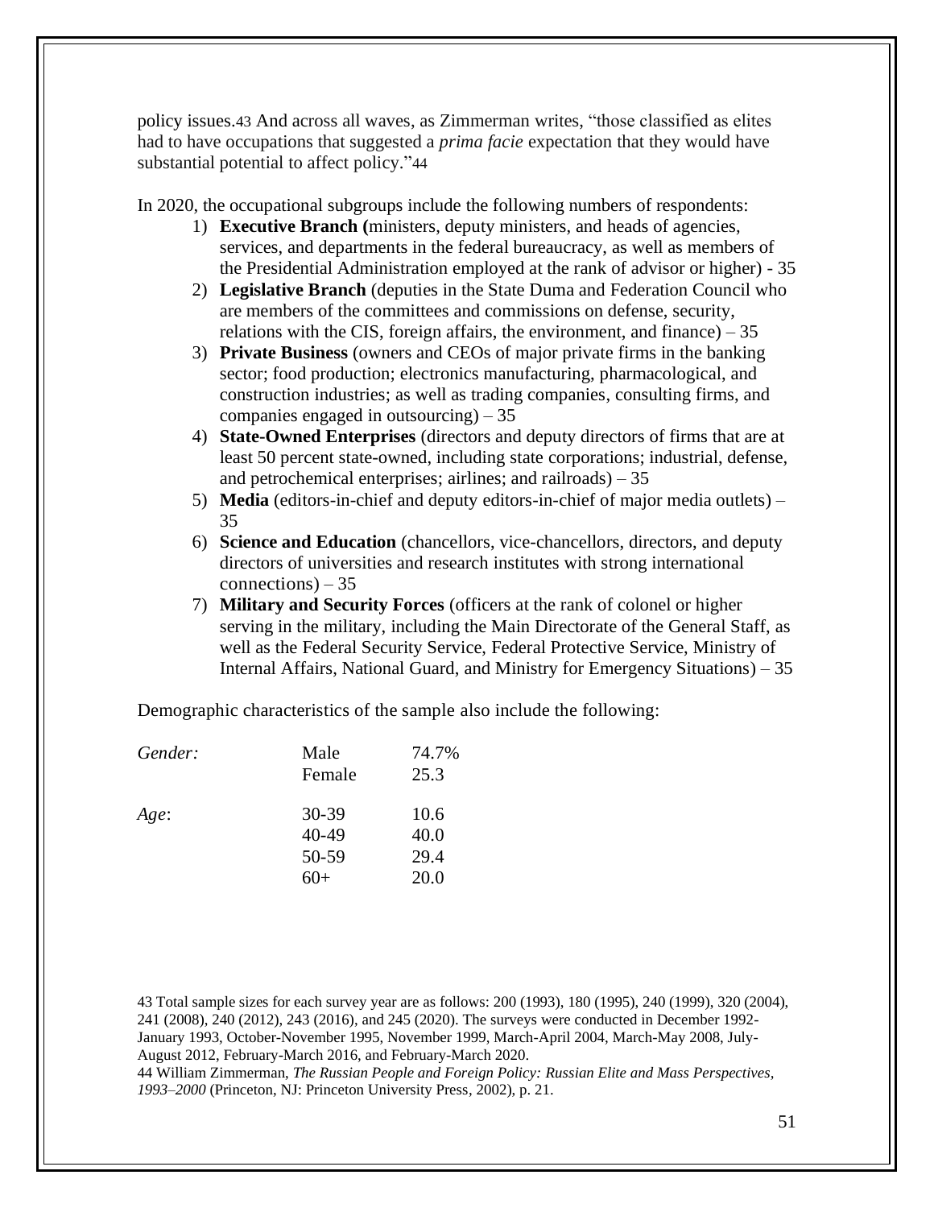policy issues.[43] And across all waves, as Zimmerman writes, "those classified as elites had to have occupations that suggested a *prima facie* expectation that they would have substantial potential to affect policy."[44]

In 2020, the occupational subgroups include the following numbers of respondents:

1) **Executive Branch (**ministers, deputy ministers, and heads of agencies, services, and departments in the federal bureaucracy, as well as members of the Presidential Administration employed at the rank of advisor or higher) - 35
2) **Legislative Branch** (deputies in the State Duma and Federation Council who are members of the committees and commissions on defense, security, relations with the CIS, foreign affairs, the environment, and finance) – 35
3) **Private Business** (owners and CEOs of major private firms in the banking sector; food production; electronics manufacturing, pharmacological, and construction industries; as well as trading companies, consulting firms, and companies engaged in outsourcing) – 35
4) **State-Owned Enterprises** (directors and deputy directors of firms that are at least 50 percent state-owned, including state corporations; industrial, defense, and petrochemical enterprises; airlines; and railroads) – 35
5) **Media** (editors-in-chief and deputy editors-in-chief of major media outlets) – 35
6) **Science and Education** (chancellors, vice-chancellors, directors, and deputy directors of universities and research institutes with strong international connections) – 35
7) **Military and Security Forces** (officers at the rank of colonel or higher serving in the military, including the Main Directorate of the General Staff, as well as the Federal Security Service, Federal Protective Service, Ministry of Internal Affairs, National Guard, and Ministry for Emergency Situations) – 35

Demographic characteristics of the sample also include the following:

| | | |
|---|---|---|
| *Gender:* | Male | 74.7% |
| | Female | 25.3 |
| *Age*: | 30-39 | 10.6 |
| | 40-49 | 40.0 |
| | 50-59 | 29.4 |
| | 60+ | 20.0 |

43 Total sample sizes for each survey year are as follows: 200 (1993), 180 (1995), 240 (1999), 320 (2004), 241 (2008), 240 (2012), 243 (2016), and 245 (2020). The surveys were conducted in December 1992-January 1993, October-November 1995, November 1999, March-April 2004, March-May 2008, July-August 2012, February-March 2016, and February-March 2020.

44 William Zimmerman, *The Russian People and Foreign Policy: Russian Elite and Mass Perspectives, 1993–2000* (Princeton, NJ: Princeton University Press, 2002), p. 21.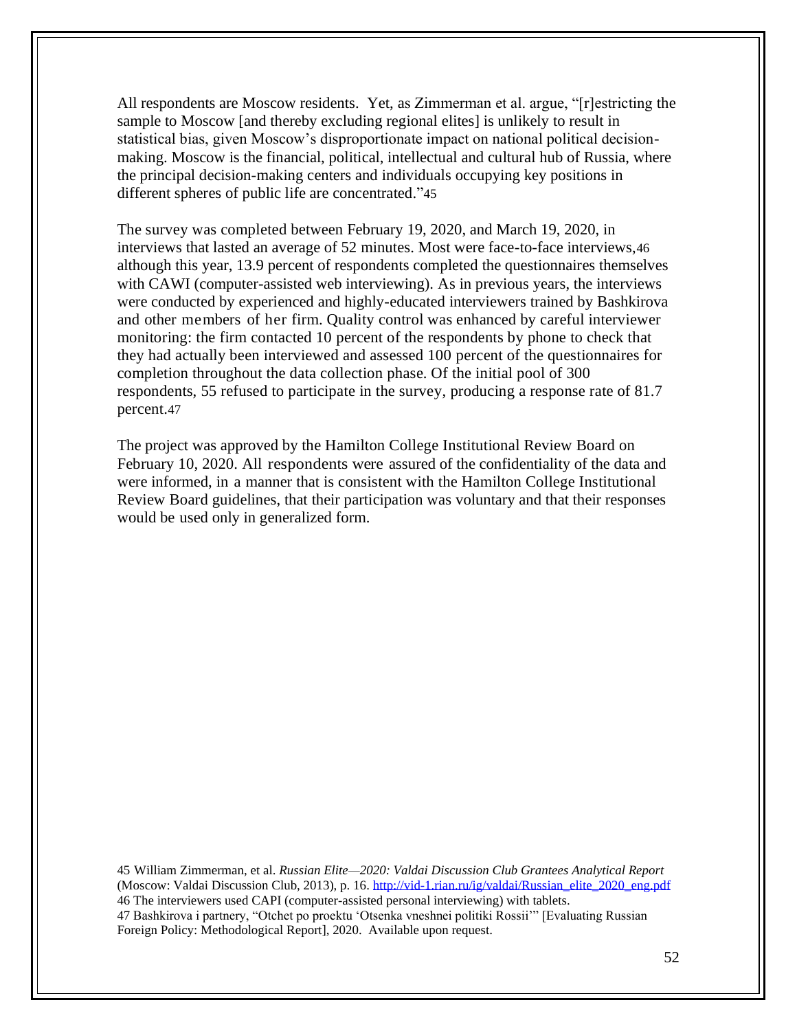All respondents are Moscow residents. Yet, as Zimmerman et al. argue, "[r]estricting the sample to Moscow [and thereby excluding regional elites] is unlikely to result in statistical bias, given Moscow's disproportionate impact on national political decision-making. Moscow is the financial, political, intellectual and cultural hub of Russia, where the principal decision-making centers and individuals occupying key positions in different spheres of public life are concentrated."[45]

The survey was completed between February 19, 2020, and March 19, 2020, in interviews that lasted an average of 52 minutes. Most were face-to-face interviews,[46] although this year, 13.9 percent of respondents completed the questionnaires themselves with CAWI (computer-assisted web interviewing). As in previous years, the interviews were conducted by experienced and highly-educated interviewers trained by Bashkirova and other members of her firm. Quality control was enhanced by careful interviewer monitoring: the firm contacted 10 percent of the respondents by phone to check that they had actually been interviewed and assessed 100 percent of the questionnaires for completion throughout the data collection phase. Of the initial pool of 300 respondents, 55 refused to participate in the survey, producing a response rate of 81.7 percent.[47]

The project was approved by the Hamilton College Institutional Review Board on February 10, 2020. All respondents were assured of the confidentiality of the data and were informed, in a manner that is consistent with the Hamilton College Institutional Review Board guidelines, that their participation was voluntary and that their responses would be used only in generalized form.

45 William Zimmerman, et al. *Russian Elite—2020: Valdai Discussion Club Grantees Analytical Report* (Moscow: Valdai Discussion Club, 2013), p. 16. http://vid-1.rian.ru/ig/valdai/Russian_elite_2020_eng.pdf
46 The interviewers used CAPI (computer-assisted personal interviewing) with tablets.
47 Bashkirova i partnery, "Otchet po proektu 'Otsenka vneshnei politiki Rossii'" [Evaluating Russian Foreign Policy: Methodological Report], 2020. Available upon request.